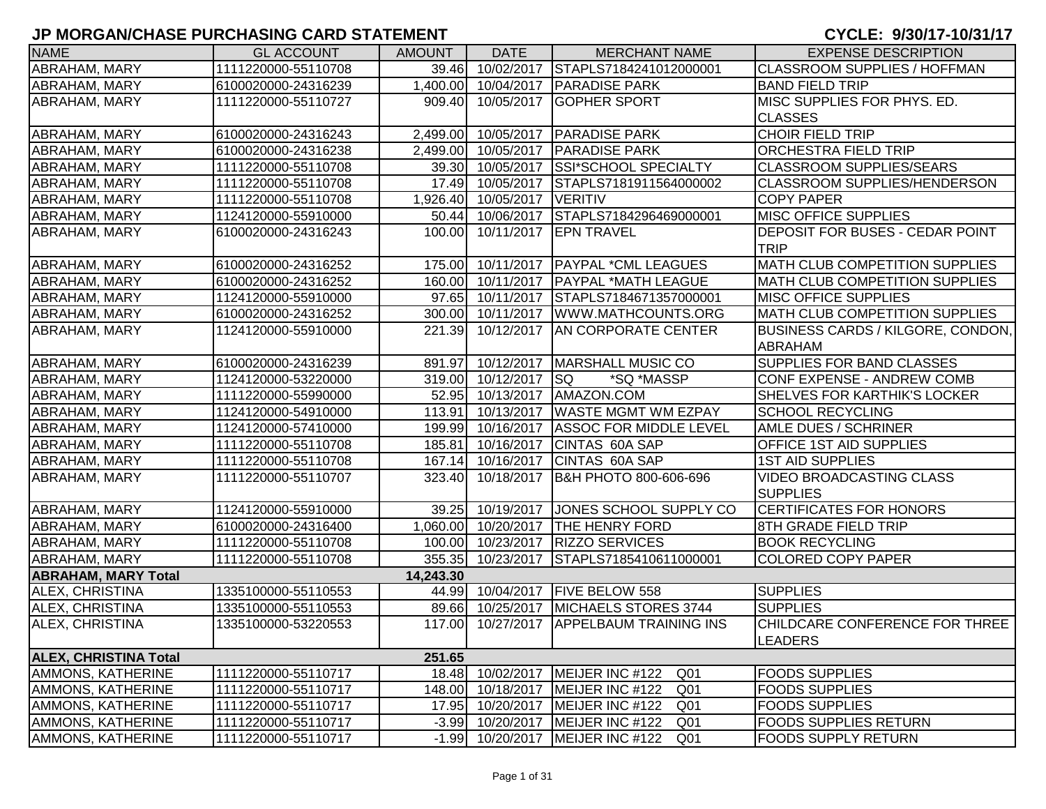# JP MORGAN/CHASE PURCHASING CARD STATEMENT

**CYCLE: 9/30/17-10/31/17**

| NAME | GL ACCOUNT | AMOUNT | DATE | MERCHANT NAME | EXPENSE DESCRIPTION |
|---|---|---|---|---|---|
| ABRAHAM, MARY | 1111220000-55110708 | 39.46 | 10/02/2017 | STAPLS7184241012000001 | CLASSROOM SUPPLIES / HOFFMAN |
| ABRAHAM, MARY | 6100020000-24316239 | 1,400.00 | 10/04/2017 | PARADISE PARK | BAND FIELD TRIP |
| ABRAHAM, MARY | 1111220000-55110727 | 909.40 | 10/05/2017 | GOPHER SPORT | MISC SUPPLIES FOR PHYS. ED. CLASSES |
| ABRAHAM, MARY | 6100020000-24316243 | 2,499.00 | 10/05/2017 | PARADISE PARK | CHOIR FIELD TRIP |
| ABRAHAM, MARY | 6100020000-24316238 | 2,499.00 | 10/05/2017 | PARADISE PARK | ORCHESTRA FIELD TRIP |
| ABRAHAM, MARY | 1111220000-55110708 | 39.30 | 10/05/2017 | SSI*SCHOOL SPECIALTY | CLASSROOM SUPPLIES/SEARS |
| ABRAHAM, MARY | 1111220000-55110708 | 17.49 | 10/05/2017 | STAPLS7181911564000002 | CLASSROOM SUPPLIES/HENDERSON |
| ABRAHAM, MARY | 1111220000-55110708 | 1,926.40 | 10/05/2017 | VERITIV | COPY PAPER |
| ABRAHAM, MARY | 1124120000-55910000 | 50.44 | 10/06/2017 | STAPLS7184296469000001 | MISC OFFICE SUPPLIES |
| ABRAHAM, MARY | 6100020000-24316243 | 100.00 | 10/11/2017 | EPN TRAVEL | DEPOSIT FOR BUSES - CEDAR POINT TRIP |
| ABRAHAM, MARY | 6100020000-24316252 | 175.00 | 10/11/2017 | PAYPAL *CML LEAGUES | MATH CLUB COMPETITION SUPPLIES |
| ABRAHAM, MARY | 6100020000-24316252 | 160.00 | 10/11/2017 | PAYPAL *MATH LEAGUE | MATH CLUB COMPETITION SUPPLIES |
| ABRAHAM, MARY | 1124120000-55910000 | 97.65 | 10/11/2017 | STAPLS7184671357000001 | MISC OFFICE SUPPLIES |
| ABRAHAM, MARY | 6100020000-24316252 | 300.00 | 10/11/2017 | WWW.MATHCOUNTS.ORG | MATH CLUB COMPETITION SUPPLIES |
| ABRAHAM, MARY | 1124120000-55910000 | 221.39 | 10/12/2017 | AN CORPORATE CENTER | BUSINESS CARDS / KILGORE, CONDON, ABRAHAM |
| ABRAHAM, MARY | 6100020000-24316239 | 891.97 | 10/12/2017 | MARSHALL MUSIC CO | SUPPLIES FOR BAND CLASSES |
| ABRAHAM, MARY | 1124120000-53220000 | 319.00 | 10/12/2017 | SQ *SQ *MASSP | CONF EXPENSE - ANDREW COMB |
| ABRAHAM, MARY | 1111220000-55990000 | 52.95 | 10/13/2017 | AMAZON.COM | SHELVES FOR KARTHIK'S LOCKER |
| ABRAHAM, MARY | 1124120000-54910000 | 113.91 | 10/13/2017 | WASTE MGMT WM EZPAY | SCHOOL RECYCLING |
| ABRAHAM, MARY | 1124120000-57410000 | 199.99 | 10/16/2017 | ASSOC FOR MIDDLE LEVEL | AMLE DUES / SCHRINER |
| ABRAHAM, MARY | 1111220000-55110708 | 185.81 | 10/16/2017 | CINTAS 60A SAP | OFFICE 1ST AID SUPPLIES |
| ABRAHAM, MARY | 1111220000-55110708 | 167.14 | 10/16/2017 | CINTAS 60A SAP | 1ST AID SUPPLIES |
| ABRAHAM, MARY | 1111220000-55110707 | 323.40 | 10/18/2017 | B&H PHOTO 800-606-696 | VIDEO BROADCASTING CLASS SUPPLIES |
| ABRAHAM, MARY | 1124120000-55910000 | 39.25 | 10/19/2017 | JONES SCHOOL SUPPLY CO | CERTIFICATES FOR HONORS |
| ABRAHAM, MARY | 6100020000-24316400 | 1,060.00 | 10/20/2017 | THE HENRY FORD | 8TH GRADE FIELD TRIP |
| ABRAHAM, MARY | 1111220000-55110708 | 100.00 | 10/23/2017 | RIZZO SERVICES | BOOK RECYCLING |
| ABRAHAM, MARY | 1111220000-55110708 | 355.35 | 10/23/2017 | STAPLS7185410611000001 | COLORED COPY PAPER |
| **ABRAHAM, MARY Total** | | **14,243.30** | | | |
| ALEX, CHRISTINA | 1335100000-55110553 | 44.99 | 10/04/2017 | FIVE BELOW 558 | SUPPLIES |
| ALEX, CHRISTINA | 1335100000-55110553 | 89.66 | 10/25/2017 | MICHAELS STORES 3744 | SUPPLIES |
| ALEX, CHRISTINA | 1335100000-53220553 | 117.00 | 10/27/2017 | APPELBAUM TRAINING INS | CHILDCARE CONFERENCE FOR THREE LEADERS |
| **ALEX, CHRISTINA Total** | | **251.65** | | | |
| AMMONS, KATHERINE | 1111220000-55110717 | 18.48 | 10/02/2017 | MEIJER INC #122 Q01 | FOODS SUPPLIES |
| AMMONS, KATHERINE | 1111220000-55110717 | 148.00 | 10/18/2017 | MEIJER INC #122 Q01 | FOODS SUPPLIES |
| AMMONS, KATHERINE | 1111220000-55110717 | 17.95 | 10/20/2017 | MEIJER INC #122 Q01 | FOODS SUPPLIES |
| AMMONS, KATHERINE | 1111220000-55110717 | -3.99 | 10/20/2017 | MEIJER INC #122 Q01 | FOODS SUPPLIES RETURN |
| AMMONS, KATHERINE | 1111220000-55110717 | -1.99 | 10/20/2017 | MEIJER INC #122 Q01 | FOODS SUPPLY RETURN |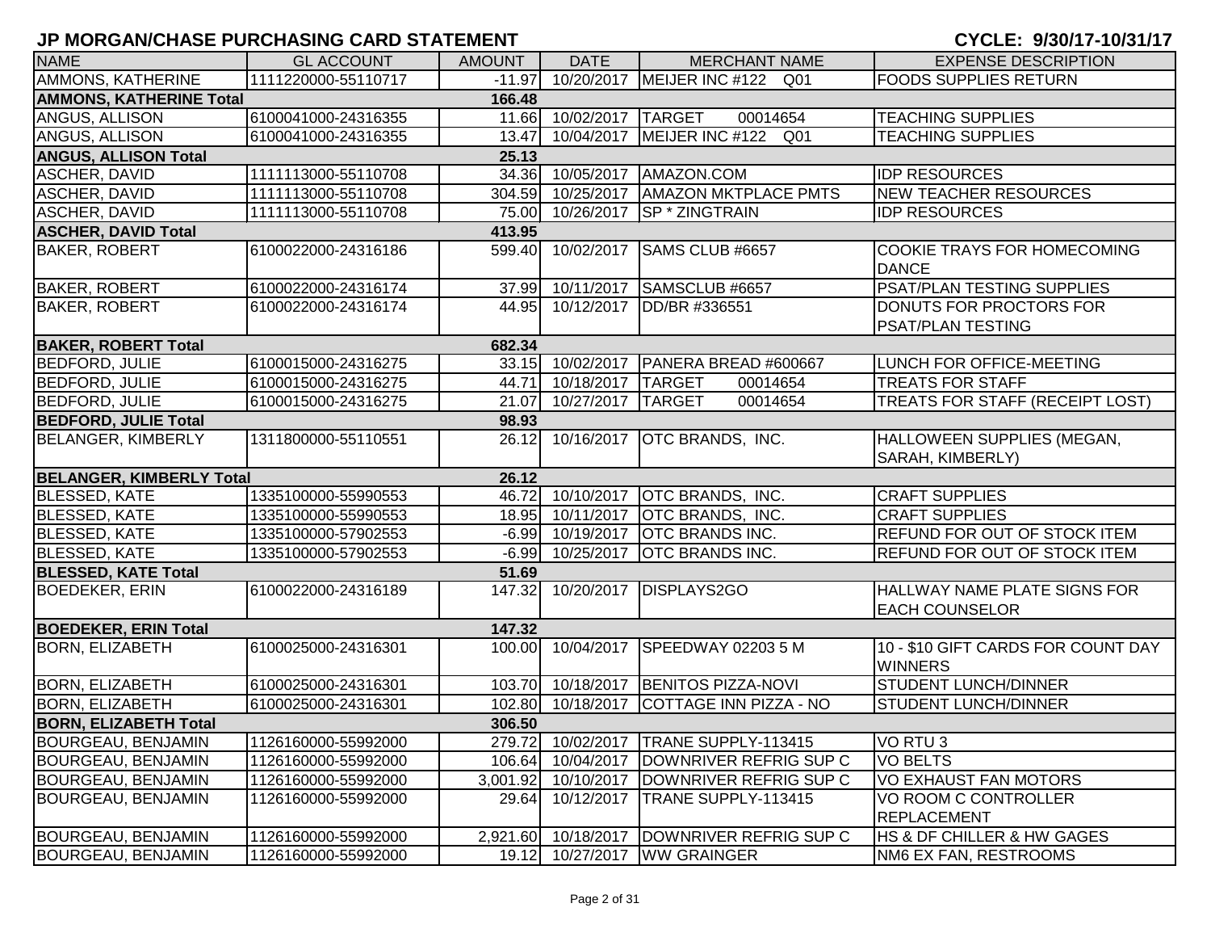# JP MORGAN/CHASE PURCHASING CARD STATEMENT

**CYCLE: 9/30/17-10/31/17**

| NAME | GL ACCOUNT | AMOUNT | DATE | MERCHANT NAME | EXPENSE DESCRIPTION |
|---|---|---|---|---|---|
| AMMONS, KATHERINE | 1111220000-55110717 | -11.97 | 10/20/2017 | MEIJER INC #122 Q01 | FOODS SUPPLIES RETURN |
| **AMMONS, KATHERINE Total** | | **166.48** | | | |
| ANGUS, ALLISON | 6100041000-24316355 | 11.66 | 10/02/2017 | TARGET 00014654 | TEACHING SUPPLIES |
| ANGUS, ALLISON | 6100041000-24316355 | 13.47 | 10/04/2017 | MEIJER INC #122 Q01 | TEACHING SUPPLIES |
| **ANGUS, ALLISON Total** | | **25.13** | | | |
| ASCHER, DAVID | 1111113000-55110708 | 34.36 | 10/05/2017 | AMAZON.COM | IDP RESOURCES |
| ASCHER, DAVID | 1111113000-55110708 | 304.59 | 10/25/2017 | AMAZON MKTPLACE PMTS | NEW TEACHER RESOURCES |
| ASCHER, DAVID | 1111113000-55110708 | 75.00 | 10/26/2017 | SP * ZINGTRAIN | IDP RESOURCES |
| **ASCHER, DAVID Total** | | **413.95** | | | |
| BAKER, ROBERT | 6100022000-24316186 | 599.40 | 10/02/2017 | SAMS CLUB #6657 | COOKIE TRAYS FOR HOMECOMING DANCE |
| BAKER, ROBERT | 6100022000-24316174 | 37.99 | 10/11/2017 | SAMSCLUB #6657 | PSAT/PLAN TESTING SUPPLIES |
| BAKER, ROBERT | 6100022000-24316174 | 44.95 | 10/12/2017 | DD/BR #336551 | DONUTS FOR PROCTORS FOR PSAT/PLAN TESTING |
| **BAKER, ROBERT Total** | | **682.34** | | | |
| BEDFORD, JULIE | 6100015000-24316275 | 33.15 | 10/02/2017 | PANERA BREAD #600667 | LUNCH FOR OFFICE-MEETING |
| BEDFORD, JULIE | 6100015000-24316275 | 44.71 | 10/18/2017 | TARGET 00014654 | TREATS FOR STAFF |
| BEDFORD, JULIE | 6100015000-24316275 | 21.07 | 10/27/2017 | TARGET 00014654 | TREATS FOR STAFF (RECEIPT LOST) |
| **BEDFORD, JULIE Total** | | **98.93** | | | |
| BELANGER, KIMBERLY | 1311800000-55110551 | 26.12 | 10/16/2017 | OTC BRANDS, INC. | HALLOWEEN SUPPLIES (MEGAN, SARAH, KIMBERLY) |
| **BELANGER, KIMBERLY Total** | | **26.12** | | | |
| BLESSED, KATE | 1335100000-55990553 | 46.72 | 10/10/2017 | OTC BRANDS, INC. | CRAFT SUPPLIES |
| BLESSED, KATE | 1335100000-55990553 | 18.95 | 10/11/2017 | OTC BRANDS, INC. | CRAFT SUPPLIES |
| BLESSED, KATE | 1335100000-57902553 | -6.99 | 10/19/2017 | OTC BRANDS INC. | REFUND FOR OUT OF STOCK ITEM |
| BLESSED, KATE | 1335100000-57902553 | -6.99 | 10/25/2017 | OTC BRANDS INC. | REFUND FOR OUT OF STOCK ITEM |
| **BLESSED, KATE Total** | | **51.69** | | | |
| BOEDEKER, ERIN | 6100022000-24316189 | 147.32 | 10/20/2017 | DISPLAYS2GO | HALLWAY NAME PLATE SIGNS FOR EACH COUNSELOR |
| **BOEDEKER, ERIN Total** | | **147.32** | | | |
| BORN, ELIZABETH | 6100025000-24316301 | 100.00 | 10/04/2017 | SPEEDWAY 02203 5 M | 10 - $10 GIFT CARDS FOR COUNT DAY WINNERS |
| BORN, ELIZABETH | 6100025000-24316301 | 103.70 | 10/18/2017 | BENITOS PIZZA-NOVI | STUDENT LUNCH/DINNER |
| BORN, ELIZABETH | 6100025000-24316301 | 102.80 | 10/18/2017 | COTTAGE INN PIZZA - NO | STUDENT LUNCH/DINNER |
| **BORN, ELIZABETH Total** | | **306.50** | | | |
| BOURGEAU, BENJAMIN | 1126160000-55992000 | 279.72 | 10/02/2017 | TRANE SUPPLY-113415 | VO RTU 3 |
| BOURGEAU, BENJAMIN | 1126160000-55992000 | 106.64 | 10/04/2017 | DOWNRIVER REFRIG SUP C | VO BELTS |
| BOURGEAU, BENJAMIN | 1126160000-55992000 | 3,001.92 | 10/10/2017 | DOWNRIVER REFRIG SUP C | VO EXHAUST FAN MOTORS |
| BOURGEAU, BENJAMIN | 1126160000-55992000 | 29.64 | 10/12/2017 | TRANE SUPPLY-113415 | VO ROOM C CONTROLLER REPLACEMENT |
| BOURGEAU, BENJAMIN | 1126160000-55992000 | 2,921.60 | 10/18/2017 | DOWNRIVER REFRIG SUP C | HS & DF CHILLER & HW GAGES |
| BOURGEAU, BENJAMIN | 1126160000-55992000 | 19.12 | 10/27/2017 | WW GRAINGER | NM6 EX FAN, RESTROOMS |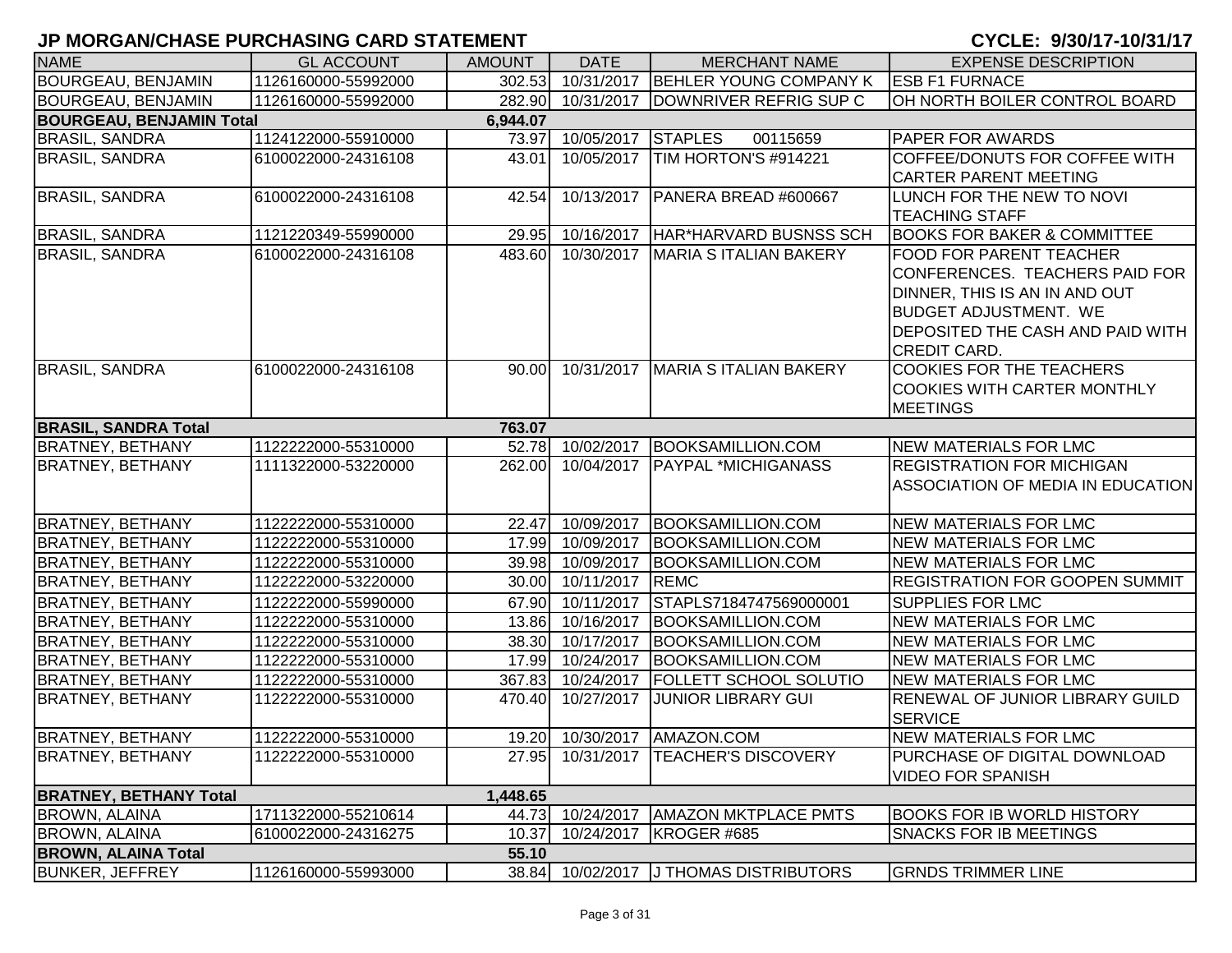# JP MORGAN/CHASE PURCHASING CARD STATEMENT

**CYCLE: 9/30/17-10/31/17**

| NAME | GL ACCOUNT | AMOUNT | DATE | MERCHANT NAME | EXPENSE DESCRIPTION |
|---|---|---|---|---|---|
| BOURGEAU, BENJAMIN | 1126160000-55992000 | 302.53 | 10/31/2017 | BEHLER YOUNG COMPANY K | ESB F1 FURNACE |
| BOURGEAU, BENJAMIN | 1126160000-55992000 | 282.90 | 10/31/2017 | DOWNRIVER REFRIG SUP C | OH NORTH BOILER CONTROL BOARD |
| **BOURGEAU, BENJAMIN Total** | | **6,944.07** | | | |
| BRASIL, SANDRA | 1124122000-55910000 | 73.97 | 10/05/2017 | STAPLES 00115659 | PAPER FOR AWARDS |
| BRASIL, SANDRA | 6100022000-24316108 | 43.01 | 10/05/2017 | TIM HORTON'S #914221 | COFFEE/DONUTS FOR COFFEE WITH CARTER PARENT MEETING |
| BRASIL, SANDRA | 6100022000-24316108 | 42.54 | 10/13/2017 | PANERA BREAD #600667 | LUNCH FOR THE NEW TO NOVI TEACHING STAFF |
| BRASIL, SANDRA | 1121220349-55990000 | 29.95 | 10/16/2017 | HAR*HARVARD BUSNSS SCH | BOOKS FOR BAKER & COMMITTEE |
| BRASIL, SANDRA | 6100022000-24316108 | 483.60 | 10/30/2017 | MARIA S ITALIAN BAKERY | FOOD FOR PARENT TEACHER CONFERENCES. TEACHERS PAID FOR DINNER, THIS IS AN IN AND OUT BUDGET ADJUSTMENT. WE DEPOSITED THE CASH AND PAID WITH CREDIT CARD. |
| BRASIL, SANDRA | 6100022000-24316108 | 90.00 | 10/31/2017 | MARIA S ITALIAN BAKERY | COOKIES FOR THE TEACHERS COOKIES WITH CARTER MONTHLY MEETINGS |
| **BRASIL, SANDRA Total** | | **763.07** | | | |
| BRATNEY, BETHANY | 1122222000-55310000 | 52.78 | 10/02/2017 | BOOKSAMILLION.COM | NEW MATERIALS FOR LMC |
| BRATNEY, BETHANY | 1111322000-53220000 | 262.00 | 10/04/2017 | PAYPAL *MICHIGANASS | REGISTRATION FOR MICHIGAN ASSOCIATION OF MEDIA IN EDUCATION |
| BRATNEY, BETHANY | 1122222000-55310000 | 22.47 | 10/09/2017 | BOOKSAMILLION.COM | NEW MATERIALS FOR LMC |
| BRATNEY, BETHANY | 1122222000-55310000 | 17.99 | 10/09/2017 | BOOKSAMILLION.COM | NEW MATERIALS FOR LMC |
| BRATNEY, BETHANY | 1122222000-55310000 | 39.98 | 10/09/2017 | BOOKSAMILLION.COM | NEW MATERIALS FOR LMC |
| BRATNEY, BETHANY | 1122222000-53220000 | 30.00 | 10/11/2017 | REMC | REGISTRATION FOR GOOPEN SUMMIT |
| BRATNEY, BETHANY | 1122222000-55990000 | 67.90 | 10/11/2017 | STAPLS7184747569000001 | SUPPLIES FOR LMC |
| BRATNEY, BETHANY | 1122222000-55310000 | 13.86 | 10/16/2017 | BOOKSAMILLION.COM | NEW MATERIALS FOR LMC |
| BRATNEY, BETHANY | 1122222000-55310000 | 38.30 | 10/17/2017 | BOOKSAMILLION.COM | NEW MATERIALS FOR LMC |
| BRATNEY, BETHANY | 1122222000-55310000 | 17.99 | 10/24/2017 | BOOKSAMILLION.COM | NEW MATERIALS FOR LMC |
| BRATNEY, BETHANY | 1122222000-55310000 | 367.83 | 10/24/2017 | FOLLETT SCHOOL SOLUTIO | NEW MATERIALS FOR LMC |
| BRATNEY, BETHANY | 1122222000-55310000 | 470.40 | 10/27/2017 | JUNIOR LIBRARY GUI | RENEWAL OF JUNIOR LIBRARY GUILD SERVICE |
| BRATNEY, BETHANY | 1122222000-55310000 | 19.20 | 10/30/2017 | AMAZON.COM | NEW MATERIALS FOR LMC |
| BRATNEY, BETHANY | 1122222000-55310000 | 27.95 | 10/31/2017 | TEACHER'S DISCOVERY | PURCHASE OF DIGITAL DOWNLOAD VIDEO FOR SPANISH |
| **BRATNEY, BETHANY Total** | | **1,448.65** | | | |
| BROWN, ALAINA | 1711322000-55210614 | 44.73 | 10/24/2017 | AMAZON MKTPLACE PMTS | BOOKS FOR IB WORLD HISTORY |
| BROWN, ALAINA | 6100022000-24316275 | 10.37 | 10/24/2017 | KROGER #685 | SNACKS FOR IB MEETINGS |
| **BROWN, ALAINA Total** | | **55.10** | | | |
| BUNKER, JEFFREY | 1126160000-55993000 | 38.84 | 10/02/2017 | J THOMAS DISTRIBUTORS | GRNDS TRIMMER LINE |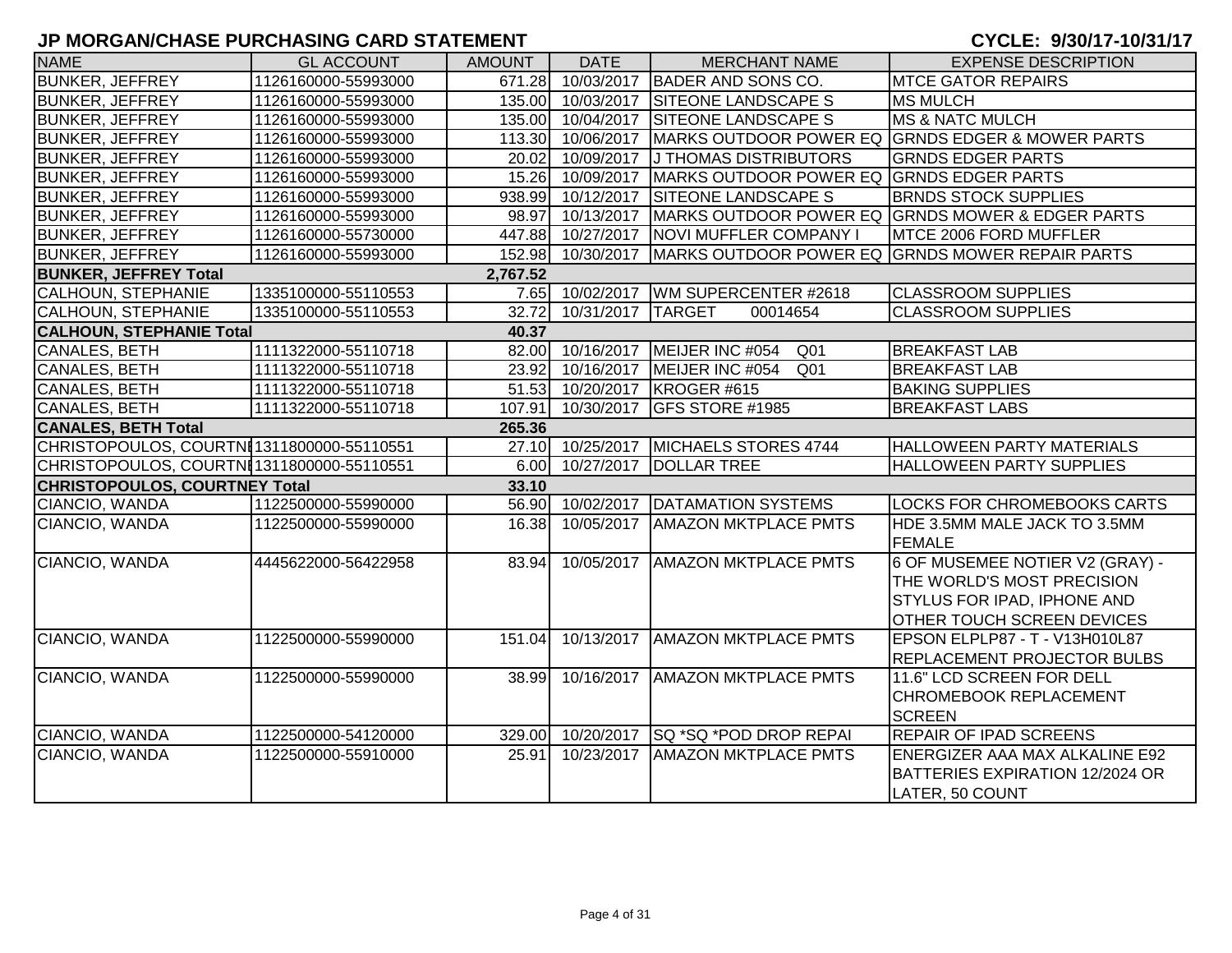## JP MORGAN/CHASE PURCHASING CARD STATEMENT

**CYCLE: 9/30/17-10/31/17**

| NAME | GL ACCOUNT | AMOUNT | DATE | MERCHANT NAME | EXPENSE DESCRIPTION |
|---|---|---|---|---|---|
| BUNKER, JEFFREY | 1126160000-55993000 | 671.28 | 10/03/2017 | BADER AND SONS CO. | MTCE GATOR REPAIRS |
| BUNKER, JEFFREY | 1126160000-55993000 | 135.00 | 10/03/2017 | SITEONE LANDSCAPE S | MS MULCH |
| BUNKER, JEFFREY | 1126160000-55993000 | 135.00 | 10/04/2017 | SITEONE LANDSCAPE S | MS & NATC MULCH |
| BUNKER, JEFFREY | 1126160000-55993000 | 113.30 | 10/06/2017 | MARKS OUTDOOR POWER EQ | GRNDS EDGER & MOWER PARTS |
| BUNKER, JEFFREY | 1126160000-55993000 | 20.02 | 10/09/2017 | J THOMAS DISTRIBUTORS | GRNDS EDGER PARTS |
| BUNKER, JEFFREY | 1126160000-55993000 | 15.26 | 10/09/2017 | MARKS OUTDOOR POWER EQ | GRNDS EDGER PARTS |
| BUNKER, JEFFREY | 1126160000-55993000 | 938.99 | 10/12/2017 | SITEONE LANDSCAPE S | BRNDS STOCK SUPPLIES |
| BUNKER, JEFFREY | 1126160000-55993000 | 98.97 | 10/13/2017 | MARKS OUTDOOR POWER EQ | GRNDS MOWER & EDGER PARTS |
| BUNKER, JEFFREY | 1126160000-55730000 | 447.88 | 10/27/2017 | NOVI MUFFLER COMPANY I | MTCE 2006 FORD MUFFLER |
| BUNKER, JEFFREY | 1126160000-55993000 | 152.98 | 10/30/2017 | MARKS OUTDOOR POWER EQ | GRNDS MOWER REPAIR PARTS |
| **BUNKER, JEFFREY Total** | | **2,767.52** | | | |
| CALHOUN, STEPHANIE | 1335100000-55110553 | 7.65 | 10/02/2017 | WM SUPERCENTER #2618 | CLASSROOM SUPPLIES |
| CALHOUN, STEPHANIE | 1335100000-55110553 | 32.72 | 10/31/2017 | TARGET 00014654 | CLASSROOM SUPPLIES |
| **CALHOUN, STEPHANIE Total** | | **40.37** | | | |
| CANALES, BETH | 1111322000-55110718 | 82.00 | 10/16/2017 | MEIJER INC #054 Q01 | BREAKFAST LAB |
| CANALES, BETH | 1111322000-55110718 | 23.92 | 10/16/2017 | MEIJER INC #054 Q01 | BREAKFAST LAB |
| CANALES, BETH | 1111322000-55110718 | 51.53 | 10/20/2017 | KROGER #615 | BAKING SUPPLIES |
| CANALES, BETH | 1111322000-55110718 | 107.91 | 10/30/2017 | GFS STORE #1985 | BREAKFAST LABS |
| **CANALES, BETH Total** | | **265.36** | | | |
| CHRISTOPOULOS, COURTNI | 1311800000-55110551 | 27.10 | 10/25/2017 | MICHAELS STORES 4744 | HALLOWEEN PARTY MATERIALS |
| CHRISTOPOULOS, COURTNI | 1311800000-55110551 | 6.00 | 10/27/2017 | DOLLAR TREE | HALLOWEEN PARTY SUPPLIES |
| **CHRISTOPOULOS, COURTNEY Total** | | **33.10** | | | |
| CIANCIO, WANDA | 1122500000-55990000 | 56.90 | 10/02/2017 | DATAMATION SYSTEMS | LOCKS FOR CHROMEBOOKS CARTS |
| CIANCIO, WANDA | 1122500000-55990000 | 16.38 | 10/05/2017 | AMAZON MKTPLACE PMTS | HDE 3.5MM MALE JACK TO 3.5MM FEMALE |
| CIANCIO, WANDA | 4445622000-56422958 | 83.94 | 10/05/2017 | AMAZON MKTPLACE PMTS | 6 OF MUSEMEE NOTIER V2 (GRAY) - THE WORLD'S MOST PRECISION STYLUS FOR IPAD, IPHONE AND OTHER TOUCH SCREEN DEVICES |
| CIANCIO, WANDA | 1122500000-55990000 | 151.04 | 10/13/2017 | AMAZON MKTPLACE PMTS | EPSON ELPLP87 - T - V13H010L87 REPLACEMENT PROJECTOR BULBS |
| CIANCIO, WANDA | 1122500000-55990000 | 38.99 | 10/16/2017 | AMAZON MKTPLACE PMTS | 11.6" LCD SCREEN FOR DELL CHROMEBOOK REPLACEMENT SCREEN |
| CIANCIO, WANDA | 1122500000-54120000 | 329.00 | 10/20/2017 | SQ *SQ *POD DROP REPAI | REPAIR OF IPAD SCREENS |
| CIANCIO, WANDA | 1122500000-55910000 | 25.91 | 10/23/2017 | AMAZON MKTPLACE PMTS | ENERGIZER AAA MAX ALKALINE E92 BATTERIES EXPIRATION 12/2024 OR LATER, 50 COUNT |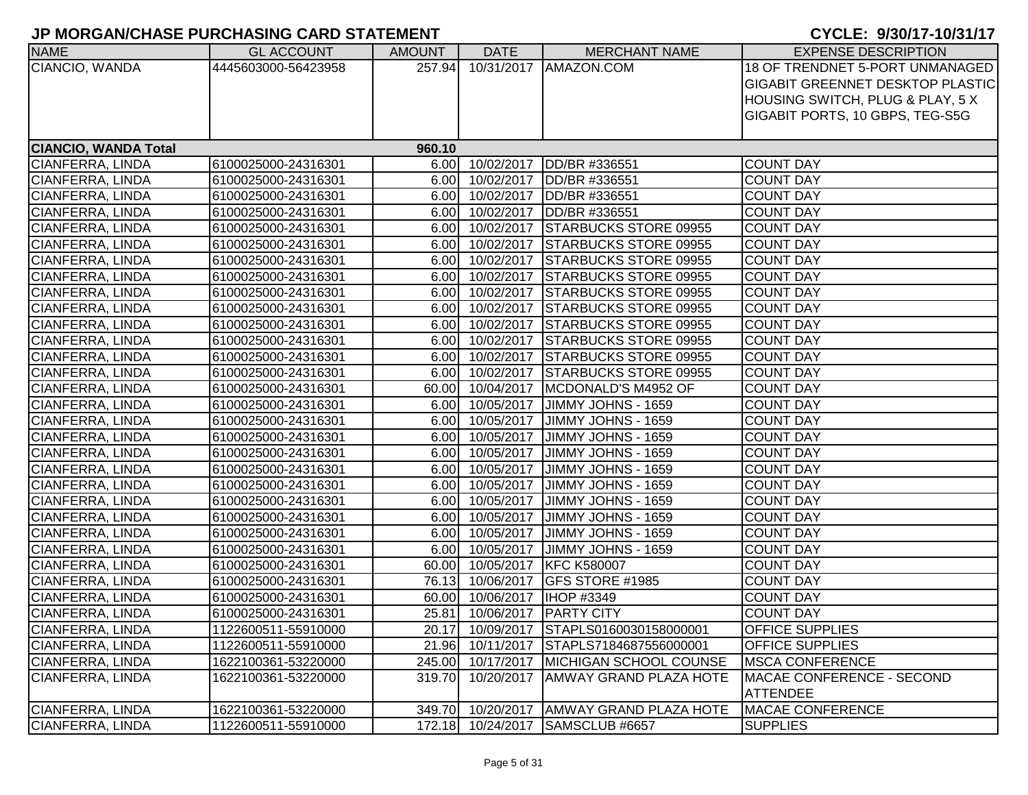# JP MORGAN/CHASE PURCHASING CARD STATEMENT

**CYCLE: 9/30/17-10/31/17**

| NAME | GL ACCOUNT | AMOUNT | DATE | MERCHANT NAME | EXPENSE DESCRIPTION |
|---|---|---|---|---|---|
| CIANCIO, WANDA | 4445603000-56423958 | 257.94 | 10/31/2017 | AMAZON.COM | 18 OF TRENDNET 5-PORT UNMANAGED GIGABIT GREENNET DESKTOP PLASTIC HOUSING SWITCH, PLUG & PLAY, 5 X GIGABIT PORTS, 10 GBPS, TEG-S5G |
| **CIANCIO, WANDA Total** | | **960.10** | | | |
| CIANFERRA, LINDA | 6100025000-24316301 | 6.00 | 10/02/2017 | DD/BR #336551 | COUNT DAY |
| CIANFERRA, LINDA | 6100025000-24316301 | 6.00 | 10/02/2017 | DD/BR #336551 | COUNT DAY |
| CIANFERRA, LINDA | 6100025000-24316301 | 6.00 | 10/02/2017 | DD/BR #336551 | COUNT DAY |
| CIANFERRA, LINDA | 6100025000-24316301 | 6.00 | 10/02/2017 | DD/BR #336551 | COUNT DAY |
| CIANFERRA, LINDA | 6100025000-24316301 | 6.00 | 10/02/2017 | STARBUCKS STORE 09955 | COUNT DAY |
| CIANFERRA, LINDA | 6100025000-24316301 | 6.00 | 10/02/2017 | STARBUCKS STORE 09955 | COUNT DAY |
| CIANFERRA, LINDA | 6100025000-24316301 | 6.00 | 10/02/2017 | STARBUCKS STORE 09955 | COUNT DAY |
| CIANFERRA, LINDA | 6100025000-24316301 | 6.00 | 10/02/2017 | STARBUCKS STORE 09955 | COUNT DAY |
| CIANFERRA, LINDA | 6100025000-24316301 | 6.00 | 10/02/2017 | STARBUCKS STORE 09955 | COUNT DAY |
| CIANFERRA, LINDA | 6100025000-24316301 | 6.00 | 10/02/2017 | STARBUCKS STORE 09955 | COUNT DAY |
| CIANFERRA, LINDA | 6100025000-24316301 | 6.00 | 10/02/2017 | STARBUCKS STORE 09955 | COUNT DAY |
| CIANFERRA, LINDA | 6100025000-24316301 | 6.00 | 10/02/2017 | STARBUCKS STORE 09955 | COUNT DAY |
| CIANFERRA, LINDA | 6100025000-24316301 | 6.00 | 10/02/2017 | STARBUCKS STORE 09955 | COUNT DAY |
| CIANFERRA, LINDA | 6100025000-24316301 | 6.00 | 10/02/2017 | STARBUCKS STORE 09955 | COUNT DAY |
| CIANFERRA, LINDA | 6100025000-24316301 | 60.00 | 10/04/2017 | MCDONALD'S M4952 OF | COUNT DAY |
| CIANFERRA, LINDA | 6100025000-24316301 | 6.00 | 10/05/2017 | JIMMY JOHNS - 1659 | COUNT DAY |
| CIANFERRA, LINDA | 6100025000-24316301 | 6.00 | 10/05/2017 | JIMMY JOHNS - 1659 | COUNT DAY |
| CIANFERRA, LINDA | 6100025000-24316301 | 6.00 | 10/05/2017 | JIMMY JOHNS - 1659 | COUNT DAY |
| CIANFERRA, LINDA | 6100025000-24316301 | 6.00 | 10/05/2017 | JIMMY JOHNS - 1659 | COUNT DAY |
| CIANFERRA, LINDA | 6100025000-24316301 | 6.00 | 10/05/2017 | JIMMY JOHNS - 1659 | COUNT DAY |
| CIANFERRA, LINDA | 6100025000-24316301 | 6.00 | 10/05/2017 | JIMMY JOHNS - 1659 | COUNT DAY |
| CIANFERRA, LINDA | 6100025000-24316301 | 6.00 | 10/05/2017 | JIMMY JOHNS - 1659 | COUNT DAY |
| CIANFERRA, LINDA | 6100025000-24316301 | 6.00 | 10/05/2017 | JIMMY JOHNS - 1659 | COUNT DAY |
| CIANFERRA, LINDA | 6100025000-24316301 | 6.00 | 10/05/2017 | JIMMY JOHNS - 1659 | COUNT DAY |
| CIANFERRA, LINDA | 6100025000-24316301 | 6.00 | 10/05/2017 | JIMMY JOHNS - 1659 | COUNT DAY |
| CIANFERRA, LINDA | 6100025000-24316301 | 60.00 | 10/05/2017 | KFC K580007 | COUNT DAY |
| CIANFERRA, LINDA | 6100025000-24316301 | 76.13 | 10/06/2017 | GFS STORE #1985 | COUNT DAY |
| CIANFERRA, LINDA | 6100025000-24316301 | 60.00 | 10/06/2017 | IHOP #3349 | COUNT DAY |
| CIANFERRA, LINDA | 6100025000-24316301 | 25.81 | 10/06/2017 | PARTY CITY | COUNT DAY |
| CIANFERRA, LINDA | 1122600511-55910000 | 20.17 | 10/09/2017 | STAPLS0160030158000001 | OFFICE SUPPLIES |
| CIANFERRA, LINDA | 1122600511-55910000 | 21.96 | 10/11/2017 | STAPLS7184687556000001 | OFFICE SUPPLIES |
| CIANFERRA, LINDA | 1622100361-53220000 | 245.00 | 10/17/2017 | MICHIGAN SCHOOL COUNSE | MSCA CONFERENCE |
| CIANFERRA, LINDA | 1622100361-53220000 | 319.70 | 10/20/2017 | AMWAY GRAND PLAZA HOTE | MACAE CONFERENCE - SECOND ATTENDEE |
| CIANFERRA, LINDA | 1622100361-53220000 | 349.70 | 10/20/2017 | AMWAY GRAND PLAZA HOTE | MACAE CONFERENCE |
| CIANFERRA, LINDA | 1122600511-55910000 | 172.18 | 10/24/2017 | SAMSCLUB #6657 | SUPPLIES |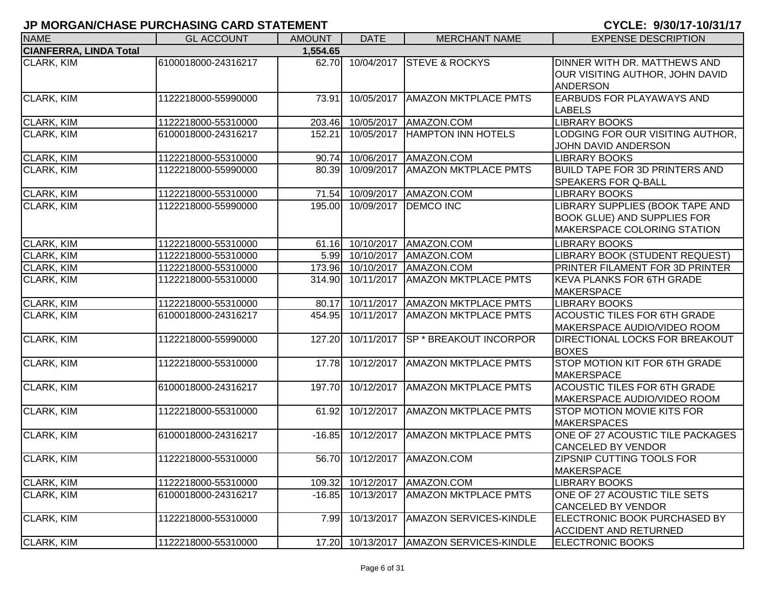# JP MORGAN/CHASE PURCHASING CARD STATEMENT

**CYCLE: 9/30/17-10/31/17**

| NAME | GL ACCOUNT | AMOUNT | DATE | MERCHANT NAME | EXPENSE DESCRIPTION |
|---|---|---|---|---|---|
| **CIANFERRA, LINDA Total** | | **1,554.65** | | | |
| CLARK, KIM | 6100018000-24316217 | 62.70 | 10/04/2017 | STEVE & ROCKYS | DINNER WITH DR. MATTHEWS AND OUR VISITING AUTHOR, JOHN DAVID ANDERSON |
| CLARK, KIM | 1122218000-55990000 | 73.91 | 10/05/2017 | AMAZON MKTPLACE PMTS | EARBUDS FOR PLAYAWAYS AND LABELS |
| CLARK, KIM | 1122218000-55310000 | 203.46 | 10/05/2017 | AMAZON.COM | LIBRARY BOOKS |
| CLARK, KIM | 6100018000-24316217 | 152.21 | 10/05/2017 | HAMPTON INN HOTELS | LODGING FOR OUR VISITING AUTHOR, JOHN DAVID ANDERSON |
| CLARK, KIM | 1122218000-55310000 | 90.74 | 10/06/2017 | AMAZON.COM | LIBRARY BOOKS |
| CLARK, KIM | 1122218000-55990000 | 80.39 | 10/09/2017 | AMAZON MKTPLACE PMTS | BUILD TAPE FOR 3D PRINTERS AND SPEAKERS FOR Q-BALL |
| CLARK, KIM | 1122218000-55310000 | 71.54 | 10/09/2017 | AMAZON.COM | LIBRARY BOOKS |
| CLARK, KIM | 1122218000-55990000 | 195.00 | 10/09/2017 | DEMCO INC | LIBRARY SUPPLIES (BOOK TAPE AND BOOK GLUE) AND SUPPLIES FOR MAKERSPACE COLORING STATION |
| CLARK, KIM | 1122218000-55310000 | 61.16 | 10/10/2017 | AMAZON.COM | LIBRARY BOOKS |
| CLARK, KIM | 1122218000-55310000 | 5.99 | 10/10/2017 | AMAZON.COM | LIBRARY BOOK (STUDENT REQUEST) |
| CLARK, KIM | 1122218000-55310000 | 173.96 | 10/10/2017 | AMAZON.COM | PRINTER FILAMENT FOR 3D PRINTER |
| CLARK, KIM | 1122218000-55310000 | 314.90 | 10/11/2017 | AMAZON MKTPLACE PMTS | KEVA PLANKS FOR 6TH GRADE MAKERSPACE |
| CLARK, KIM | 1122218000-55310000 | 80.17 | 10/11/2017 | AMAZON MKTPLACE PMTS | LIBRARY BOOKS |
| CLARK, KIM | 6100018000-24316217 | 454.95 | 10/11/2017 | AMAZON MKTPLACE PMTS | ACOUSTIC TILES FOR 6TH GRADE MAKERSPACE AUDIO/VIDEO ROOM |
| CLARK, KIM | 1122218000-55990000 | 127.20 | 10/11/2017 | SP * BREAKOUT INCORPOR | DIRECTIONAL LOCKS FOR BREAKOUT BOXES |
| CLARK, KIM | 1122218000-55310000 | 17.78 | 10/12/2017 | AMAZON MKTPLACE PMTS | STOP MOTION KIT FOR 6TH GRADE MAKERSPACE |
| CLARK, KIM | 6100018000-24316217 | 197.70 | 10/12/2017 | AMAZON MKTPLACE PMTS | ACOUSTIC TILES FOR 6TH GRADE MAKERSPACE AUDIO/VIDEO ROOM |
| CLARK, KIM | 1122218000-55310000 | 61.92 | 10/12/2017 | AMAZON MKTPLACE PMTS | STOP MOTION MOVIE KITS FOR MAKERSPACES |
| CLARK, KIM | 6100018000-24316217 | -16.85 | 10/12/2017 | AMAZON MKTPLACE PMTS | ONE OF 27 ACOUSTIC TILE PACKAGES CANCELED BY VENDOR |
| CLARK, KIM | 1122218000-55310000 | 56.70 | 10/12/2017 | AMAZON.COM | ZIPSNIP CUTTING TOOLS FOR MAKERSPACE |
| CLARK, KIM | 1122218000-55310000 | 109.32 | 10/12/2017 | AMAZON.COM | LIBRARY BOOKS |
| CLARK, KIM | 6100018000-24316217 | -16.85 | 10/13/2017 | AMAZON MKTPLACE PMTS | ONE OF 27 ACOUSTIC TILE SETS CANCELED BY VENDOR |
| CLARK, KIM | 1122218000-55310000 | 7.99 | 10/13/2017 | AMAZON SERVICES-KINDLE | ELECTRONIC BOOK PURCHASED BY ACCIDENT AND RETURNED |
| CLARK, KIM | 1122218000-55310000 | 17.20 | 10/13/2017 | AMAZON SERVICES-KINDLE | ELECTRONIC BOOKS |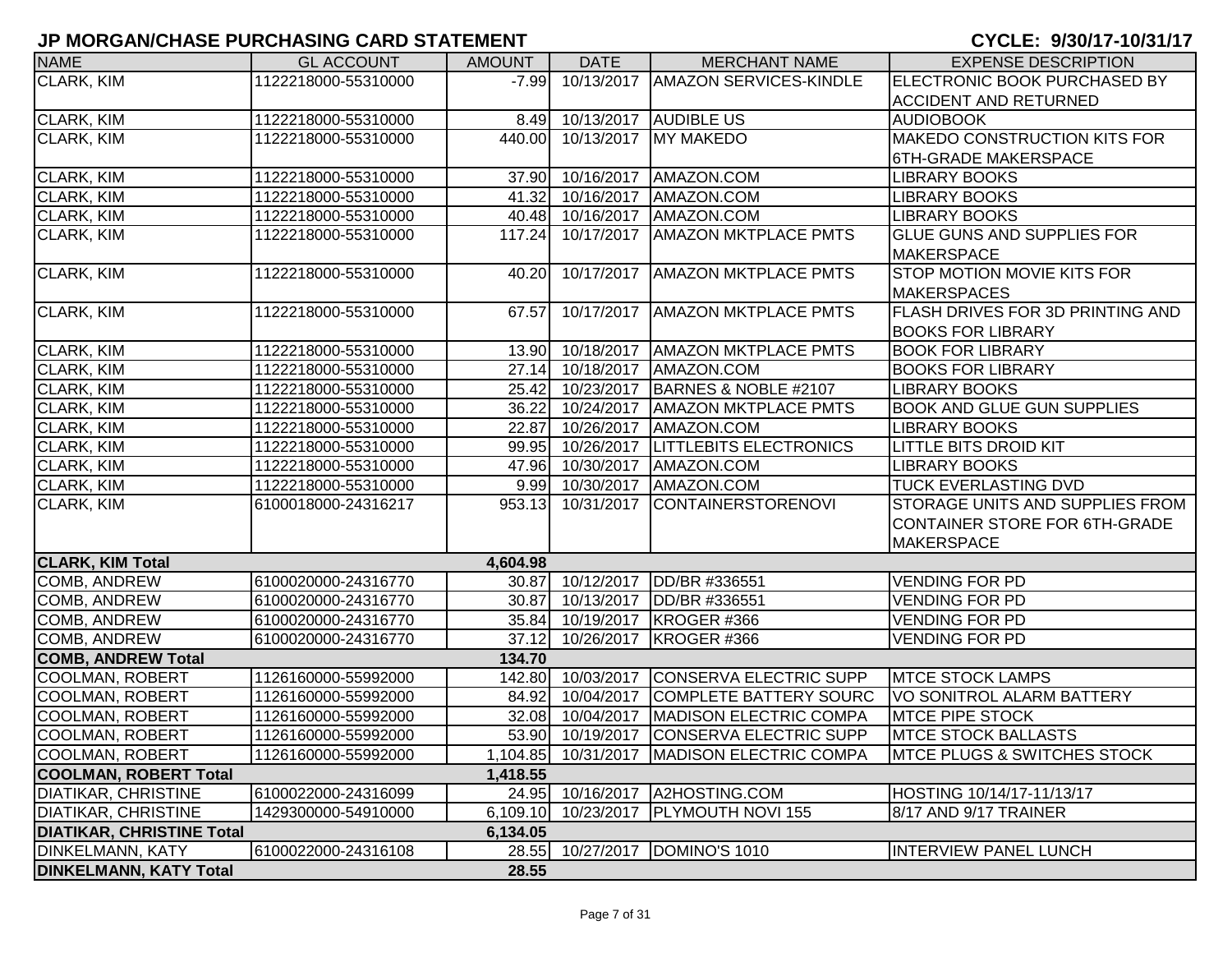# JP MORGAN/CHASE PURCHASING CARD STATEMENT

**CYCLE: 9/30/17-10/31/17**

| NAME | GL ACCOUNT | AMOUNT | DATE | MERCHANT NAME | EXPENSE DESCRIPTION |
|---|---|---|---|---|---|
| CLARK, KIM | 1122218000-55310000 | -7.99 | 10/13/2017 | AMAZON SERVICES-KINDLE | ELECTRONIC BOOK PURCHASED BY ACCIDENT AND RETURNED |
| CLARK, KIM | 1122218000-55310000 | 8.49 | 10/13/2017 | AUDIBLE US | AUDIOBOOK |
| CLARK, KIM | 1122218000-55310000 | 440.00 | 10/13/2017 | MY MAKEDO | MAKEDO CONSTRUCTION KITS FOR 6TH-GRADE MAKERSPACE |
| CLARK, KIM | 1122218000-55310000 | 37.90 | 10/16/2017 | AMAZON.COM | LIBRARY BOOKS |
| CLARK, KIM | 1122218000-55310000 | 41.32 | 10/16/2017 | AMAZON.COM | LIBRARY BOOKS |
| CLARK, KIM | 1122218000-55310000 | 40.48 | 10/16/2017 | AMAZON.COM | LIBRARY BOOKS |
| CLARK, KIM | 1122218000-55310000 | 117.24 | 10/17/2017 | AMAZON MKTPLACE PMTS | GLUE GUNS AND SUPPLIES FOR MAKERSPACE |
| CLARK, KIM | 1122218000-55310000 | 40.20 | 10/17/2017 | AMAZON MKTPLACE PMTS | STOP MOTION MOVIE KITS FOR MAKERSPACES |
| CLARK, KIM | 1122218000-55310000 | 67.57 | 10/17/2017 | AMAZON MKTPLACE PMTS | FLASH DRIVES FOR 3D PRINTING AND BOOKS FOR LIBRARY |
| CLARK, KIM | 1122218000-55310000 | 13.90 | 10/18/2017 | AMAZON MKTPLACE PMTS | BOOK FOR LIBRARY |
| CLARK, KIM | 1122218000-55310000 | 27.14 | 10/18/2017 | AMAZON.COM | BOOKS FOR LIBRARY |
| CLARK, KIM | 1122218000-55310000 | 25.42 | 10/23/2017 | BARNES & NOBLE #2107 | LIBRARY BOOKS |
| CLARK, KIM | 1122218000-55310000 | 36.22 | 10/24/2017 | AMAZON MKTPLACE PMTS | BOOK AND GLUE GUN SUPPLIES |
| CLARK, KIM | 1122218000-55310000 | 22.87 | 10/26/2017 | AMAZON.COM | LIBRARY BOOKS |
| CLARK, KIM | 1122218000-55310000 | 99.95 | 10/26/2017 | LITTLEBITS ELECTRONICS | LITTLE BITS DROID KIT |
| CLARK, KIM | 1122218000-55310000 | 47.96 | 10/30/2017 | AMAZON.COM | LIBRARY BOOKS |
| CLARK, KIM | 1122218000-55310000 | 9.99 | 10/30/2017 | AMAZON.COM | TUCK EVERLASTING DVD |
| CLARK, KIM | 6100018000-24316217 | 953.13 | 10/31/2017 | CONTAINERSTORENOVI | STORAGE UNITS AND SUPPLIES FROM CONTAINER STORE FOR 6TH-GRADE MAKERSPACE |
| **CLARK, KIM Total** | | **4,604.98** | | | |
| COMB, ANDREW | 6100020000-24316770 | 30.87 | 10/12/2017 | DD/BR #336551 | VENDING FOR PD |
| COMB, ANDREW | 6100020000-24316770 | 30.87 | 10/13/2017 | DD/BR #336551 | VENDING FOR PD |
| COMB, ANDREW | 6100020000-24316770 | 35.84 | 10/19/2017 | KROGER #366 | VENDING FOR PD |
| COMB, ANDREW | 6100020000-24316770 | 37.12 | 10/26/2017 | KROGER #366 | VENDING FOR PD |
| **COMB, ANDREW Total** | | **134.70** | | | |
| COOLMAN, ROBERT | 1126160000-55992000 | 142.80 | 10/03/2017 | CONSERVA ELECTRIC SUPP | MTCE STOCK LAMPS |
| COOLMAN, ROBERT | 1126160000-55992000 | 84.92 | 10/04/2017 | COMPLETE BATTERY SOURC | VO SONITROL ALARM BATTERY |
| COOLMAN, ROBERT | 1126160000-55992000 | 32.08 | 10/04/2017 | MADISON ELECTRIC COMPA | MTCE PIPE STOCK |
| COOLMAN, ROBERT | 1126160000-55992000 | 53.90 | 10/19/2017 | CONSERVA ELECTRIC SUPP | MTCE STOCK BALLASTS |
| COOLMAN, ROBERT | 1126160000-55992000 | 1,104.85 | 10/31/2017 | MADISON ELECTRIC COMPA | MTCE PLUGS & SWITCHES STOCK |
| **COOLMAN, ROBERT Total** | | **1,418.55** | | | |
| DIATIKAR, CHRISTINE | 6100022000-24316099 | 24.95 | 10/16/2017 | A2HOSTING.COM | HOSTING 10/14/17-11/13/17 |
| DIATIKAR, CHRISTINE | 1429300000-54910000 | 6,109.10 | 10/23/2017 | PLYMOUTH NOVI 155 | 8/17 AND 9/17 TRAINER |
| **DIATIKAR, CHRISTINE Total** | | **6,134.05** | | | |
| DINKELMANN, KATY | 6100022000-24316108 | 28.55 | 10/27/2017 | DOMINO'S 1010 | INTERVIEW PANEL LUNCH |
| **DINKELMANN, KATY Total** | | **28.55** | | | |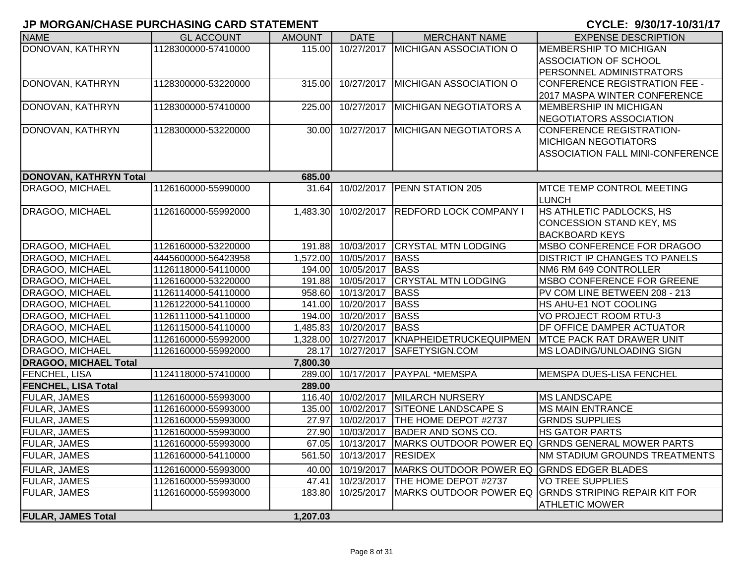## JP MORGAN/CHASE PURCHASING CARD STATEMENT

**CYCLE: 9/30/17-10/31/17**

| NAME | GL ACCOUNT | AMOUNT | DATE | MERCHANT NAME | EXPENSE DESCRIPTION |
|---|---|---|---|---|---|
| DONOVAN, KATHRYN | 1128300000-57410000 | 115.00 | 10/27/2017 | MICHIGAN ASSOCIATION O | MEMBERSHIP TO MICHIGAN ASSOCIATION OF SCHOOL PERSONNEL ADMINISTRATORS |
| DONOVAN, KATHRYN | 1128300000-53220000 | 315.00 | 10/27/2017 | MICHIGAN ASSOCIATION O | CONFERENCE REGISTRATION FEE - 2017 MASPA WINTER CONFERENCE |
| DONOVAN, KATHRYN | 1128300000-57410000 | 225.00 | 10/27/2017 | MICHIGAN NEGOTIATORS A | MEMBERSHIP IN MICHIGAN NEGOTIATORS ASSOCIATION |
| DONOVAN, KATHRYN | 1128300000-53220000 | 30.00 | 10/27/2017 | MICHIGAN NEGOTIATORS A | CONFERENCE REGISTRATION- MICHIGAN NEGOTIATORS ASSOCIATION FALL MINI-CONFERENCE |
| **DONOVAN, KATHRYN Total** | | **685.00** | | | |
| DRAGOO, MICHAEL | 1126160000-55990000 | 31.64 | 10/02/2017 | PENN STATION 205 | MTCE TEMP CONTROL MEETING LUNCH |
| DRAGOO, MICHAEL | 1126160000-55992000 | 1,483.30 | 10/02/2017 | REDFORD LOCK COMPANY I | HS ATHLETIC PADLOCKS, HS CONCESSION STAND KEY, MS BACKBOARD KEYS |
| DRAGOO, MICHAEL | 1126160000-53220000 | 191.88 | 10/03/2017 | CRYSTAL MTN LODGING | MSBO CONFERENCE FOR DRAGOO |
| DRAGOO, MICHAEL | 4445600000-56423958 | 1,572.00 | 10/05/2017 | BASS | DISTRICT IP CHANGES TO PANELS |
| DRAGOO, MICHAEL | 1126118000-54110000 | 194.00 | 10/05/2017 | BASS | NM6 RM 649 CONTROLLER |
| DRAGOO, MICHAEL | 1126160000-53220000 | 191.88 | 10/05/2017 | CRYSTAL MTN LODGING | MSBO CONFERENCE FOR GREENE |
| DRAGOO, MICHAEL | 1126114000-54110000 | 958.60 | 10/13/2017 | BASS | PV COM LINE BETWEEN 208 - 213 |
| DRAGOO, MICHAEL | 1126122000-54110000 | 141.00 | 10/20/2017 | BASS | HS AHU-E1 NOT COOLING |
| DRAGOO, MICHAEL | 1126111000-54110000 | 194.00 | 10/20/2017 | BASS | VO PROJECT ROOM RTU-3 |
| DRAGOO, MICHAEL | 1126115000-54110000 | 1,485.83 | 10/20/2017 | BASS | DF OFFICE DAMPER ACTUATOR |
| DRAGOO, MICHAEL | 1126160000-55992000 | 1,328.00 | 10/27/2017 | KNAPHEIDETRUCKEQUIPMEN | MTCE PACK RAT DRAWER UNIT |
| DRAGOO, MICHAEL | 1126160000-55992000 | 28.17 | 10/27/2017 | SAFETYSIGN.COM | MS LOADING/UNLOADING SIGN |
| **DRAGOO, MICHAEL Total** | | **7,800.30** | | | |
| FENCHEL, LISA | 1124118000-57410000 | 289.00 | 10/17/2017 | PAYPAL *MEMSPA | MEMSPA DUES-LISA FENCHEL |
| **FENCHEL, LISA Total** | | **289.00** | | | |
| FULAR, JAMES | 1126160000-55993000 | 116.40 | 10/02/2017 | MILARCH NURSERY | MS LANDSCAPE |
| FULAR, JAMES | 1126160000-55993000 | 135.00 | 10/02/2017 | SITEONE LANDSCAPE S | MS MAIN ENTRANCE |
| FULAR, JAMES | 1126160000-55993000 | 27.97 | 10/02/2017 | THE HOME DEPOT #2737 | GRNDS SUPPLIES |
| FULAR, JAMES | 1126160000-55993000 | 27.90 | 10/03/2017 | BADER AND SONS CO. | HS GATOR PARTS |
| FULAR, JAMES | 1126160000-55993000 | 67.05 | 10/13/2017 | MARKS OUTDOOR POWER EQ | GRNDS GENERAL MOWER PARTS |
| FULAR, JAMES | 1126160000-54110000 | 561.50 | 10/13/2017 | RESIDEX | NM STADIUM GROUNDS TREATMENTS |
| FULAR, JAMES | 1126160000-55993000 | 40.00 | 10/19/2017 | MARKS OUTDOOR POWER EQ | GRNDS EDGER BLADES |
| FULAR, JAMES | 1126160000-55993000 | 47.41 | 10/23/2017 | THE HOME DEPOT #2737 | VO TREE SUPPLIES |
| FULAR, JAMES | 1126160000-55993000 | 183.80 | 10/25/2017 | MARKS OUTDOOR POWER EQ | GRNDS STRIPING REPAIR KIT FOR ATHLETIC MOWER |
| **FULAR, JAMES Total** | | **1,207.03** | | | |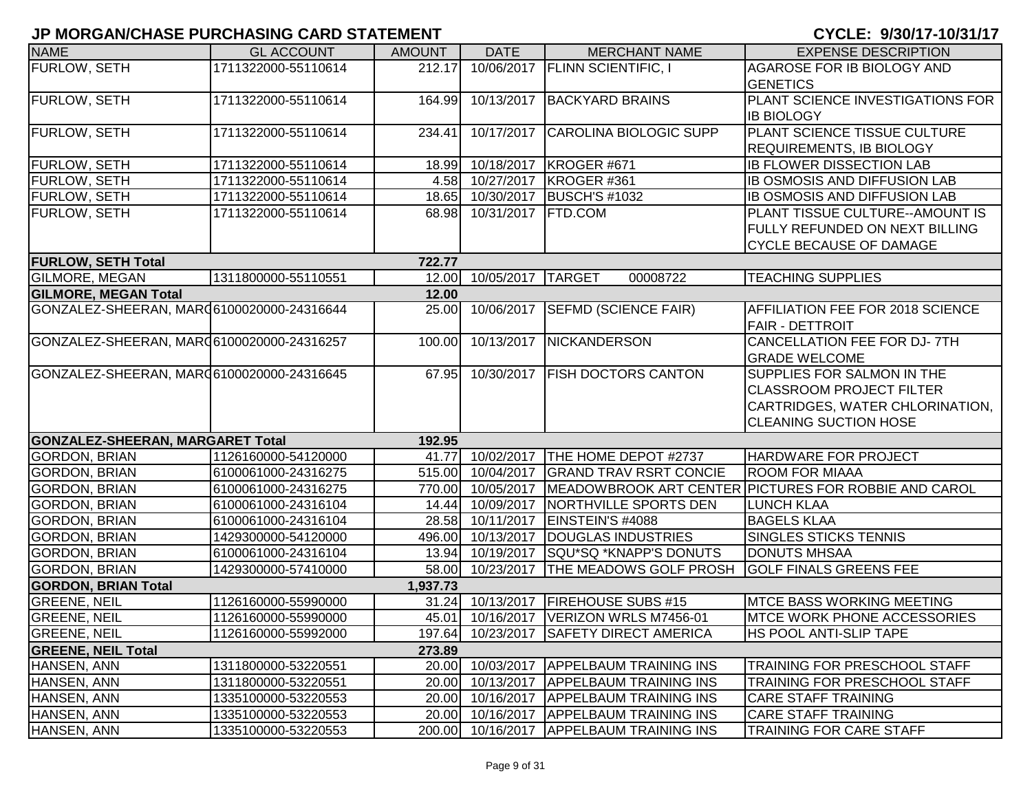# JP MORGAN/CHASE PURCHASING CARD STATEMENT

**CYCLE: 9/30/17-10/31/17**

| NAME | GL ACCOUNT | AMOUNT | DATE | MERCHANT NAME | EXPENSE DESCRIPTION |
|---|---|---|---|---|---|
| FURLOW, SETH | 1711322000-55110614 | 212.17 | 10/06/2017 | FLINN SCIENTIFIC, I | AGAROSE FOR IB BIOLOGY AND GENETICS |
| FURLOW, SETH | 1711322000-55110614 | 164.99 | 10/13/2017 | BACKYARD BRAINS | PLANT SCIENCE INVESTIGATIONS FOR IB BIOLOGY |
| FURLOW, SETH | 1711322000-55110614 | 234.41 | 10/17/2017 | CAROLINA BIOLOGIC SUPP | PLANT SCIENCE TISSUE CULTURE REQUIREMENTS, IB BIOLOGY |
| FURLOW, SETH | 1711322000-55110614 | 18.99 | 10/18/2017 | KROGER #671 | IB FLOWER DISSECTION LAB |
| FURLOW, SETH | 1711322000-55110614 | 4.58 | 10/27/2017 | KROGER #361 | IB OSMOSIS AND DIFFUSION LAB |
| FURLOW, SETH | 1711322000-55110614 | 18.65 | 10/30/2017 | BUSCH'S #1032 | IB OSMOSIS AND DIFFUSION LAB |
| FURLOW, SETH | 1711322000-55110614 | 68.98 | 10/31/2017 | FTD.COM | PLANT TISSUE CULTURE--AMOUNT IS FULLY REFUNDED ON NEXT BILLING CYCLE BECAUSE OF DAMAGE |
| **FURLOW, SETH Total** | | **722.77** | | | |
| GILMORE, MEGAN | 1311800000-55110551 | 12.00 | 10/05/2017 | TARGET 00008722 | TEACHING SUPPLIES |
| **GILMORE, MEGAN Total** | | **12.00** | | | |
| GONZALEZ-SHEERAN, MARGARET | 6100020000-24316644 | 25.00 | 10/06/2017 | SEFMD (SCIENCE FAIR) | AFFILIATION FEE FOR 2018 SCIENCE FAIR - DETTROIT |
| GONZALEZ-SHEERAN, MARGARET | 6100020000-24316257 | 100.00 | 10/13/2017 | NICKANDERSON | CANCELLATION FEE FOR DJ- 7TH GRADE WELCOME |
| GONZALEZ-SHEERAN, MARGARET | 6100020000-24316645 | 67.95 | 10/30/2017 | FISH DOCTORS CANTON | SUPPLIES FOR SALMON IN THE CLASSROOM PROJECT FILTER CARTRIDGES, WATER CHLORINATION, CLEANING SUCTION HOSE |
| **GONZALEZ-SHEERAN, MARGARET Total** | | **192.95** | | | |
| GORDON, BRIAN | 1126160000-54120000 | 41.77 | 10/02/2017 | THE HOME DEPOT #2737 | HARDWARE FOR PROJECT |
| GORDON, BRIAN | 6100061000-24316275 | 515.00 | 10/04/2017 | GRAND TRAV RSRT CONCIE | ROOM FOR MIAAA |
| GORDON, BRIAN | 6100061000-24316275 | 770.00 | 10/05/2017 | MEADOWBROOK ART CENTER | PICTURES FOR ROBBIE AND CAROL |
| GORDON, BRIAN | 6100061000-24316104 | 14.44 | 10/09/2017 | NORTHVILLE SPORTS DEN | LUNCH KLAA |
| GORDON, BRIAN | 6100061000-24316104 | 28.58 | 10/11/2017 | EINSTEIN'S #4088 | BAGELS KLAA |
| GORDON, BRIAN | 1429300000-54120000 | 496.00 | 10/13/2017 | DOUGLAS INDUSTRIES | SINGLES STICKS TENNIS |
| GORDON, BRIAN | 6100061000-24316104 | 13.94 | 10/19/2017 | SQU*SQ *KNAPP'S DONUTS | DONUTS MHSAA |
| GORDON, BRIAN | 1429300000-57410000 | 58.00 | 10/23/2017 | THE MEADOWS GOLF PROSH | GOLF FINALS GREENS FEE |
| **GORDON, BRIAN Total** | | **1,937.73** | | | |
| GREENE, NEIL | 1126160000-55990000 | 31.24 | 10/13/2017 | FIREHOUSE SUBS #15 | MTCE BASS WORKING MEETING |
| GREENE, NEIL | 1126160000-55990000 | 45.01 | 10/16/2017 | VERIZON WRLS M7456-01 | MTCE WORK PHONE ACCESSORIES |
| GREENE, NEIL | 1126160000-55992000 | 197.64 | 10/23/2017 | SAFETY DIRECT AMERICA | HS POOL ANTI-SLIP TAPE |
| **GREENE, NEIL Total** | | **273.89** | | | |
| HANSEN, ANN | 1311800000-53220551 | 20.00 | 10/03/2017 | APPELBAUM TRAINING INS | TRAINING FOR PRESCHOOL STAFF |
| HANSEN, ANN | 1311800000-53220551 | 20.00 | 10/13/2017 | APPELBAUM TRAINING INS | TRAINING FOR PRESCHOOL STAFF |
| HANSEN, ANN | 1335100000-53220553 | 20.00 | 10/16/2017 | APPELBAUM TRAINING INS | CARE STAFF TRAINING |
| HANSEN, ANN | 1335100000-53220553 | 20.00 | 10/16/2017 | APPELBAUM TRAINING INS | CARE STAFF TRAINING |
| HANSEN, ANN | 1335100000-53220553 | 200.00 | 10/16/2017 | APPELBAUM TRAINING INS | TRAINING FOR CARE STAFF |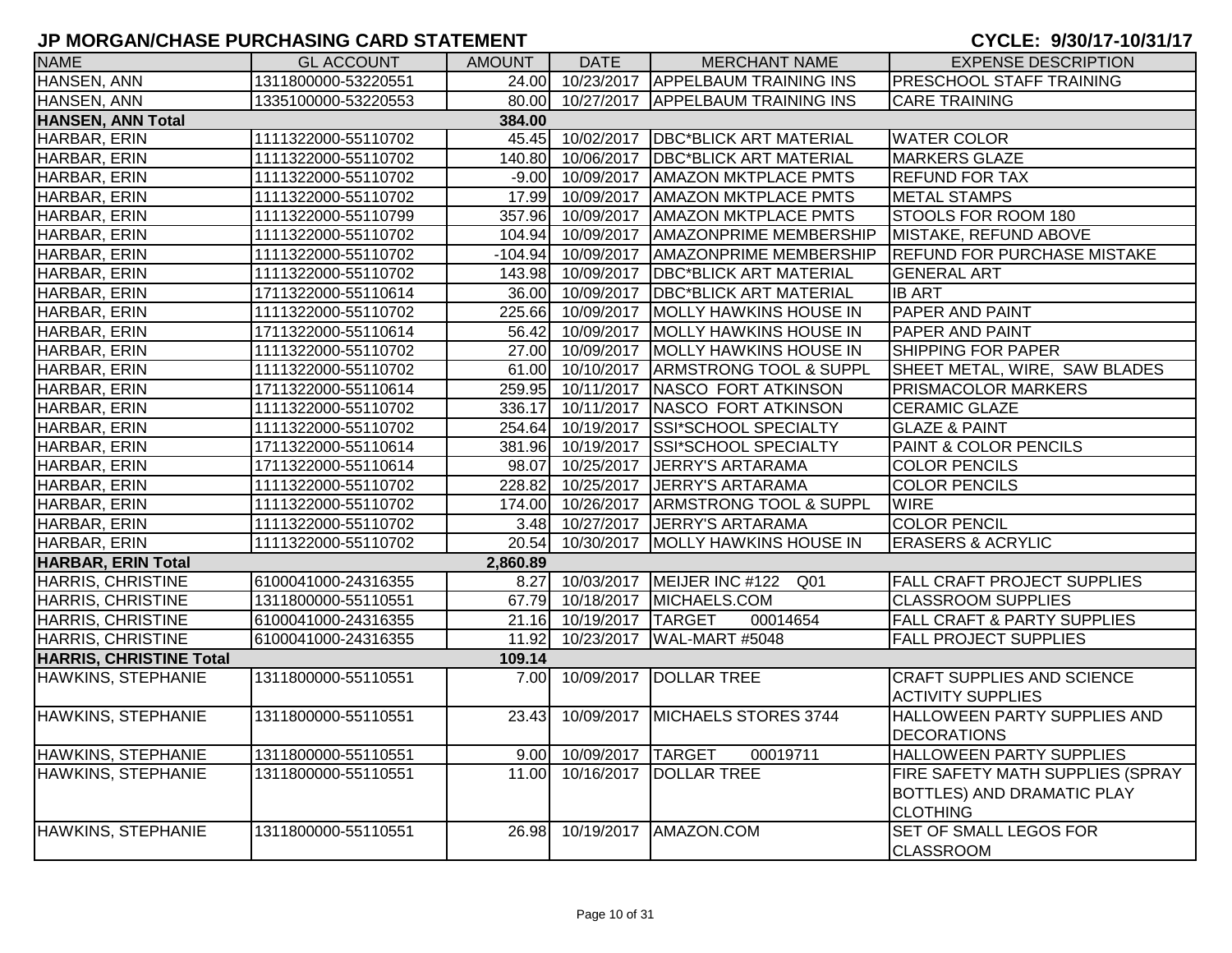## JP MORGAN/CHASE PURCHASING CARD STATEMENT

**CYCLE: 9/30/17-10/31/17**

| NAME | GL ACCOUNT | AMOUNT | DATE | MERCHANT NAME | EXPENSE DESCRIPTION |
|---|---|---|---|---|---|
| HANSEN, ANN | 1311800000-53220551 | 24.00 | 10/23/2017 | APPELBAUM TRAINING INS | PRESCHOOL STAFF TRAINING |
| HANSEN, ANN | 1335100000-53220553 | 80.00 | 10/27/2017 | APPELBAUM TRAINING INS | CARE TRAINING |
| **HANSEN, ANN Total** | | **384.00** | | | |
| HARBAR, ERIN | 1111322000-55110702 | 45.45 | 10/02/2017 | DBC*BLICK ART MATERIAL | WATER COLOR |
| HARBAR, ERIN | 1111322000-55110702 | 140.80 | 10/06/2017 | DBC*BLICK ART MATERIAL | MARKERS GLAZE |
| HARBAR, ERIN | 1111322000-55110702 | -9.00 | 10/09/2017 | AMAZON MKTPLACE PMTS | REFUND FOR TAX |
| HARBAR, ERIN | 1111322000-55110702 | 17.99 | 10/09/2017 | AMAZON MKTPLACE PMTS | METAL STAMPS |
| HARBAR, ERIN | 1111322000-55110799 | 357.96 | 10/09/2017 | AMAZON MKTPLACE PMTS | STOOLS FOR ROOM 180 |
| HARBAR, ERIN | 1111322000-55110702 | 104.94 | 10/09/2017 | AMAZONPRIME MEMBERSHIP | MISTAKE, REFUND ABOVE |
| HARBAR, ERIN | 1111322000-55110702 | -104.94 | 10/09/2017 | AMAZONPRIME MEMBERSHIP | REFUND FOR PURCHASE MISTAKE |
| HARBAR, ERIN | 1111322000-55110702 | 143.98 | 10/09/2017 | DBC*BLICK ART MATERIAL | GENERAL ART |
| HARBAR, ERIN | 1711322000-55110614 | 36.00 | 10/09/2017 | DBC*BLICK ART MATERIAL | IB ART |
| HARBAR, ERIN | 1111322000-55110702 | 225.66 | 10/09/2017 | MOLLY HAWKINS HOUSE IN | PAPER AND PAINT |
| HARBAR, ERIN | 1711322000-55110614 | 56.42 | 10/09/2017 | MOLLY HAWKINS HOUSE IN | PAPER AND PAINT |
| HARBAR, ERIN | 1111322000-55110702 | 27.00 | 10/09/2017 | MOLLY HAWKINS HOUSE IN | SHIPPING FOR PAPER |
| HARBAR, ERIN | 1111322000-55110702 | 61.00 | 10/10/2017 | ARMSTRONG TOOL & SUPPL | SHEET METAL, WIRE, SAW BLADES |
| HARBAR, ERIN | 1711322000-55110614 | 259.95 | 10/11/2017 | NASCO FORT ATKINSON | PRISMACOLOR MARKERS |
| HARBAR, ERIN | 1111322000-55110702 | 336.17 | 10/11/2017 | NASCO FORT ATKINSON | CERAMIC GLAZE |
| HARBAR, ERIN | 1111322000-55110702 | 254.64 | 10/19/2017 | SSI*SCHOOL SPECIALTY | GLAZE & PAINT |
| HARBAR, ERIN | 1711322000-55110614 | 381.96 | 10/19/2017 | SSI*SCHOOL SPECIALTY | PAINT & COLOR PENCILS |
| HARBAR, ERIN | 1711322000-55110614 | 98.07 | 10/25/2017 | JERRY'S ARTARAMA | COLOR PENCILS |
| HARBAR, ERIN | 1111322000-55110702 | 228.82 | 10/25/2017 | JERRY'S ARTARAMA | COLOR PENCILS |
| HARBAR, ERIN | 1111322000-55110702 | 174.00 | 10/26/2017 | ARMSTRONG TOOL & SUPPL | WIRE |
| HARBAR, ERIN | 1111322000-55110702 | 3.48 | 10/27/2017 | JERRY'S ARTARAMA | COLOR PENCIL |
| HARBAR, ERIN | 1111322000-55110702 | 20.54 | 10/30/2017 | MOLLY HAWKINS HOUSE IN | ERASERS & ACRYLIC |
| **HARBAR, ERIN Total** | | **2,860.89** | | | |
| HARRIS, CHRISTINE | 6100041000-24316355 | 8.27 | 10/03/2017 | MEIJER INC #122 Q01 | FALL CRAFT PROJECT SUPPLIES |
| HARRIS, CHRISTINE | 1311800000-55110551 | 67.79 | 10/18/2017 | MICHAELS.COM | CLASSROOM SUPPLIES |
| HARRIS, CHRISTINE | 6100041000-24316355 | 21.16 | 10/19/2017 | TARGET 00014654 | FALL CRAFT & PARTY SUPPLIES |
| HARRIS, CHRISTINE | 6100041000-24316355 | 11.92 | 10/23/2017 | WAL-MART #5048 | FALL PROJECT SUPPLIES |
| **HARRIS, CHRISTINE Total** | | **109.14** | | | |
| HAWKINS, STEPHANIE | 1311800000-55110551 | 7.00 | 10/09/2017 | DOLLAR TREE | CRAFT SUPPLIES AND SCIENCE ACTIVITY SUPPLIES |
| HAWKINS, STEPHANIE | 1311800000-55110551 | 23.43 | 10/09/2017 | MICHAELS STORES 3744 | HALLOWEEN PARTY SUPPLIES AND DECORATIONS |
| HAWKINS, STEPHANIE | 1311800000-55110551 | 9.00 | 10/09/2017 | TARGET 00019711 | HALLOWEEN PARTY SUPPLIES |
| HAWKINS, STEPHANIE | 1311800000-55110551 | 11.00 | 10/16/2017 | DOLLAR TREE | FIRE SAFETY MATH SUPPLIES (SPRAY BOTTLES) AND DRAMATIC PLAY CLOTHING |
| HAWKINS, STEPHANIE | 1311800000-55110551 | 26.98 | 10/19/2017 | AMAZON.COM | SET OF SMALL LEGOS FOR CLASSROOM |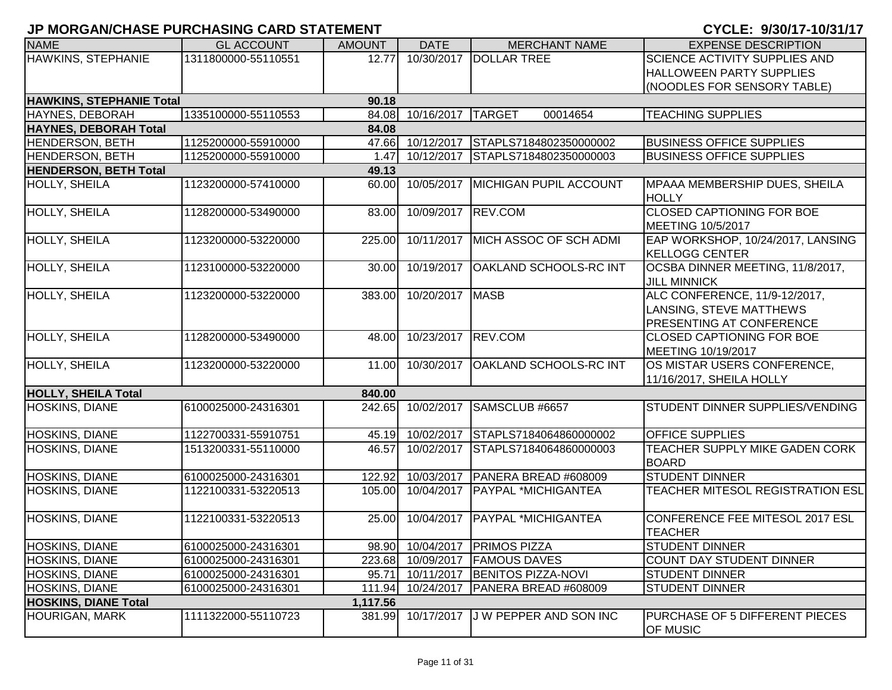# JP MORGAN/CHASE PURCHASING CARD STATEMENT

**CYCLE: 9/30/17-10/31/17**

| NAME | GL ACCOUNT | AMOUNT | DATE | MERCHANT NAME | EXPENSE DESCRIPTION |
|---|---|---|---|---|---|
| HAWKINS, STEPHANIE | 1311800000-55110551 | 12.77 | 10/30/2017 | DOLLAR TREE | SCIENCE ACTIVITY SUPPLIES AND HALLOWEEN PARTY SUPPLIES (NOODLES FOR SENSORY TABLE) |
| **HAWKINS, STEPHANIE Total** | | **90.18** | | | |
| HAYNES, DEBORAH | 1335100000-55110553 | 84.08 | 10/16/2017 | TARGET 00014654 | TEACHING SUPPLIES |
| **HAYNES, DEBORAH Total** | | **84.08** | | | |
| HENDERSON, BETH | 1125200000-55910000 | 47.66 | 10/12/2017 | STAPLS7184802350000002 | BUSINESS OFFICE SUPPLIES |
| HENDERSON, BETH | 1125200000-55910000 | 1.47 | 10/12/2017 | STAPLS7184802350000003 | BUSINESS OFFICE SUPPLIES |
| **HENDERSON, BETH Total** | | **49.13** | | | |
| HOLLY, SHEILA | 1123200000-57410000 | 60.00 | 10/05/2017 | MICHIGAN PUPIL ACCOUNT | MPAAA MEMBERSHIP DUES, SHEILA HOLLY |
| HOLLY, SHEILA | 1128200000-53490000 | 83.00 | 10/09/2017 | REV.COM | CLOSED CAPTIONING FOR BOE MEETING 10/5/2017 |
| HOLLY, SHEILA | 1123200000-53220000 | 225.00 | 10/11/2017 | MICH ASSOC OF SCH ADMI | EAP WORKSHOP, 10/24/2017, LANSING KELLOGG CENTER |
| HOLLY, SHEILA | 1123100000-53220000 | 30.00 | 10/19/2017 | OAKLAND SCHOOLS-RC INT | OCSBA DINNER MEETING, 11/8/2017, JILL MINNICK |
| HOLLY, SHEILA | 1123200000-53220000 | 383.00 | 10/20/2017 | MASB | ALC CONFERENCE, 11/9-12/2017, LANSING, STEVE MATTHEWS PRESENTING AT CONFERENCE |
| HOLLY, SHEILA | 1128200000-53490000 | 48.00 | 10/23/2017 | REV.COM | CLOSED CAPTIONING FOR BOE MEETING 10/19/2017 |
| HOLLY, SHEILA | 1123200000-53220000 | 11.00 | 10/30/2017 | OAKLAND SCHOOLS-RC INT | OS MISTAR USERS CONFERENCE, 11/16/2017, SHEILA HOLLY |
| **HOLLY, SHEILA Total** | | **840.00** | | | |
| HOSKINS, DIANE | 6100025000-24316301 | 242.65 | 10/02/2017 | SAMSCLUB #6657 | STUDENT DINNER SUPPLIES/VENDING |
| HOSKINS, DIANE | 1122700331-55910751 | 45.19 | 10/02/2017 | STAPLS7184064860000002 | OFFICE SUPPLIES |
| HOSKINS, DIANE | 1513200331-55110000 | 46.57 | 10/02/2017 | STAPLS7184064860000003 | TEACHER SUPPLY MIKE GADEN CORK BOARD |
| HOSKINS, DIANE | 6100025000-24316301 | 122.92 | 10/03/2017 | PANERA BREAD #608009 | STUDENT DINNER |
| HOSKINS, DIANE | 1122100331-53220513 | 105.00 | 10/04/2017 | PAYPAL *MICHIGANTEA | TEACHER MITESOL REGISTRATION ESL |
| HOSKINS, DIANE | 1122100331-53220513 | 25.00 | 10/04/2017 | PAYPAL *MICHIGANTEA | CONFERENCE FEE MITESOL 2017 ESL TEACHER |
| HOSKINS, DIANE | 6100025000-24316301 | 98.90 | 10/04/2017 | PRIMOS PIZZA | STUDENT DINNER |
| HOSKINS, DIANE | 6100025000-24316301 | 223.68 | 10/09/2017 | FAMOUS DAVES | COUNT DAY STUDENT DINNER |
| HOSKINS, DIANE | 6100025000-24316301 | 95.71 | 10/11/2017 | BENITOS PIZZA-NOVI | STUDENT DINNER |
| HOSKINS, DIANE | 6100025000-24316301 | 111.94 | 10/24/2017 | PANERA BREAD #608009 | STUDENT DINNER |
| **HOSKINS, DIANE Total** | | **1,117.56** | | | |
| HOURIGAN, MARK | 1111322000-55110723 | 381.99 | 10/17/2017 | J W PEPPER AND SON INC | PURCHASE OF 5 DIFFERENT PIECES OF MUSIC |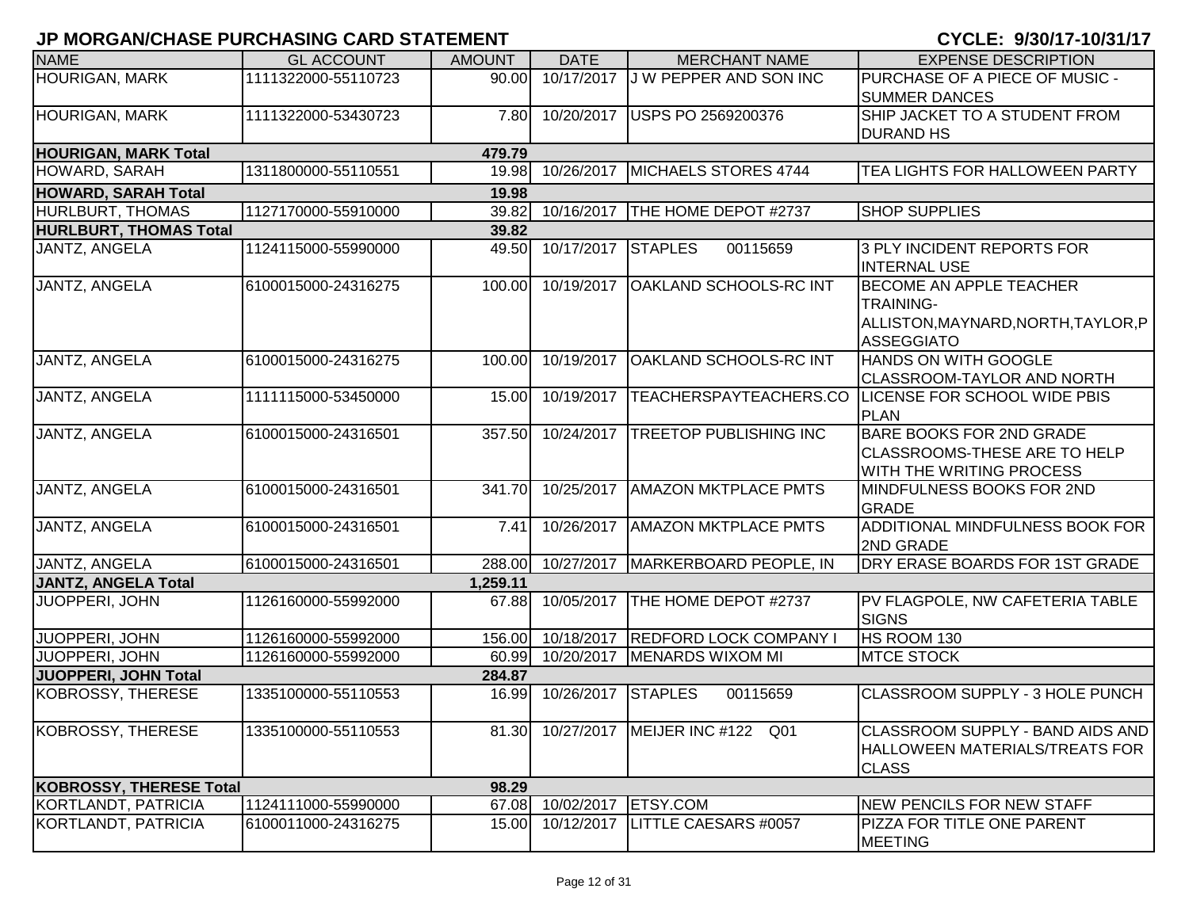## JP MORGAN/CHASE PURCHASING CARD STATEMENT

**CYCLE: 9/30/17-10/31/17**

| NAME | GL ACCOUNT | AMOUNT | DATE | MERCHANT NAME | EXPENSE DESCRIPTION |
|---|---|---|---|---|---|
| HOURIGAN, MARK | 1111322000-55110723 | 90.00 | 10/17/2017 | J W PEPPER AND SON INC | PURCHASE OF A PIECE OF MUSIC - SUMMER DANCES |
| HOURIGAN, MARK | 1111322000-53430723 | 7.80 | 10/20/2017 | USPS PO 2569200376 | SHIP JACKET TO A STUDENT FROM DURAND HS |
| **HOURIGAN, MARK Total** | | **479.79** | | | |
| HOWARD, SARAH | 1311800000-55110551 | 19.98 | 10/26/2017 | MICHAELS STORES 4744 | TEA LIGHTS FOR HALLOWEEN PARTY |
| **HOWARD, SARAH Total** | | **19.98** | | | |
| HURLBURT, THOMAS | 1127170000-55910000 | 39.82 | 10/16/2017 | THE HOME DEPOT #2737 | SHOP SUPPLIES |
| **HURLBURT, THOMAS Total** | | **39.82** | | | |
| JANTZ, ANGELA | 1124115000-55990000 | 49.50 | 10/17/2017 | STAPLES 00115659 | 3 PLY INCIDENT REPORTS FOR INTERNAL USE |
| JANTZ, ANGELA | 6100015000-24316275 | 100.00 | 10/19/2017 | OAKLAND SCHOOLS-RC INT | BECOME AN APPLE TEACHER TRAINING-ALLISTON,MAYNARD,NORTH,TAYLOR,PASSEGGIATO |
| JANTZ, ANGELA | 6100015000-24316275 | 100.00 | 10/19/2017 | OAKLAND SCHOOLS-RC INT | HANDS ON WITH GOOGLE CLASSROOM-TAYLOR AND NORTH |
| JANTZ, ANGELA | 1111115000-53450000 | 15.00 | 10/19/2017 | TEACHERSPAYTEACHERS.CO | LICENSE FOR SCHOOL WIDE PBIS PLAN |
| JANTZ, ANGELA | 6100015000-24316501 | 357.50 | 10/24/2017 | TREETOP PUBLISHING INC | BARE BOOKS FOR 2ND GRADE CLASSROOMS-THESE ARE TO HELP WITH THE WRITING PROCESS |
| JANTZ, ANGELA | 6100015000-24316501 | 341.70 | 10/25/2017 | AMAZON MKTPLACE PMTS | MINDFULNESS BOOKS FOR 2ND GRADE |
| JANTZ, ANGELA | 6100015000-24316501 | 7.41 | 10/26/2017 | AMAZON MKTPLACE PMTS | ADDITIONAL MINDFULNESS BOOK FOR 2ND GRADE |
| JANTZ, ANGELA | 6100015000-24316501 | 288.00 | 10/27/2017 | MARKERBOARD PEOPLE, IN | DRY ERASE BOARDS FOR 1ST GRADE |
| **JANTZ, ANGELA Total** | | **1,259.11** | | | |
| JUOPPERI, JOHN | 1126160000-55992000 | 67.88 | 10/05/2017 | THE HOME DEPOT #2737 | PV FLAGPOLE, NW CAFETERIA TABLE SIGNS |
| JUOPPERI, JOHN | 1126160000-55992000 | 156.00 | 10/18/2017 | REDFORD LOCK COMPANY I | HS ROOM 130 |
| JUOPPERI, JOHN | 1126160000-55992000 | 60.99 | 10/20/2017 | MENARDS WIXOM MI | MTCE STOCK |
| **JUOPPERI, JOHN Total** | | **284.87** | | | |
| KOBROSSY, THERESE | 1335100000-55110553 | 16.99 | 10/26/2017 | STAPLES 00115659 | CLASSROOM SUPPLY - 3 HOLE PUNCH |
| KOBROSSY, THERESE | 1335100000-55110553 | 81.30 | 10/27/2017 | MEIJER INC #122 Q01 | CLASSROOM SUPPLY - BAND AIDS AND HALLOWEEN MATERIALS/TREATS FOR CLASS |
| **KOBROSSY, THERESE Total** | | **98.29** | | | |
| KORTLANDT, PATRICIA | 1124111000-55990000 | 67.08 | 10/02/2017 | ETSY.COM | NEW PENCILS FOR NEW STAFF |
| KORTLANDT, PATRICIA | 6100011000-24316275 | 15.00 | 10/12/2017 | LITTLE CAESARS #0057 | PIZZA FOR TITLE ONE PARENT MEETING |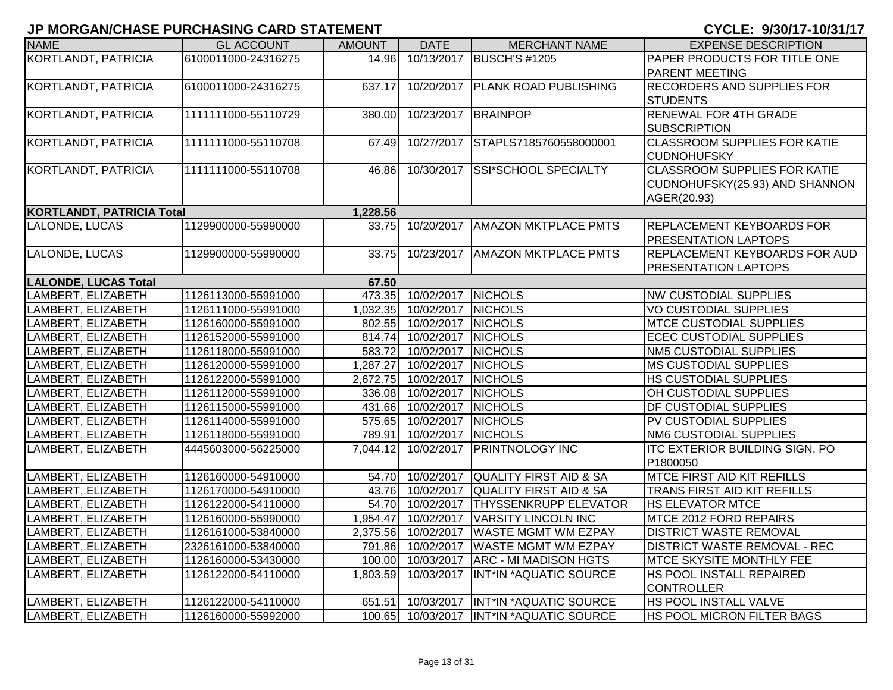# JP MORGAN/CHASE PURCHASING CARD STATEMENT

**CYCLE: 9/30/17-10/31/17**

| NAME | GL ACCOUNT | AMOUNT | DATE | MERCHANT NAME | EXPENSE DESCRIPTION |
|---|---|---|---|---|---|
| KORTLANDT, PATRICIA | 6100011000-24316275 | 14.96 | 10/13/2017 | BUSCH'S #1205 | PAPER PRODUCTS FOR TITLE ONE PARENT MEETING |
| KORTLANDT, PATRICIA | 6100011000-24316275 | 637.17 | 10/20/2017 | PLANK ROAD PUBLISHING | RECORDERS AND SUPPLIES FOR STUDENTS |
| KORTLANDT, PATRICIA | 1111111000-55110729 | 380.00 | 10/23/2017 | BRAINPOP | RENEWAL FOR 4TH GRADE SUBSCRIPTION |
| KORTLANDT, PATRICIA | 1111111000-55110708 | 67.49 | 10/27/2017 | STAPLS7185760558000001 | CLASSROOM SUPPLIES FOR KATIE CUDNOHUFSKY |
| KORTLANDT, PATRICIA | 1111111000-55110708 | 46.86 | 10/30/2017 | SSI*SCHOOL SPECIALTY | CLASSROOM SUPPLIES FOR KATIE CUDNOHUFSKY(25.93) AND SHANNON AGER(20.93) |
| **KORTLANDT, PATRICIA Total** | | **1,228.56** | | | |
| LALONDE, LUCAS | 1129900000-55990000 | 33.75 | 10/20/2017 | AMAZON MKTPLACE PMTS | REPLACEMENT KEYBOARDS FOR PRESENTATION LAPTOPS |
| LALONDE, LUCAS | 1129900000-55990000 | 33.75 | 10/23/2017 | AMAZON MKTPLACE PMTS | REPLACEMENT KEYBOARDS FOR AUD PRESENTATION LAPTOPS |
| **LALONDE, LUCAS Total** | | **67.50** | | | |
| LAMBERT, ELIZABETH | 1126113000-55991000 | 473.35 | 10/02/2017 | NICHOLS | NW CUSTODIAL SUPPLIES |
| LAMBERT, ELIZABETH | 1126111000-55991000 | 1,032.35 | 10/02/2017 | NICHOLS | VO CUSTODIAL SUPPLIES |
| LAMBERT, ELIZABETH | 1126160000-55991000 | 802.55 | 10/02/2017 | NICHOLS | MTCE CUSTODIAL SUPPLIES |
| LAMBERT, ELIZABETH | 1126152000-55991000 | 814.74 | 10/02/2017 | NICHOLS | ECEC CUSTODIAL SUPPLIES |
| LAMBERT, ELIZABETH | 1126118000-55991000 | 583.72 | 10/02/2017 | NICHOLS | NM5 CUSTODIAL SUPPLIES |
| LAMBERT, ELIZABETH | 1126120000-55991000 | 1,287.27 | 10/02/2017 | NICHOLS | MS CUSTODIAL SUPPLIES |
| LAMBERT, ELIZABETH | 1126122000-55991000 | 2,672.75 | 10/02/2017 | NICHOLS | HS CUSTODIAL SUPPLIES |
| LAMBERT, ELIZABETH | 1126112000-55991000 | 336.08 | 10/02/2017 | NICHOLS | OH CUSTODIAL SUPPLIES |
| LAMBERT, ELIZABETH | 1126115000-55991000 | 431.66 | 10/02/2017 | NICHOLS | DF CUSTODIAL SUPPLIES |
| LAMBERT, ELIZABETH | 1126114000-55991000 | 575.65 | 10/02/2017 | NICHOLS | PV CUSTODIAL SUPPLIES |
| LAMBERT, ELIZABETH | 1126118000-55991000 | 789.91 | 10/02/2017 | NICHOLS | NM6 CUSTODIAL SUPPLIES |
| LAMBERT, ELIZABETH | 4445603000-56225000 | 7,044.12 | 10/02/2017 | PRINTNOLOGY INC | ITC EXTERIOR BUILDING SIGN, PO P1800050 |
| LAMBERT, ELIZABETH | 1126160000-54910000 | 54.70 | 10/02/2017 | QUALITY FIRST AID & SA | MTCE FIRST AID KIT REFILLS |
| LAMBERT, ELIZABETH | 1126170000-54910000 | 43.76 | 10/02/2017 | QUALITY FIRST AID & SA | TRANS FIRST AID KIT REFILLS |
| LAMBERT, ELIZABETH | 1126122000-54110000 | 54.70 | 10/02/2017 | THYSSENKRUPP ELEVATOR | HS ELEVATOR MTCE |
| LAMBERT, ELIZABETH | 1126160000-55990000 | 1,954.47 | 10/02/2017 | VARSITY LINCOLN INC | MTCE 2012 FORD REPAIRS |
| LAMBERT, ELIZABETH | 1126161000-53840000 | 2,375.56 | 10/02/2017 | WASTE MGMT WM EZPAY | DISTRICT WASTE REMOVAL |
| LAMBERT, ELIZABETH | 2326161000-53840000 | 791.86 | 10/02/2017 | WASTE MGMT WM EZPAY | DISTRICT WASTE REMOVAL - REC |
| LAMBERT, ELIZABETH | 1126160000-53430000 | 100.00 | 10/03/2017 | ARC - MI MADISON HGTS | MTCE SKYSITE MONTHLY FEE |
| LAMBERT, ELIZABETH | 1126122000-54110000 | 1,803.59 | 10/03/2017 | INT*IN *AQUATIC SOURCE | HS POOL INSTALL REPAIRED CONTROLLER |
| LAMBERT, ELIZABETH | 1126122000-54110000 | 651.51 | 10/03/2017 | INT*IN *AQUATIC SOURCE | HS POOL INSTALL VALVE |
| LAMBERT, ELIZABETH | 1126160000-55992000 | 100.65 | 10/03/2017 | INT*IN *AQUATIC SOURCE | HS POOL MICRON FILTER BAGS |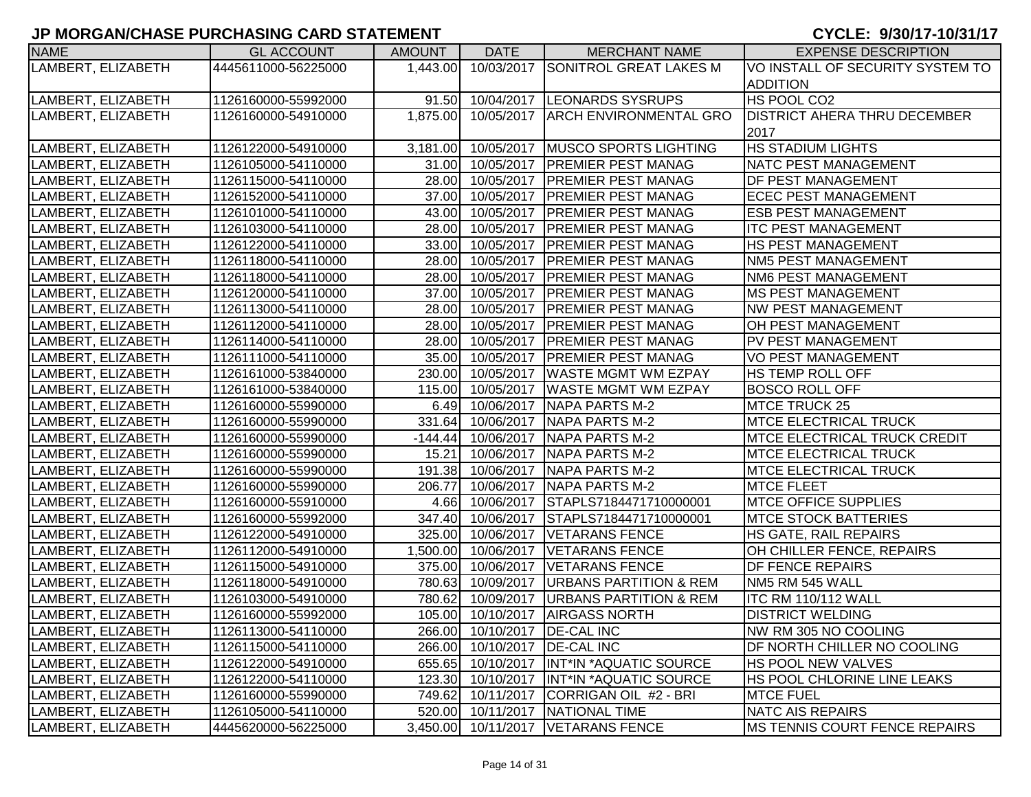## JP MORGAN/CHASE PURCHASING CARD STATEMENT

**CYCLE: 9/30/17-10/31/17**

| NAME | GL ACCOUNT | AMOUNT | DATE | MERCHANT NAME | EXPENSE DESCRIPTION |
|---|---|---|---|---|---|
| LAMBERT, ELIZABETH | 4445611000-56225000 | 1,443.00 | 10/03/2017 | SONITROL GREAT LAKES M | VO INSTALL OF SECURITY SYSTEM TO ADDITION |
| LAMBERT, ELIZABETH | 1126160000-55992000 | 91.50 | 10/04/2017 | LEONARDS SYSRUPS | HS POOL CO2 |
| LAMBERT, ELIZABETH | 1126160000-54910000 | 1,875.00 | 10/05/2017 | ARCH ENVIRONMENTAL GRO | DISTRICT AHERA THRU DECEMBER 2017 |
| LAMBERT, ELIZABETH | 1126122000-54910000 | 3,181.00 | 10/05/2017 | MUSCO SPORTS LIGHTING | HS STADIUM LIGHTS |
| LAMBERT, ELIZABETH | 1126105000-54110000 | 31.00 | 10/05/2017 | PREMIER PEST MANAG | NATC PEST MANAGEMENT |
| LAMBERT, ELIZABETH | 1126115000-54110000 | 28.00 | 10/05/2017 | PREMIER PEST MANAG | DF PEST MANAGEMENT |
| LAMBERT, ELIZABETH | 1126152000-54110000 | 37.00 | 10/05/2017 | PREMIER PEST MANAG | ECEC PEST MANAGEMENT |
| LAMBERT, ELIZABETH | 1126101000-54110000 | 43.00 | 10/05/2017 | PREMIER PEST MANAG | ESB PEST MANAGEMENT |
| LAMBERT, ELIZABETH | 1126103000-54110000 | 28.00 | 10/05/2017 | PREMIER PEST MANAG | ITC PEST MANAGEMENT |
| LAMBERT, ELIZABETH | 1126122000-54110000 | 33.00 | 10/05/2017 | PREMIER PEST MANAG | HS PEST MANAGEMENT |
| LAMBERT, ELIZABETH | 1126118000-54110000 | 28.00 | 10/05/2017 | PREMIER PEST MANAG | NM5 PEST MANAGEMENT |
| LAMBERT, ELIZABETH | 1126118000-54110000 | 28.00 | 10/05/2017 | PREMIER PEST MANAG | NM6 PEST MANAGEMENT |
| LAMBERT, ELIZABETH | 1126120000-54110000 | 37.00 | 10/05/2017 | PREMIER PEST MANAG | MS PEST MANAGEMENT |
| LAMBERT, ELIZABETH | 1126113000-54110000 | 28.00 | 10/05/2017 | PREMIER PEST MANAG | NW PEST MANAGEMENT |
| LAMBERT, ELIZABETH | 1126112000-54110000 | 28.00 | 10/05/2017 | PREMIER PEST MANAG | OH PEST MANAGEMENT |
| LAMBERT, ELIZABETH | 1126114000-54110000 | 28.00 | 10/05/2017 | PREMIER PEST MANAG | PV PEST MANAGEMENT |
| LAMBERT, ELIZABETH | 1126111000-54110000 | 35.00 | 10/05/2017 | PREMIER PEST MANAG | VO PEST MANAGEMENT |
| LAMBERT, ELIZABETH | 1126161000-53840000 | 230.00 | 10/05/2017 | WASTE MGMT WM EZPAY | HS TEMP ROLL OFF |
| LAMBERT, ELIZABETH | 1126161000-53840000 | 115.00 | 10/05/2017 | WASTE MGMT WM EZPAY | BOSCO ROLL OFF |
| LAMBERT, ELIZABETH | 1126160000-55990000 | 6.49 | 10/06/2017 | NAPA PARTS M-2 | MTCE TRUCK 25 |
| LAMBERT, ELIZABETH | 1126160000-55990000 | 331.64 | 10/06/2017 | NAPA PARTS M-2 | MTCE ELECTRICAL TRUCK |
| LAMBERT, ELIZABETH | 1126160000-55990000 | -144.44 | 10/06/2017 | NAPA PARTS M-2 | MTCE ELECTRICAL TRUCK CREDIT |
| LAMBERT, ELIZABETH | 1126160000-55990000 | 15.21 | 10/06/2017 | NAPA PARTS M-2 | MTCE ELECTRICAL TRUCK |
| LAMBERT, ELIZABETH | 1126160000-55990000 | 191.38 | 10/06/2017 | NAPA PARTS M-2 | MTCE ELECTRICAL TRUCK |
| LAMBERT, ELIZABETH | 1126160000-55990000 | 206.77 | 10/06/2017 | NAPA PARTS M-2 | MTCE FLEET |
| LAMBERT, ELIZABETH | 1126160000-55910000 | 4.66 | 10/06/2017 | STAPLS7184471710000001 | MTCE OFFICE SUPPLIES |
| LAMBERT, ELIZABETH | 1126160000-55992000 | 347.40 | 10/06/2017 | STAPLS7184471710000001 | MTCE STOCK BATTERIES |
| LAMBERT, ELIZABETH | 1126122000-54910000 | 325.00 | 10/06/2017 | VETARANS FENCE | HS GATE, RAIL REPAIRS |
| LAMBERT, ELIZABETH | 1126112000-54910000 | 1,500.00 | 10/06/2017 | VETARANS FENCE | OH CHILLER FENCE, REPAIRS |
| LAMBERT, ELIZABETH | 1126115000-54910000 | 375.00 | 10/06/2017 | VETARANS FENCE | DF FENCE REPAIRS |
| LAMBERT, ELIZABETH | 1126118000-54910000 | 780.63 | 10/09/2017 | URBANS PARTITION & REM | NM5 RM 545 WALL |
| LAMBERT, ELIZABETH | 1126103000-54910000 | 780.62 | 10/09/2017 | URBANS PARTITION & REM | ITC RM 110/112 WALL |
| LAMBERT, ELIZABETH | 1126160000-55992000 | 105.00 | 10/10/2017 | AIRGASS NORTH | DISTRICT WELDING |
| LAMBERT, ELIZABETH | 1126113000-54110000 | 266.00 | 10/10/2017 | DE-CAL INC | NW RM 305 NO COOLING |
| LAMBERT, ELIZABETH | 1126115000-54110000 | 266.00 | 10/10/2017 | DE-CAL INC | DF NORTH CHILLER NO COOLING |
| LAMBERT, ELIZABETH | 1126122000-54910000 | 655.65 | 10/10/2017 | INT*IN *AQUATIC SOURCE | HS POOL NEW VALVES |
| LAMBERT, ELIZABETH | 1126122000-54110000 | 123.30 | 10/10/2017 | INT*IN *AQUATIC SOURCE | HS POOL CHLORINE LINE LEAKS |
| LAMBERT, ELIZABETH | 1126160000-55990000 | 749.62 | 10/11/2017 | CORRIGAN OIL #2 - BRI | MTCE FUEL |
| LAMBERT, ELIZABETH | 1126105000-54110000 | 520.00 | 10/11/2017 | NATIONAL TIME | NATC AIS REPAIRS |
| LAMBERT, ELIZABETH | 4445620000-56225000 | 3,450.00 | 10/11/2017 | VETARANS FENCE | MS TENNIS COURT FENCE REPAIRS |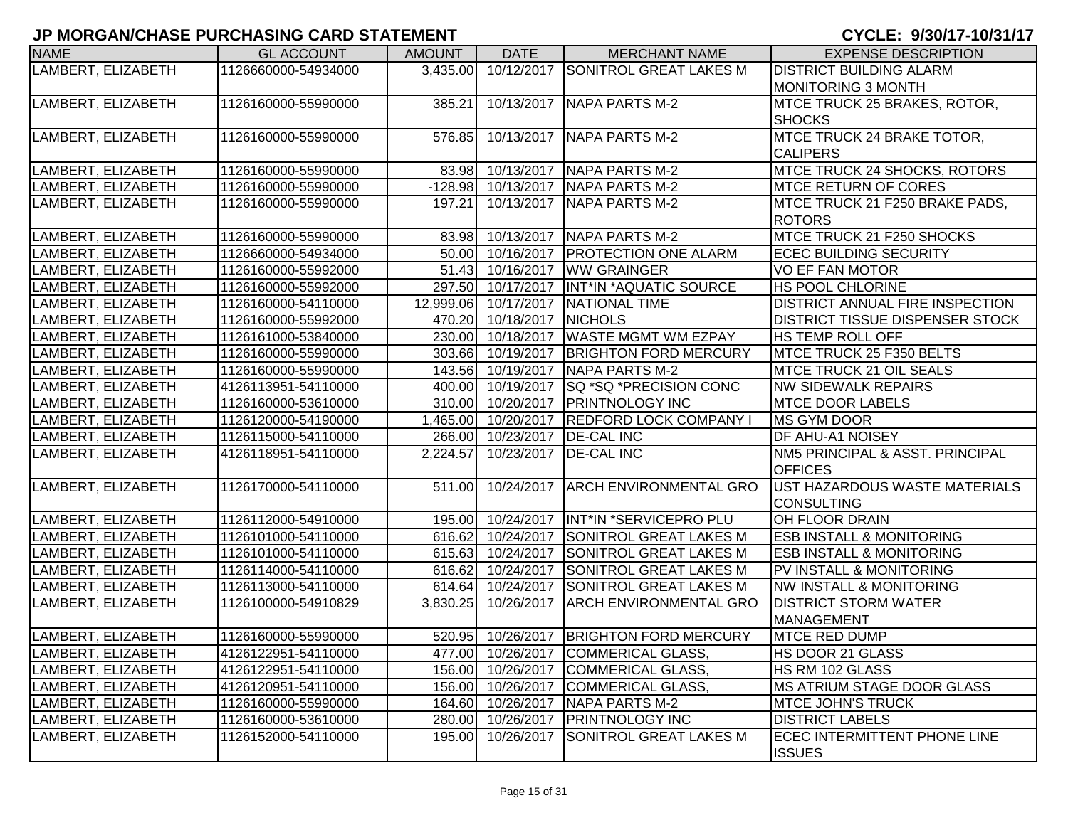## JP MORGAN/CHASE PURCHASING CARD STATEMENT

**CYCLE: 9/30/17-10/31/17**

| NAME | GL ACCOUNT | AMOUNT | DATE | MERCHANT NAME | EXPENSE DESCRIPTION |
|---|---|---|---|---|---|
| LAMBERT, ELIZABETH | 1126660000-54934000 | 3,435.00 | 10/12/2017 | SONITROL GREAT LAKES M | DISTRICT BUILDING ALARM MONITORING 3 MONTH |
| LAMBERT, ELIZABETH | 1126160000-55990000 | 385.21 | 10/13/2017 | NAPA PARTS M-2 | MTCE TRUCK 25 BRAKES, ROTOR, SHOCKS |
| LAMBERT, ELIZABETH | 1126160000-55990000 | 576.85 | 10/13/2017 | NAPA PARTS M-2 | MTCE TRUCK 24 BRAKE TOTOR, CALIPERS |
| LAMBERT, ELIZABETH | 1126160000-55990000 | 83.98 | 10/13/2017 | NAPA PARTS M-2 | MTCE TRUCK 24 SHOCKS, ROTORS |
| LAMBERT, ELIZABETH | 1126160000-55990000 | -128.98 | 10/13/2017 | NAPA PARTS M-2 | MTCE RETURN OF CORES |
| LAMBERT, ELIZABETH | 1126160000-55990000 | 197.21 | 10/13/2017 | NAPA PARTS M-2 | MTCE TRUCK 21 F250 BRAKE PADS, ROTORS |
| LAMBERT, ELIZABETH | 1126160000-55990000 | 83.98 | 10/13/2017 | NAPA PARTS M-2 | MTCE TRUCK 21 F250 SHOCKS |
| LAMBERT, ELIZABETH | 1126660000-54934000 | 50.00 | 10/16/2017 | PROTECTION ONE ALARM | ECEC BUILDING SECURITY |
| LAMBERT, ELIZABETH | 1126160000-55992000 | 51.43 | 10/16/2017 | WW GRAINGER | VO EF FAN MOTOR |
| LAMBERT, ELIZABETH | 1126160000-55992000 | 297.50 | 10/17/2017 | INT*IN *AQUATIC SOURCE | HS POOL CHLORINE |
| LAMBERT, ELIZABETH | 1126160000-54110000 | 12,999.06 | 10/17/2017 | NATIONAL TIME | DISTRICT ANNUAL FIRE INSPECTION |
| LAMBERT, ELIZABETH | 1126160000-55992000 | 470.20 | 10/18/2017 | NICHOLS | DISTRICT TISSUE DISPENSER STOCK |
| LAMBERT, ELIZABETH | 1126161000-53840000 | 230.00 | 10/18/2017 | WASTE MGMT WM EZPAY | HS TEMP ROLL OFF |
| LAMBERT, ELIZABETH | 1126160000-55990000 | 303.66 | 10/19/2017 | BRIGHTON FORD MERCURY | MTCE TRUCK 25 F350 BELTS |
| LAMBERT, ELIZABETH | 1126160000-55990000 | 143.56 | 10/19/2017 | NAPA PARTS M-2 | MTCE TRUCK 21 OIL SEALS |
| LAMBERT, ELIZABETH | 4126113951-54110000 | 400.00 | 10/19/2017 | SQ *SQ *PRECISION CONC | NW SIDEWALK REPAIRS |
| LAMBERT, ELIZABETH | 1126160000-53610000 | 310.00 | 10/20/2017 | PRINTNOLOGY INC | MTCE DOOR LABELS |
| LAMBERT, ELIZABETH | 1126120000-54190000 | 1,465.00 | 10/20/2017 | REDFORD LOCK COMPANY I | MS GYM DOOR |
| LAMBERT, ELIZABETH | 1126115000-54110000 | 266.00 | 10/23/2017 | DE-CAL INC | DF AHU-A1 NOISEY |
| LAMBERT, ELIZABETH | 4126118951-54110000 | 2,224.57 | 10/23/2017 | DE-CAL INC | NM5 PRINCIPAL & ASST. PRINCIPAL OFFICES |
| LAMBERT, ELIZABETH | 1126170000-54110000 | 511.00 | 10/24/2017 | ARCH ENVIRONMENTAL GRO | UST HAZARDOUS WASTE MATERIALS CONSULTING |
| LAMBERT, ELIZABETH | 1126112000-54910000 | 195.00 | 10/24/2017 | INT*IN *SERVICEPRO PLU | OH FLOOR DRAIN |
| LAMBERT, ELIZABETH | 1126101000-54110000 | 616.62 | 10/24/2017 | SONITROL GREAT LAKES M | ESB INSTALL & MONITORING |
| LAMBERT, ELIZABETH | 1126101000-54110000 | 615.63 | 10/24/2017 | SONITROL GREAT LAKES M | ESB INSTALL & MONITORING |
| LAMBERT, ELIZABETH | 1126114000-54110000 | 616.62 | 10/24/2017 | SONITROL GREAT LAKES M | PV INSTALL & MONITORING |
| LAMBERT, ELIZABETH | 1126113000-54110000 | 614.64 | 10/24/2017 | SONITROL GREAT LAKES M | NW INSTALL & MONITORING |
| LAMBERT, ELIZABETH | 1126100000-54910829 | 3,830.25 | 10/26/2017 | ARCH ENVIRONMENTAL GRO | DISTRICT STORM WATER MANAGEMENT |
| LAMBERT, ELIZABETH | 1126160000-55990000 | 520.95 | 10/26/2017 | BRIGHTON FORD MERCURY | MTCE RED DUMP |
| LAMBERT, ELIZABETH | 4126122951-54110000 | 477.00 | 10/26/2017 | COMMERICAL GLASS, | HS DOOR 21 GLASS |
| LAMBERT, ELIZABETH | 4126122951-54110000 | 156.00 | 10/26/2017 | COMMERICAL GLASS, | HS RM 102 GLASS |
| LAMBERT, ELIZABETH | 4126120951-54110000 | 156.00 | 10/26/2017 | COMMERICAL GLASS, | MS ATRIUM STAGE DOOR GLASS |
| LAMBERT, ELIZABETH | 1126160000-55990000 | 164.60 | 10/26/2017 | NAPA PARTS M-2 | MTCE JOHN'S TRUCK |
| LAMBERT, ELIZABETH | 1126160000-53610000 | 280.00 | 10/26/2017 | PRINTNOLOGY INC | DISTRICT LABELS |
| LAMBERT, ELIZABETH | 1126152000-54110000 | 195.00 | 10/26/2017 | SONITROL GREAT LAKES M | ECEC INTERMITTENT PHONE LINE ISSUES |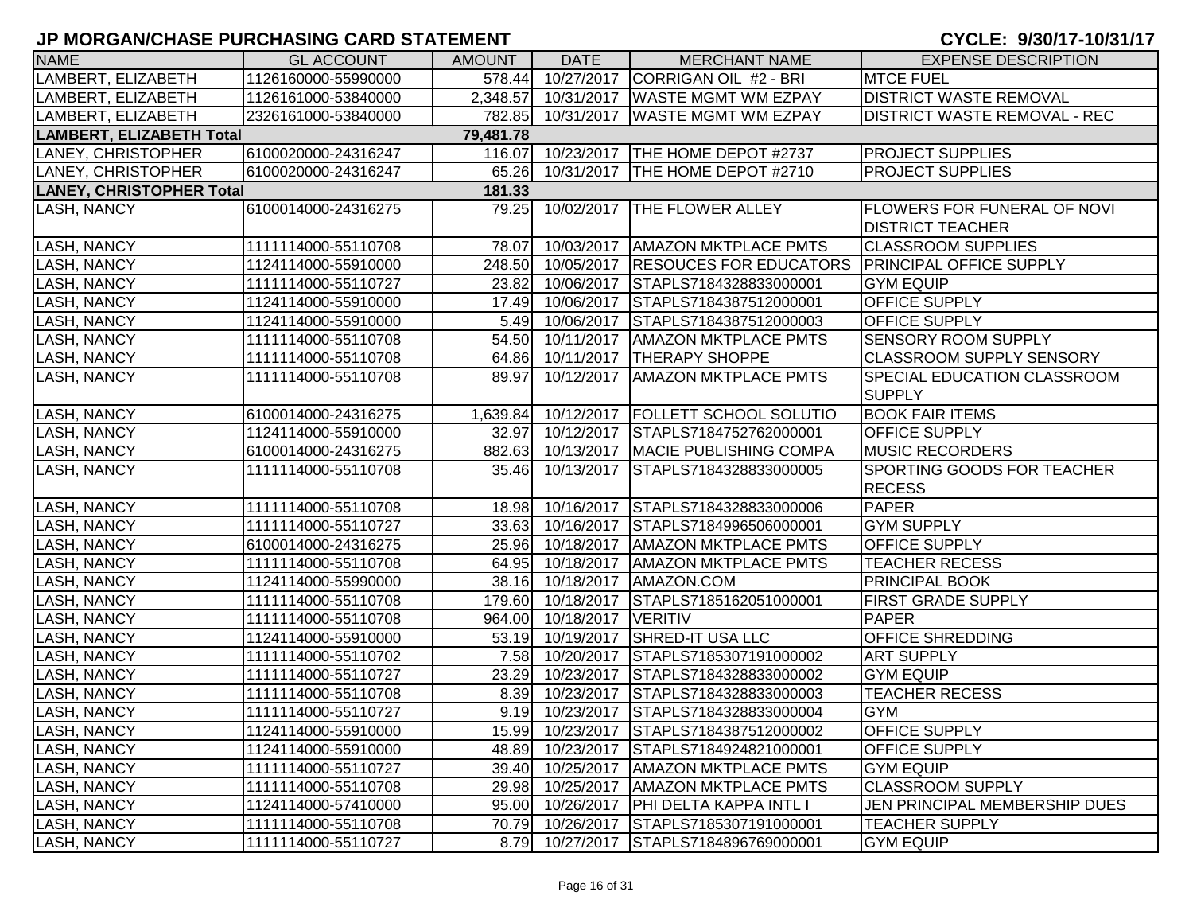# JP MORGAN/CHASE PURCHASING CARD STATEMENT

**CYCLE: 9/30/17-10/31/17**

| NAME | GL ACCOUNT | AMOUNT | DATE | MERCHANT NAME | EXPENSE DESCRIPTION |
|---|---|---|---|---|---|
| LAMBERT, ELIZABETH | 1126160000-55990000 | 578.44 | 10/27/2017 | CORRIGAN OIL #2 - BRI | MTCE FUEL |
| LAMBERT, ELIZABETH | 1126161000-53840000 | 2,348.57 | 10/31/2017 | WASTE MGMT WM EZPAY | DISTRICT WASTE REMOVAL |
| LAMBERT, ELIZABETH | 2326161000-53840000 | 782.85 | 10/31/2017 | WASTE MGMT WM EZPAY | DISTRICT WASTE REMOVAL - REC |
| **LAMBERT, ELIZABETH Total** | | **79,481.78** | | | |
| LANEY, CHRISTOPHER | 6100020000-24316247 | 116.07 | 10/23/2017 | THE HOME DEPOT #2737 | PROJECT SUPPLIES |
| LANEY, CHRISTOPHER | 6100020000-24316247 | 65.26 | 10/31/2017 | THE HOME DEPOT #2710 | PROJECT SUPPLIES |
| **LANEY, CHRISTOPHER Total** | | **181.33** | | | |
| LASH, NANCY | 6100014000-24316275 | 79.25 | 10/02/2017 | THE FLOWER ALLEY | FLOWERS FOR FUNERAL OF NOVI DISTRICT TEACHER |
| LASH, NANCY | 1111114000-55110708 | 78.07 | 10/03/2017 | AMAZON MKTPLACE PMTS | CLASSROOM SUPPLIES |
| LASH, NANCY | 1124114000-55910000 | 248.50 | 10/05/2017 | RESOUCES FOR EDUCATORS | PRINCIPAL OFFICE SUPPLY |
| LASH, NANCY | 1111114000-55110727 | 23.82 | 10/06/2017 | STAPLS7184328833000001 | GYM EQUIP |
| LASH, NANCY | 1124114000-55910000 | 17.49 | 10/06/2017 | STAPLS7184387512000001 | OFFICE SUPPLY |
| LASH, NANCY | 1124114000-55910000 | 5.49 | 10/06/2017 | STAPLS7184387512000003 | OFFICE SUPPLY |
| LASH, NANCY | 1111114000-55110708 | 54.50 | 10/11/2017 | AMAZON MKTPLACE PMTS | SENSORY ROOM SUPPLY |
| LASH, NANCY | 1111114000-55110708 | 64.86 | 10/11/2017 | THERAPY SHOPPE | CLASSROOM SUPPLY SENSORY |
| LASH, NANCY | 1111114000-55110708 | 89.97 | 10/12/2017 | AMAZON MKTPLACE PMTS | SPECIAL EDUCATION CLASSROOM SUPPLY |
| LASH, NANCY | 6100014000-24316275 | 1,639.84 | 10/12/2017 | FOLLETT SCHOOL SOLUTIO | BOOK FAIR ITEMS |
| LASH, NANCY | 1124114000-55910000 | 32.97 | 10/12/2017 | STAPLS7184752762000001 | OFFICE SUPPLY |
| LASH, NANCY | 6100014000-24316275 | 882.63 | 10/13/2017 | MACIE PUBLISHING COMPA | MUSIC RECORDERS |
| LASH, NANCY | 1111114000-55110708 | 35.46 | 10/13/2017 | STAPLS7184328833000005 | SPORTING GOODS FOR TEACHER RECESS |
| LASH, NANCY | 1111114000-55110708 | 18.98 | 10/16/2017 | STAPLS7184328833000006 | PAPER |
| LASH, NANCY | 1111114000-55110727 | 33.63 | 10/16/2017 | STAPLS7184996506000001 | GYM SUPPLY |
| LASH, NANCY | 6100014000-24316275 | 25.96 | 10/18/2017 | AMAZON MKTPLACE PMTS | OFFICE SUPPLY |
| LASH, NANCY | 1111114000-55110708 | 64.95 | 10/18/2017 | AMAZON MKTPLACE PMTS | TEACHER RECESS |
| LASH, NANCY | 1124114000-55990000 | 38.16 | 10/18/2017 | AMAZON.COM | PRINCIPAL BOOK |
| LASH, NANCY | 1111114000-55110708 | 179.60 | 10/18/2017 | STAPLS7185162051000001 | FIRST GRADE SUPPLY |
| LASH, NANCY | 1111114000-55110708 | 964.00 | 10/18/2017 | VERITIV | PAPER |
| LASH, NANCY | 1124114000-55910000 | 53.19 | 10/19/2017 | SHRED-IT USA LLC | OFFICE SHREDDING |
| LASH, NANCY | 1111114000-55110702 | 7.58 | 10/20/2017 | STAPLS7185307191000002 | ART SUPPLY |
| LASH, NANCY | 1111114000-55110727 | 23.29 | 10/23/2017 | STAPLS7184328833000002 | GYM EQUIP |
| LASH, NANCY | 1111114000-55110708 | 8.39 | 10/23/2017 | STAPLS7184328833000003 | TEACHER RECESS |
| LASH, NANCY | 1111114000-55110727 | 9.19 | 10/23/2017 | STAPLS7184328833000004 | GYM |
| LASH, NANCY | 1124114000-55910000 | 15.99 | 10/23/2017 | STAPLS7184387512000002 | OFFICE SUPPLY |
| LASH, NANCY | 1124114000-55910000 | 48.89 | 10/23/2017 | STAPLS7184924821000001 | OFFICE SUPPLY |
| LASH, NANCY | 1111114000-55110727 | 39.40 | 10/25/2017 | AMAZON MKTPLACE PMTS | GYM EQUIP |
| LASH, NANCY | 1111114000-55110708 | 29.98 | 10/25/2017 | AMAZON MKTPLACE PMTS | CLASSROOM SUPPLY |
| LASH, NANCY | 1124114000-57410000 | 95.00 | 10/26/2017 | PHI DELTA KAPPA INTL I | JEN PRINCIPAL MEMBERSHIP DUES |
| LASH, NANCY | 1111114000-55110708 | 70.79 | 10/26/2017 | STAPLS7185307191000001 | TEACHER SUPPLY |
| LASH, NANCY | 1111114000-55110727 | 8.79 | 10/27/2017 | STAPLS7184896769000001 | GYM EQUIP |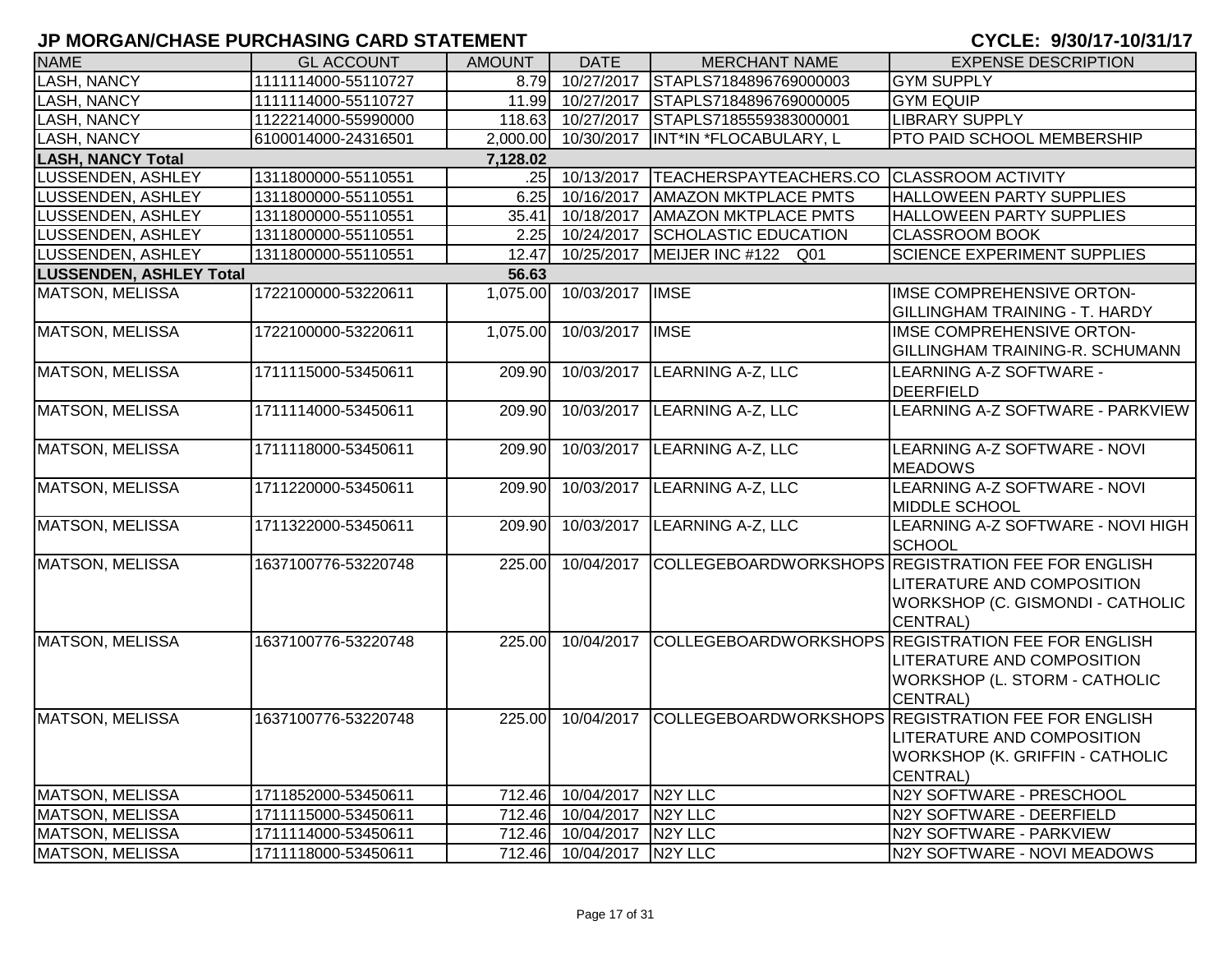# JP MORGAN/CHASE PURCHASING CARD STATEMENT

**CYCLE: 9/30/17-10/31/17**

| NAME | GL ACCOUNT | AMOUNT | DATE | MERCHANT NAME | EXPENSE DESCRIPTION |
|---|---|---|---|---|---|
| LASH, NANCY | 1111114000-55110727 | 8.79 | 10/27/2017 | STAPLS7184896769000003 | GYM SUPPLY |
| LASH, NANCY | 1111114000-55110727 | 11.99 | 10/27/2017 | STAPLS7184896769000005 | GYM EQUIP |
| LASH, NANCY | 1122214000-55990000 | 118.63 | 10/27/2017 | STAPLS7185559383000001 | LIBRARY SUPPLY |
| LASH, NANCY | 6100014000-24316501 | 2,000.00 | 10/30/2017 | INT*IN *FLOCABULARY, L | PTO PAID SCHOOL MEMBERSHIP |
| **LASH, NANCY Total** | | **7,128.02** | | | |
| LUSSENDEN, ASHLEY | 1311800000-55110551 | .25 | 10/13/2017 | TEACHERSPAYTEACHERS.CO | CLASSROOM ACTIVITY |
| LUSSENDEN, ASHLEY | 1311800000-55110551 | 6.25 | 10/16/2017 | AMAZON MKTPLACE PMTS | HALLOWEEN PARTY SUPPLIES |
| LUSSENDEN, ASHLEY | 1311800000-55110551 | 35.41 | 10/18/2017 | AMAZON MKTPLACE PMTS | HALLOWEEN PARTY SUPPLIES |
| LUSSENDEN, ASHLEY | 1311800000-55110551 | 2.25 | 10/24/2017 | SCHOLASTIC EDUCATION | CLASSROOM BOOK |
| LUSSENDEN, ASHLEY | 1311800000-55110551 | 12.47 | 10/25/2017 | MEIJER INC #122 Q01 | SCIENCE EXPERIMENT SUPPLIES |
| **LUSSENDEN, ASHLEY Total** | | **56.63** | | | |
| MATSON, MELISSA | 1722100000-53220611 | 1,075.00 | 10/03/2017 | IMSE | IMSE COMPREHENSIVE ORTON-GILLINGHAM TRAINING - T. HARDY |
| MATSON, MELISSA | 1722100000-53220611 | 1,075.00 | 10/03/2017 | IMSE | IMSE COMPREHENSIVE ORTON-GILLINGHAM TRAINING-R. SCHUMANN |
| MATSON, MELISSA | 1711115000-53450611 | 209.90 | 10/03/2017 | LEARNING A-Z, LLC | LEARNING A-Z SOFTWARE - DEERFIELD |
| MATSON, MELISSA | 1711114000-53450611 | 209.90 | 10/03/2017 | LEARNING A-Z, LLC | LEARNING A-Z SOFTWARE - PARKVIEW |
| MATSON, MELISSA | 1711118000-53450611 | 209.90 | 10/03/2017 | LEARNING A-Z, LLC | LEARNING A-Z SOFTWARE - NOVI MEADOWS |
| MATSON, MELISSA | 1711220000-53450611 | 209.90 | 10/03/2017 | LEARNING A-Z, LLC | LEARNING A-Z SOFTWARE - NOVI MIDDLE SCHOOL |
| MATSON, MELISSA | 1711322000-53450611 | 209.90 | 10/03/2017 | LEARNING A-Z, LLC | LEARNING A-Z SOFTWARE - NOVI HIGH SCHOOL |
| MATSON, MELISSA | 1637100776-53220748 | 225.00 | 10/04/2017 | COLLEGEBOARDWORKSHOPS | REGISTRATION FEE FOR ENGLISH LITERATURE AND COMPOSITION WORKSHOP (C. GISMONDI - CATHOLIC CENTRAL) |
| MATSON, MELISSA | 1637100776-53220748 | 225.00 | 10/04/2017 | COLLEGEBOARDWORKSHOPS | REGISTRATION FEE FOR ENGLISH LITERATURE AND COMPOSITION WORKSHOP (L. STORM - CATHOLIC CENTRAL) |
| MATSON, MELISSA | 1637100776-53220748 | 225.00 | 10/04/2017 | COLLEGEBOARDWORKSHOPS | REGISTRATION FEE FOR ENGLISH LITERATURE AND COMPOSITION WORKSHOP (K. GRIFFIN - CATHOLIC CENTRAL) |
| MATSON, MELISSA | 1711852000-53450611 | 712.46 | 10/04/2017 | N2Y LLC | N2Y SOFTWARE - PRESCHOOL |
| MATSON, MELISSA | 1711115000-53450611 | 712.46 | 10/04/2017 | N2Y LLC | N2Y SOFTWARE - DEERFIELD |
| MATSON, MELISSA | 1711114000-53450611 | 712.46 | 10/04/2017 | N2Y LLC | N2Y SOFTWARE - PARKVIEW |
| MATSON, MELISSA | 1711118000-53450611 | 712.46 | 10/04/2017 | N2Y LLC | N2Y SOFTWARE - NOVI MEADOWS |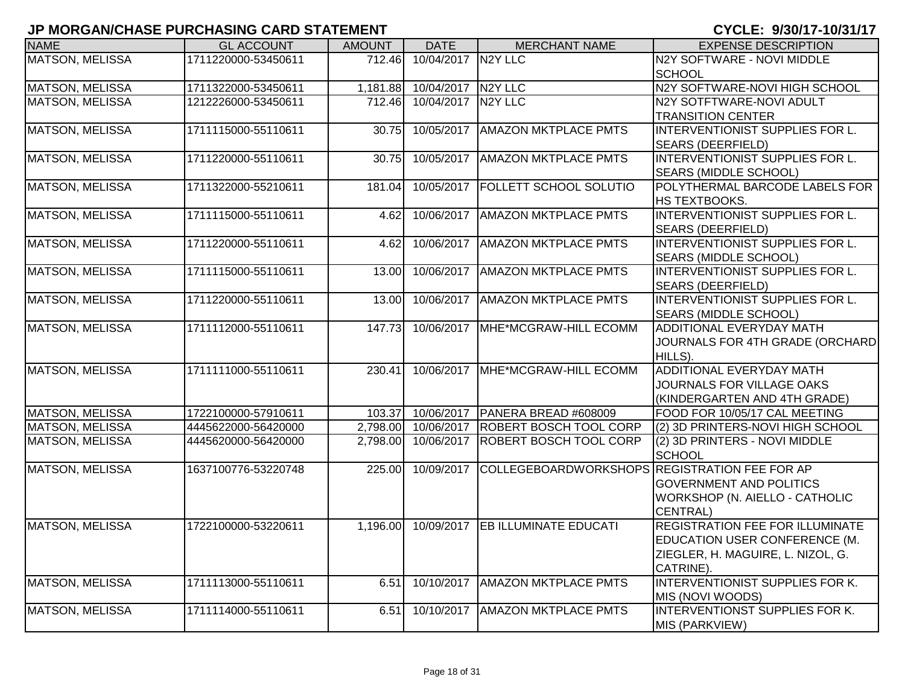## JP MORGAN/CHASE PURCHASING CARD STATEMENT

**CYCLE: 9/30/17-10/31/17**

| NAME | GL ACCOUNT | AMOUNT | DATE | MERCHANT NAME | EXPENSE DESCRIPTION |
|---|---|---|---|---|---|
| MATSON, MELISSA | 1711220000-53450611 | 712.46 | 10/04/2017 | N2Y LLC | N2Y SOFTWARE - NOVI MIDDLE SCHOOL |
| MATSON, MELISSA | 1711322000-53450611 | 1,181.88 | 10/04/2017 | N2Y LLC | N2Y SOFTWARE-NOVI HIGH SCHOOL |
| MATSON, MELISSA | 1212226000-53450611 | 712.46 | 10/04/2017 | N2Y LLC | N2Y SOTFTWARE-NOVI ADULT TRANSITION CENTER |
| MATSON, MELISSA | 1711115000-55110611 | 30.75 | 10/05/2017 | AMAZON MKTPLACE PMTS | INTERVENTIONIST SUPPLIES FOR L. SEARS (DEERFIELD) |
| MATSON, MELISSA | 1711220000-55110611 | 30.75 | 10/05/2017 | AMAZON MKTPLACE PMTS | INTERVENTIONIST SUPPLIES FOR L. SEARS (MIDDLE SCHOOL) |
| MATSON, MELISSA | 1711322000-55210611 | 181.04 | 10/05/2017 | FOLLETT SCHOOL SOLUTIO | POLYTHERMAL BARCODE LABELS FOR HS TEXTBOOKS. |
| MATSON, MELISSA | 1711115000-55110611 | 4.62 | 10/06/2017 | AMAZON MKTPLACE PMTS | INTERVENTIONIST SUPPLIES FOR L. SEARS (DEERFIELD) |
| MATSON, MELISSA | 1711220000-55110611 | 4.62 | 10/06/2017 | AMAZON MKTPLACE PMTS | INTERVENTIONIST SUPPLIES FOR L. SEARS (MIDDLE SCHOOL) |
| MATSON, MELISSA | 1711115000-55110611 | 13.00 | 10/06/2017 | AMAZON MKTPLACE PMTS | INTERVENTIONIST SUPPLIES FOR L. SEARS (DEERFIELD) |
| MATSON, MELISSA | 1711220000-55110611 | 13.00 | 10/06/2017 | AMAZON MKTPLACE PMTS | INTERVENTIONIST SUPPLIES FOR L. SEARS (MIDDLE SCHOOL) |
| MATSON, MELISSA | 1711112000-55110611 | 147.73 | 10/06/2017 | MHE*MCGRAW-HILL ECOMM | ADDITIONAL EVERYDAY MATH JOURNALS FOR 4TH GRADE (ORCHARD HILLS). |
| MATSON, MELISSA | 1711111000-55110611 | 230.41 | 10/06/2017 | MHE*MCGRAW-HILL ECOMM | ADDITIONAL EVERYDAY MATH JOURNALS FOR VILLAGE OAKS (KINDERGARTEN AND 4TH GRADE) |
| MATSON, MELISSA | 1722100000-57910611 | 103.37 | 10/06/2017 | PANERA BREAD #608009 | FOOD FOR 10/05/17 CAL MEETING |
| MATSON, MELISSA | 4445622000-56420000 | 2,798.00 | 10/06/2017 | ROBERT BOSCH TOOL CORP | (2) 3D PRINTERS-NOVI HIGH SCHOOL |
| MATSON, MELISSA | 4445620000-56420000 | 2,798.00 | 10/06/2017 | ROBERT BOSCH TOOL CORP | (2) 3D PRINTERS - NOVI MIDDLE SCHOOL |
| MATSON, MELISSA | 1637100776-53220748 | 225.00 | 10/09/2017 | COLLEGEBOARDWORKSHOPS | REGISTRATION FEE FOR AP GOVERNMENT AND POLITICS WORKSHOP (N. AIELLO - CATHOLIC CENTRAL) |
| MATSON, MELISSA | 1722100000-53220611 | 1,196.00 | 10/09/2017 | EB ILLUMINATE EDUCATI | REGISTRATION FEE FOR ILLUMINATE EDUCATION USER CONFERENCE (M. ZIEGLER, H. MAGUIRE, L. NIZOL, G. CATRINE). |
| MATSON, MELISSA | 1711113000-55110611 | 6.51 | 10/10/2017 | AMAZON MKTPLACE PMTS | INTERVENTIONIST SUPPLIES FOR K. MIS (NOVI WOODS) |
| MATSON, MELISSA | 1711114000-55110611 | 6.51 | 10/10/2017 | AMAZON MKTPLACE PMTS | INTERVENTIONST SUPPLIES FOR K. MIS (PARKVIEW) |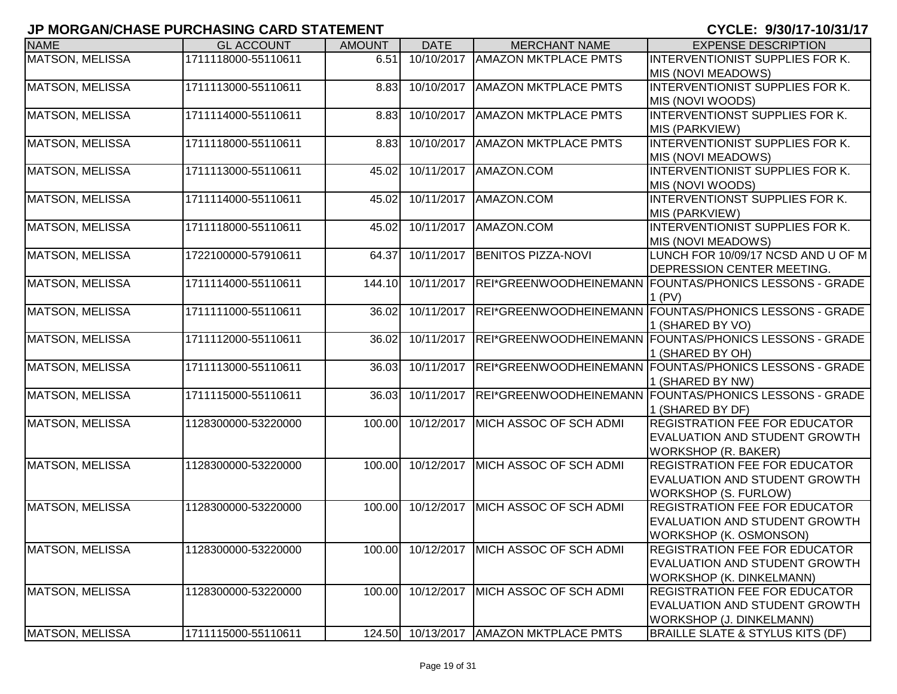**JP MORGAN/CHASE PURCHASING CARD STATEMENT** **CYCLE: 9/30/17-10/31/17**

| NAME | GL ACCOUNT | AMOUNT | DATE | MERCHANT NAME | EXPENSE DESCRIPTION |
|---|---|---|---|---|---|
| MATSON, MELISSA | 1711118000-55110611 | 6.51 | 10/10/2017 | AMAZON MKTPLACE PMTS | INTERVENTIONIST SUPPLIES FOR K. MIS (NOVI MEADOWS) |
| MATSON, MELISSA | 1711113000-55110611 | 8.83 | 10/10/2017 | AMAZON MKTPLACE PMTS | INTERVENTIONIST SUPPLIES FOR K. MIS (NOVI WOODS) |
| MATSON, MELISSA | 1711114000-55110611 | 8.83 | 10/10/2017 | AMAZON MKTPLACE PMTS | INTERVENTIONST SUPPLIES FOR K. MIS (PARKVIEW) |
| MATSON, MELISSA | 1711118000-55110611 | 8.83 | 10/10/2017 | AMAZON MKTPLACE PMTS | INTERVENTIONIST SUPPLIES FOR K. MIS (NOVI MEADOWS) |
| MATSON, MELISSA | 1711113000-55110611 | 45.02 | 10/11/2017 | AMAZON.COM | INTERVENTIONIST SUPPLIES FOR K. MIS (NOVI WOODS) |
| MATSON, MELISSA | 1711114000-55110611 | 45.02 | 10/11/2017 | AMAZON.COM | INTERVENTIONST SUPPLIES FOR K. MIS (PARKVIEW) |
| MATSON, MELISSA | 1711118000-55110611 | 45.02 | 10/11/2017 | AMAZON.COM | INTERVENTIONIST SUPPLIES FOR K. MIS (NOVI MEADOWS) |
| MATSON, MELISSA | 1722100000-57910611 | 64.37 | 10/11/2017 | BENITOS PIZZA-NOVI | LUNCH FOR 10/09/17 NCSD AND U OF M DEPRESSION CENTER MEETING. |
| MATSON, MELISSA | 1711114000-55110611 | 144.10 | 10/11/2017 | REI*GREENWOODHEINEMANN | FOUNTAS/PHONICS LESSONS - GRADE 1 (PV) |
| MATSON, MELISSA | 1711111000-55110611 | 36.02 | 10/11/2017 | REI*GREENWOODHEINEMANN | FOUNTAS/PHONICS LESSONS - GRADE 1 (SHARED BY VO) |
| MATSON, MELISSA | 1711112000-55110611 | 36.02 | 10/11/2017 | REI*GREENWOODHEINEMANN | FOUNTAS/PHONICS LESSONS - GRADE 1 (SHARED BY OH) |
| MATSON, MELISSA | 1711113000-55110611 | 36.03 | 10/11/2017 | REI*GREENWOODHEINEMANN | FOUNTAS/PHONICS LESSONS - GRADE 1 (SHARED BY NW) |
| MATSON, MELISSA | 1711115000-55110611 | 36.03 | 10/11/2017 | REI*GREENWOODHEINEMANN | FOUNTAS/PHONICS LESSONS - GRADE 1 (SHARED BY DF) |
| MATSON, MELISSA | 1128300000-53220000 | 100.00 | 10/12/2017 | MICH ASSOC OF SCH ADMI | REGISTRATION FEE FOR EDUCATOR EVALUATION AND STUDENT GROWTH WORKSHOP (R. BAKER) |
| MATSON, MELISSA | 1128300000-53220000 | 100.00 | 10/12/2017 | MICH ASSOC OF SCH ADMI | REGISTRATION FEE FOR EDUCATOR EVALUATION AND STUDENT GROWTH WORKSHOP (S. FURLOW) |
| MATSON, MELISSA | 1128300000-53220000 | 100.00 | 10/12/2017 | MICH ASSOC OF SCH ADMI | REGISTRATION FEE FOR EDUCATOR EVALUATION AND STUDENT GROWTH WORKSHOP (K. OSMONSON) |
| MATSON, MELISSA | 1128300000-53220000 | 100.00 | 10/12/2017 | MICH ASSOC OF SCH ADMI | REGISTRATION FEE FOR EDUCATOR EVALUATION AND STUDENT GROWTH WORKSHOP (K. DINKELMANN) |
| MATSON, MELISSA | 1128300000-53220000 | 100.00 | 10/12/2017 | MICH ASSOC OF SCH ADMI | REGISTRATION FEE FOR EDUCATOR EVALUATION AND STUDENT GROWTH WORKSHOP (J. DINKELMANN) |
| MATSON, MELISSA | 1711115000-55110611 | 124.50 | 10/13/2017 | AMAZON MKTPLACE PMTS | BRAILLE SLATE & STYLUS KITS (DF) |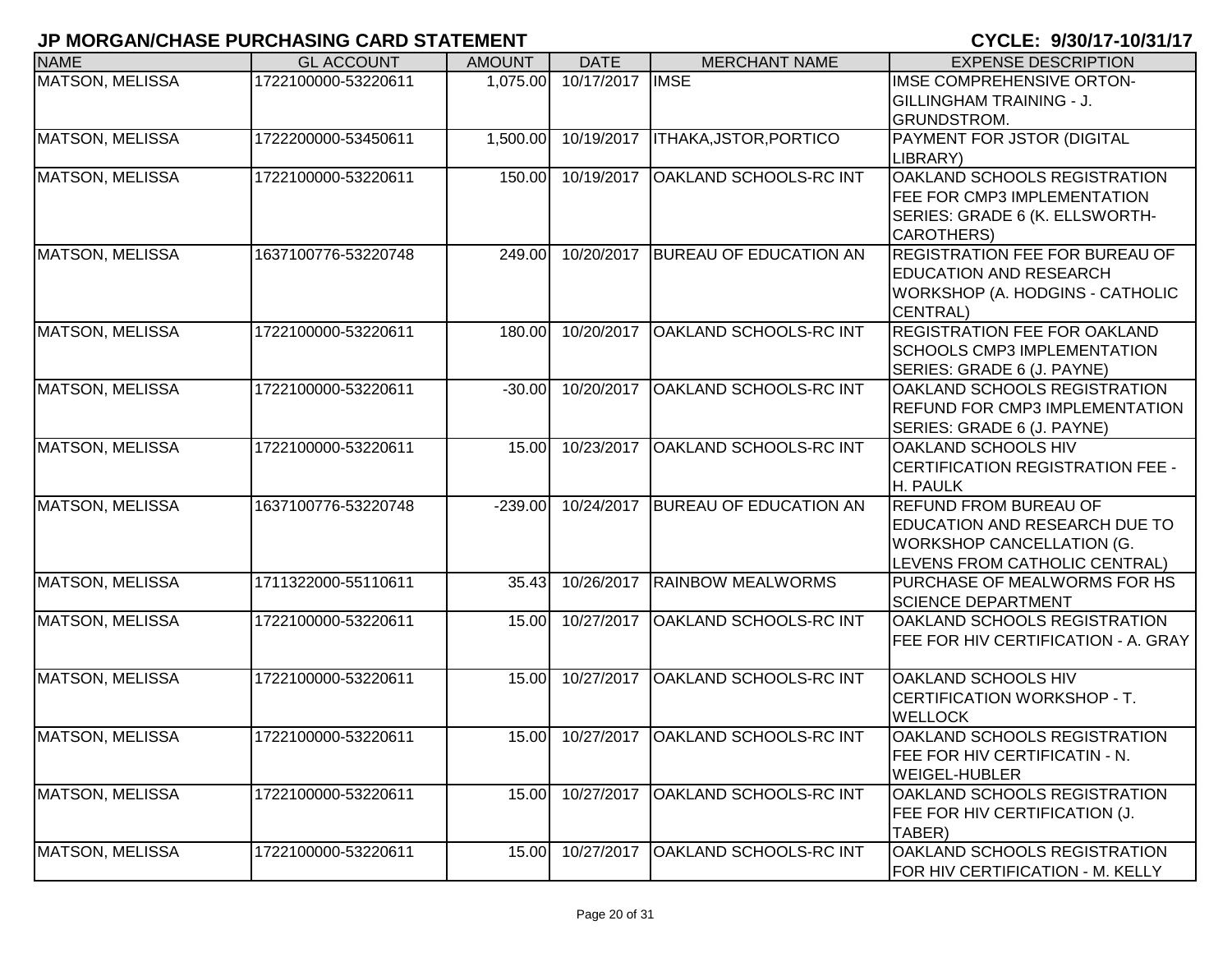# JP MORGAN/CHASE PURCHASING CARD STATEMENT

**CYCLE: 9/30/17-10/31/17**

| NAME | GL ACCOUNT | AMOUNT | DATE | MERCHANT NAME | EXPENSE DESCRIPTION |
|---|---|---|---|---|---|
| MATSON, MELISSA | 1722100000-53220611 | 1,075.00 | 10/17/2017 | IMSE | IMSE COMPREHENSIVE ORTON-GILLINGHAM TRAINING - J. GRUNDSTROM. |
| MATSON, MELISSA | 1722200000-53450611 | 1,500.00 | 10/19/2017 | ITHAKA,JSTOR,PORTICO | PAYMENT FOR JSTOR (DIGITAL LIBRARY) |
| MATSON, MELISSA | 1722100000-53220611 | 150.00 | 10/19/2017 | OAKLAND SCHOOLS-RC INT | OAKLAND SCHOOLS REGISTRATION FEE FOR CMP3 IMPLEMENTATION SERIES: GRADE 6 (K. ELLSWORTH-CAROTHERS) |
| MATSON, MELISSA | 1637100776-53220748 | 249.00 | 10/20/2017 | BUREAU OF EDUCATION AN | REGISTRATION FEE FOR BUREAU OF EDUCATION AND RESEARCH WORKSHOP (A. HODGINS - CATHOLIC CENTRAL) |
| MATSON, MELISSA | 1722100000-53220611 | 180.00 | 10/20/2017 | OAKLAND SCHOOLS-RC INT | REGISTRATION FEE FOR OAKLAND SCHOOLS CMP3 IMPLEMENTATION SERIES: GRADE 6 (J. PAYNE) |
| MATSON, MELISSA | 1722100000-53220611 | -30.00 | 10/20/2017 | OAKLAND SCHOOLS-RC INT | OAKLAND SCHOOLS REGISTRATION REFUND FOR CMP3 IMPLEMENTATION SERIES: GRADE 6 (J. PAYNE) |
| MATSON, MELISSA | 1722100000-53220611 | 15.00 | 10/23/2017 | OAKLAND SCHOOLS-RC INT | OAKLAND SCHOOLS HIV CERTIFICATION REGISTRATION FEE - H. PAULK |
| MATSON, MELISSA | 1637100776-53220748 | -239.00 | 10/24/2017 | BUREAU OF EDUCATION AN | REFUND FROM BUREAU OF EDUCATION AND RESEARCH DUE TO WORKSHOP CANCELLATION (G. LEVENS FROM CATHOLIC CENTRAL) |
| MATSON, MELISSA | 1711322000-55110611 | 35.43 | 10/26/2017 | RAINBOW MEALWORMS | PURCHASE OF MEALWORMS FOR HS SCIENCE DEPARTMENT |
| MATSON, MELISSA | 1722100000-53220611 | 15.00 | 10/27/2017 | OAKLAND SCHOOLS-RC INT | OAKLAND SCHOOLS REGISTRATION FEE FOR HIV CERTIFICATION - A. GRAY |
| MATSON, MELISSA | 1722100000-53220611 | 15.00 | 10/27/2017 | OAKLAND SCHOOLS-RC INT | OAKLAND SCHOOLS HIV CERTIFICATION WORKSHOP - T. WELLOCK |
| MATSON, MELISSA | 1722100000-53220611 | 15.00 | 10/27/2017 | OAKLAND SCHOOLS-RC INT | OAKLAND SCHOOLS REGISTRATION FEE FOR HIV CERTIFICATIN - N. WEIGEL-HUBLER |
| MATSON, MELISSA | 1722100000-53220611 | 15.00 | 10/27/2017 | OAKLAND SCHOOLS-RC INT | OAKLAND SCHOOLS REGISTRATION FEE FOR HIV CERTIFICATION (J. TABER) |
| MATSON, MELISSA | 1722100000-53220611 | 15.00 | 10/27/2017 | OAKLAND SCHOOLS-RC INT | OAKLAND SCHOOLS REGISTRATION FOR HIV CERTIFICATION - M. KELLY |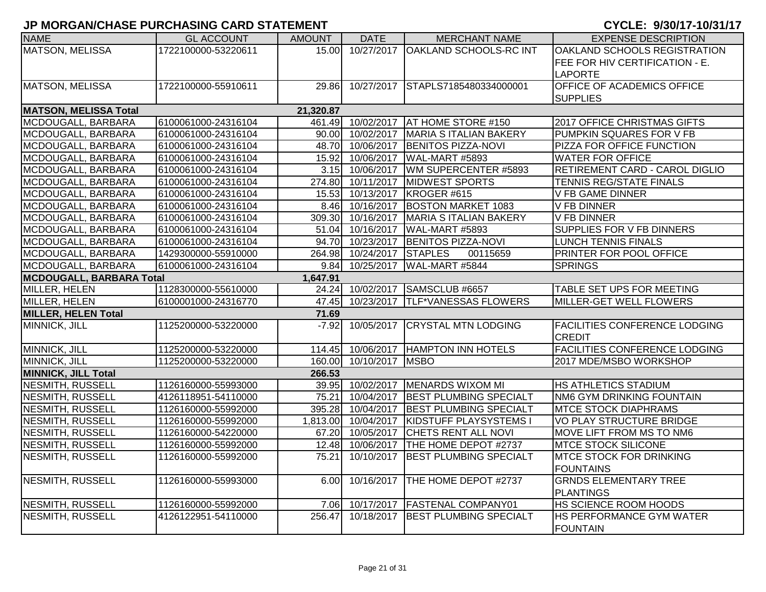# JP MORGAN/CHASE PURCHASING CARD STATEMENT

**CYCLE: 9/30/17-10/31/17**

| NAME | GL ACCOUNT | AMOUNT | DATE | MERCHANT NAME | EXPENSE DESCRIPTION |
|---|---|---|---|---|---|
| MATSON, MELISSA | 1722100000-53220611 | 15.00 | 10/27/2017 | OAKLAND SCHOOLS-RC INT | OAKLAND SCHOOLS REGISTRATION FEE FOR HIV CERTIFICATION - E. LAPORTE |
| MATSON, MELISSA | 1722100000-55910611 | 29.86 | 10/27/2017 | STAPLS7185480334000001 | OFFICE OF ACADEMICS OFFICE SUPPLIES |
| **MATSON, MELISSA Total** | | **21,320.87** | | | |
| MCDOUGALL, BARBARA | 6100061000-24316104 | 461.49 | 10/02/2017 | AT HOME STORE #150 | 2017 OFFICE CHRISTMAS GIFTS |
| MCDOUGALL, BARBARA | 6100061000-24316104 | 90.00 | 10/02/2017 | MARIA S ITALIAN BAKERY | PUMPKIN SQUARES FOR V FB |
| MCDOUGALL, BARBARA | 6100061000-24316104 | 48.70 | 10/06/2017 | BENITOS PIZZA-NOVI | PIZZA FOR OFFICE FUNCTION |
| MCDOUGALL, BARBARA | 6100061000-24316104 | 15.92 | 10/06/2017 | WAL-MART #5893 | WATER FOR OFFICE |
| MCDOUGALL, BARBARA | 6100061000-24316104 | 3.15 | 10/06/2017 | WM SUPERCENTER #5893 | RETIREMENT CARD - CAROL DIGLIO |
| MCDOUGALL, BARBARA | 6100061000-24316104 | 274.80 | 10/11/2017 | MIDWEST SPORTS | TENNIS REG/STATE FINALS |
| MCDOUGALL, BARBARA | 6100061000-24316104 | 15.53 | 10/13/2017 | KROGER #615 | V FB GAME DINNER |
| MCDOUGALL, BARBARA | 6100061000-24316104 | 8.46 | 10/16/2017 | BOSTON MARKET 1083 | V FB DINNER |
| MCDOUGALL, BARBARA | 6100061000-24316104 | 309.30 | 10/16/2017 | MARIA S ITALIAN BAKERY | V FB DINNER |
| MCDOUGALL, BARBARA | 6100061000-24316104 | 51.04 | 10/16/2017 | WAL-MART #5893 | SUPPLIES FOR V FB DINNERS |
| MCDOUGALL, BARBARA | 6100061000-24316104 | 94.70 | 10/23/2017 | BENITOS PIZZA-NOVI | LUNCH TENNIS FINALS |
| MCDOUGALL, BARBARA | 1429300000-55910000 | 264.98 | 10/24/2017 | STAPLES 00115659 | PRINTER FOR POOL OFFICE |
| MCDOUGALL, BARBARA | 6100061000-24316104 | 9.84 | 10/25/2017 | WAL-MART #5844 | SPRINGS |
| **MCDOUGALL, BARBARA Total** | | **1,647.91** | | | |
| MILLER, HELEN | 1128300000-55610000 | 24.24 | 10/02/2017 | SAMSCLUB #6657 | TABLE SET UPS FOR MEETING |
| MILLER, HELEN | 6100001000-24316770 | 47.45 | 10/23/2017 | TLF*VANESSAS FLOWERS | MILLER-GET WELL FLOWERS |
| **MILLER, HELEN Total** | | **71.69** | | | |
| MINNICK, JILL | 1125200000-53220000 | -7.92 | 10/05/2017 | CRYSTAL MTN LODGING | FACILITIES CONFERENCE LODGING CREDIT |
| MINNICK, JILL | 1125200000-53220000 | 114.45 | 10/06/2017 | HAMPTON INN HOTELS | FACILITIES CONFERENCE LODGING |
| MINNICK, JILL | 1125200000-53220000 | 160.00 | 10/10/2017 | MSBO | 2017 MDE/MSBO WORKSHOP |
| **MINNICK, JILL Total** | | **266.53** | | | |
| NESMITH, RUSSELL | 1126160000-55993000 | 39.95 | 10/02/2017 | MENARDS WIXOM MI | HS ATHLETICS STADIUM |
| NESMITH, RUSSELL | 4126118951-54110000 | 75.21 | 10/04/2017 | BEST PLUMBING SPECIALT | NM6 GYM DRINKING FOUNTAIN |
| NESMITH, RUSSELL | 1126160000-55992000 | 395.28 | 10/04/2017 | BEST PLUMBING SPECIALT | MTCE STOCK DIAPHRAMS |
| NESMITH, RUSSELL | 1126160000-55992000 | 1,813.00 | 10/04/2017 | KIDSTUFF PLAYSYSTEMS I | VO PLAY STRUCTURE BRIDGE |
| NESMITH, RUSSELL | 1126160000-54220000 | 67.20 | 10/05/2017 | CHETS RENT ALL NOVI | MOVE LIFT FROM MS TO NM6 |
| NESMITH, RUSSELL | 1126160000-55992000 | 12.48 | 10/06/2017 | THE HOME DEPOT #2737 | MTCE STOCK SILICONE |
| NESMITH, RUSSELL | 1126160000-55992000 | 75.21 | 10/10/2017 | BEST PLUMBING SPECIALT | MTCE STOCK FOR DRINKING FOUNTAINS |
| NESMITH, RUSSELL | 1126160000-55993000 | 6.00 | 10/16/2017 | THE HOME DEPOT #2737 | GRNDS ELEMENTARY TREE PLANTINGS |
| NESMITH, RUSSELL | 1126160000-55992000 | 7.06 | 10/17/2017 | FASTENAL COMPANY01 | HS SCIENCE ROOM HOODS |
| NESMITH, RUSSELL | 4126122951-54110000 | 256.47 | 10/18/2017 | BEST PLUMBING SPECIALT | HS PERFORMANCE GYM WATER FOUNTAIN |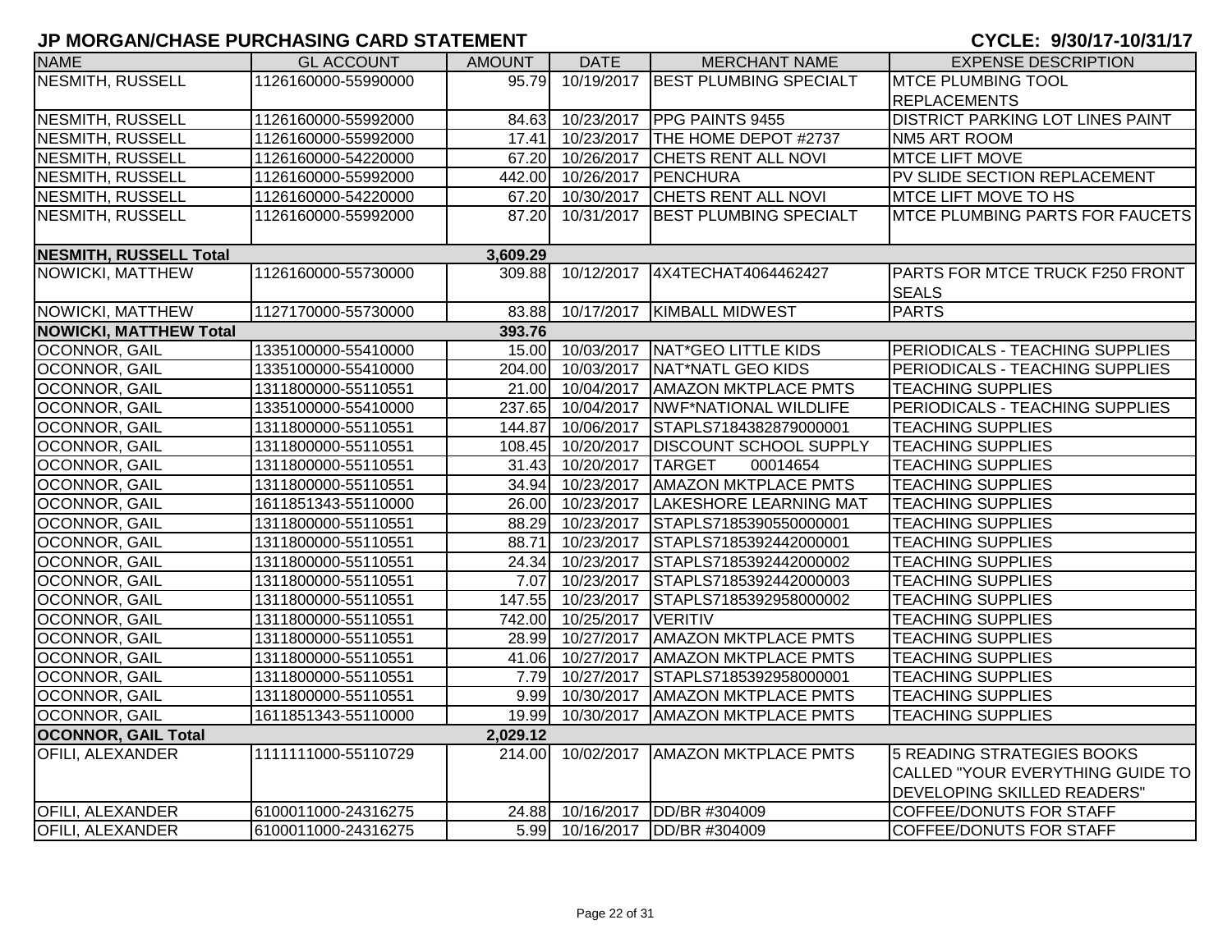# JP MORGAN/CHASE PURCHASING CARD STATEMENT

**CYCLE: 9/30/17-10/31/17**

| NAME | GL ACCOUNT | AMOUNT | DATE | MERCHANT NAME | EXPENSE DESCRIPTION |
|---|---|---|---|---|---|
| NESMITH, RUSSELL | 1126160000-55990000 | 95.79 | 10/19/2017 | BEST PLUMBING SPECIALT | MTCE PLUMBING TOOL REPLACEMENTS |
| NESMITH, RUSSELL | 1126160000-55992000 | 84.63 | 10/23/2017 | PPG PAINTS 9455 | DISTRICT PARKING LOT LINES PAINT |
| NESMITH, RUSSELL | 1126160000-55992000 | 17.41 | 10/23/2017 | THE HOME DEPOT #2737 | NM5 ART ROOM |
| NESMITH, RUSSELL | 1126160000-54220000 | 67.20 | 10/26/2017 | CHETS RENT ALL NOVI | MTCE LIFT MOVE |
| NESMITH, RUSSELL | 1126160000-55992000 | 442.00 | 10/26/2017 | PENCHURA | PV SLIDE SECTION REPLACEMENT |
| NESMITH, RUSSELL | 1126160000-54220000 | 67.20 | 10/30/2017 | CHETS RENT ALL NOVI | MTCE LIFT MOVE TO HS |
| NESMITH, RUSSELL | 1126160000-55992000 | 87.20 | 10/31/2017 | BEST PLUMBING SPECIALT | MTCE PLUMBING PARTS FOR FAUCETS |
| **NESMITH, RUSSELL Total** | | **3,609.29** | | | |
| NOWICKI, MATTHEW | 1126160000-55730000 | 309.88 | 10/12/2017 | 4X4TECHAT4064462427 | PARTS FOR MTCE TRUCK F250 FRONT SEALS |
| NOWICKI, MATTHEW | 1127170000-55730000 | 83.88 | 10/17/2017 | KIMBALL MIDWEST | PARTS |
| **NOWICKI, MATTHEW Total** | | **393.76** | | | |
| OCONNOR, GAIL | 1335100000-55410000 | 15.00 | 10/03/2017 | NAT*GEO LITTLE KIDS | PERIODICALS - TEACHING SUPPLIES |
| OCONNOR, GAIL | 1335100000-55410000 | 204.00 | 10/03/2017 | NAT*NATL GEO KIDS | PERIODICALS - TEACHING SUPPLIES |
| OCONNOR, GAIL | 1311800000-55110551 | 21.00 | 10/04/2017 | AMAZON MKTPLACE PMTS | TEACHING SUPPLIES |
| OCONNOR, GAIL | 1335100000-55410000 | 237.65 | 10/04/2017 | NWF*NATIONAL WILDLIFE | PERIODICALS - TEACHING SUPPLIES |
| OCONNOR, GAIL | 1311800000-55110551 | 144.87 | 10/06/2017 | STAPLS7184382879000001 | TEACHING SUPPLIES |
| OCONNOR, GAIL | 1311800000-55110551 | 108.45 | 10/20/2017 | DISCOUNT SCHOOL SUPPLY | TEACHING SUPPLIES |
| OCONNOR, GAIL | 1311800000-55110551 | 31.43 | 10/20/2017 | TARGET 00014654 | TEACHING SUPPLIES |
| OCONNOR, GAIL | 1311800000-55110551 | 34.94 | 10/23/2017 | AMAZON MKTPLACE PMTS | TEACHING SUPPLIES |
| OCONNOR, GAIL | 1611851343-55110000 | 26.00 | 10/23/2017 | LAKESHORE LEARNING MAT | TEACHING SUPPLIES |
| OCONNOR, GAIL | 1311800000-55110551 | 88.29 | 10/23/2017 | STAPLS7185390550000001 | TEACHING SUPPLIES |
| OCONNOR, GAIL | 1311800000-55110551 | 88.71 | 10/23/2017 | STAPLS7185392442000001 | TEACHING SUPPLIES |
| OCONNOR, GAIL | 1311800000-55110551 | 24.34 | 10/23/2017 | STAPLS7185392442000002 | TEACHING SUPPLIES |
| OCONNOR, GAIL | 1311800000-55110551 | 7.07 | 10/23/2017 | STAPLS7185392442000003 | TEACHING SUPPLIES |
| OCONNOR, GAIL | 1311800000-55110551 | 147.55 | 10/23/2017 | STAPLS7185392958000002 | TEACHING SUPPLIES |
| OCONNOR, GAIL | 1311800000-55110551 | 742.00 | 10/25/2017 | VERITIV | TEACHING SUPPLIES |
| OCONNOR, GAIL | 1311800000-55110551 | 28.99 | 10/27/2017 | AMAZON MKTPLACE PMTS | TEACHING SUPPLIES |
| OCONNOR, GAIL | 1311800000-55110551 | 41.06 | 10/27/2017 | AMAZON MKTPLACE PMTS | TEACHING SUPPLIES |
| OCONNOR, GAIL | 1311800000-55110551 | 7.79 | 10/27/2017 | STAPLS7185392958000001 | TEACHING SUPPLIES |
| OCONNOR, GAIL | 1311800000-55110551 | 9.99 | 10/30/2017 | AMAZON MKTPLACE PMTS | TEACHING SUPPLIES |
| OCONNOR, GAIL | 1611851343-55110000 | 19.99 | 10/30/2017 | AMAZON MKTPLACE PMTS | TEACHING SUPPLIES |
| **OCONNOR, GAIL Total** | | **2,029.12** | | | |
| OFILI, ALEXANDER | 1111111000-55110729 | 214.00 | 10/02/2017 | AMAZON MKTPLACE PMTS | 5 READING STRATEGIES BOOKS CALLED "YOUR EVERYTHING GUIDE TO DEVELOPING SKILLED READERS" |
| OFILI, ALEXANDER | 6100011000-24316275 | 24.88 | 10/16/2017 | DD/BR #304009 | COFFEE/DONUTS FOR STAFF |
| OFILI, ALEXANDER | 6100011000-24316275 | 5.99 | 10/16/2017 | DD/BR #304009 | COFFEE/DONUTS FOR STAFF |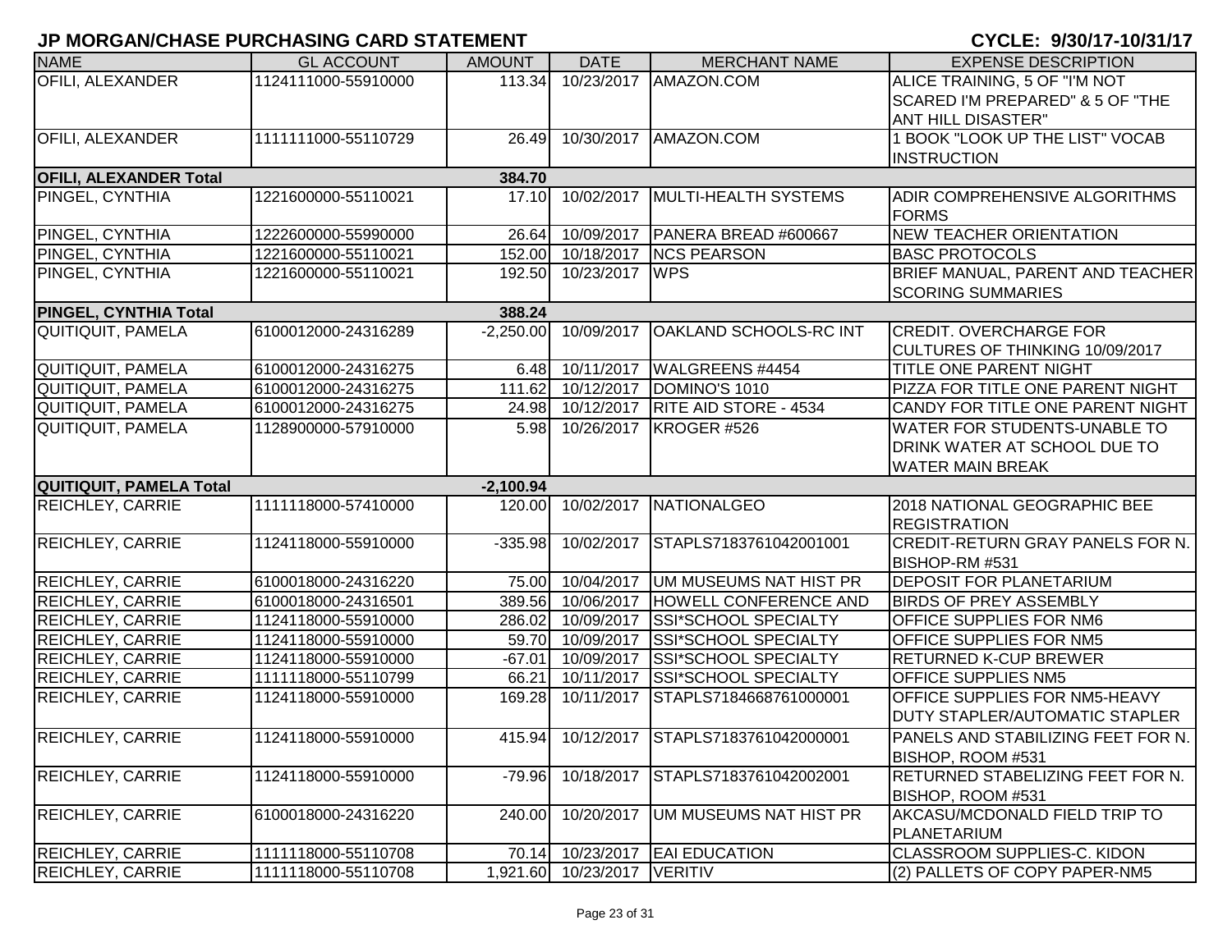# JP MORGAN/CHASE PURCHASING CARD STATEMENT

**CYCLE: 9/30/17-10/31/17**

| NAME | GL ACCOUNT | AMOUNT | DATE | MERCHANT NAME | EXPENSE DESCRIPTION |
|---|---|---|---|---|---|
| OFILI, ALEXANDER | 1124111000-55910000 | 113.34 | 10/23/2017 | AMAZON.COM | ALICE TRAINING, 5 OF "I'M NOT SCARED I'M PREPARED" & 5 OF "THE ANT HILL DISASTER" |
| OFILI, ALEXANDER | 1111111000-55110729 | 26.49 | 10/30/2017 | AMAZON.COM | 1 BOOK "LOOK UP THE LIST" VOCAB INSTRUCTION |
| **OFILI, ALEXANDER Total** | | **384.70** | | | |
| PINGEL, CYNTHIA | 1221600000-55110021 | 17.10 | 10/02/2017 | MULTI-HEALTH SYSTEMS | ADIR COMPREHENSIVE ALGORITHMS FORMS |
| PINGEL, CYNTHIA | 1222600000-55990000 | 26.64 | 10/09/2017 | PANERA BREAD #600667 | NEW TEACHER ORIENTATION |
| PINGEL, CYNTHIA | 1221600000-55110021 | 152.00 | 10/18/2017 | NCS PEARSON | BASC PROTOCOLS |
| PINGEL, CYNTHIA | 1221600000-55110021 | 192.50 | 10/23/2017 | WPS | BRIEF MANUAL, PARENT AND TEACHER SCORING SUMMARIES |
| **PINGEL, CYNTHIA Total** | | **388.24** | | | |
| QUITIQUIT, PAMELA | 6100012000-24316289 | -2,250.00 | 10/09/2017 | OAKLAND SCHOOLS-RC INT | CREDIT. OVERCHARGE FOR CULTURES OF THINKING 10/09/2017 |
| QUITIQUIT, PAMELA | 6100012000-24316275 | 6.48 | 10/11/2017 | WALGREENS #4454 | TITLE ONE PARENT NIGHT |
| QUITIQUIT, PAMELA | 6100012000-24316275 | 111.62 | 10/12/2017 | DOMINO'S 1010 | PIZZA FOR TITLE ONE PARENT NIGHT |
| QUITIQUIT, PAMELA | 6100012000-24316275 | 24.98 | 10/12/2017 | RITE AID STORE - 4534 | CANDY FOR TITLE ONE PARENT NIGHT |
| QUITIQUIT, PAMELA | 1128900000-57910000 | 5.98 | 10/26/2017 | KROGER #526 | WATER FOR STUDENTS-UNABLE TO DRINK WATER AT SCHOOL DUE TO WATER MAIN BREAK |
| **QUITIQUIT, PAMELA Total** | | **-2,100.94** | | | |
| REICHLEY, CARRIE | 1111118000-57410000 | 120.00 | 10/02/2017 | NATIONALGEO | 2018 NATIONAL GEOGRAPHIC BEE REGISTRATION |
| REICHLEY, CARRIE | 1124118000-55910000 | -335.98 | 10/02/2017 | STAPLS7183761042001001 | CREDIT-RETURN GRAY PANELS FOR N. BISHOP-RM #531 |
| REICHLEY, CARRIE | 6100018000-24316220 | 75.00 | 10/04/2017 | UM MUSEUMS NAT HIST PR | DEPOSIT FOR PLANETARIUM |
| REICHLEY, CARRIE | 6100018000-24316501 | 389.56 | 10/06/2017 | HOWELL CONFERENCE AND | BIRDS OF PREY ASSEMBLY |
| REICHLEY, CARRIE | 1124118000-55910000 | 286.02 | 10/09/2017 | SSI*SCHOOL SPECIALTY | OFFICE SUPPLIES FOR NM6 |
| REICHLEY, CARRIE | 1124118000-55910000 | 59.70 | 10/09/2017 | SSI*SCHOOL SPECIALTY | OFFICE SUPPLIES FOR NM5 |
| REICHLEY, CARRIE | 1124118000-55910000 | -67.01 | 10/09/2017 | SSI*SCHOOL SPECIALTY | RETURNED K-CUP BREWER |
| REICHLEY, CARRIE | 1111118000-55110799 | 66.21 | 10/11/2017 | SSI*SCHOOL SPECIALTY | OFFICE SUPPLIES NM5 |
| REICHLEY, CARRIE | 1124118000-55910000 | 169.28 | 10/11/2017 | STAPLS7184668761000001 | OFFICE SUPPLIES FOR NM5-HEAVY DUTY STAPLER/AUTOMATIC STAPLER |
| REICHLEY, CARRIE | 1124118000-55910000 | 415.94 | 10/12/2017 | STAPLS7183761042000001 | PANELS AND STABILIZING FEET FOR N. BISHOP, ROOM #531 |
| REICHLEY, CARRIE | 1124118000-55910000 | -79.96 | 10/18/2017 | STAPLS7183761042002001 | RETURNED STABELIZING FEET FOR N. BISHOP, ROOM #531 |
| REICHLEY, CARRIE | 6100018000-24316220 | 240.00 | 10/20/2017 | UM MUSEUMS NAT HIST PR | AKCASU/MCDONALD FIELD TRIP TO PLANETARIUM |
| REICHLEY, CARRIE | 1111118000-55110708 | 70.14 | 10/23/2017 | EAI EDUCATION | CLASSROOM SUPPLIES-C. KIDON |
| REICHLEY, CARRIE | 1111118000-55110708 | 1,921.60 | 10/23/2017 | VERITIV | (2) PALLETS OF COPY PAPER-NM5 |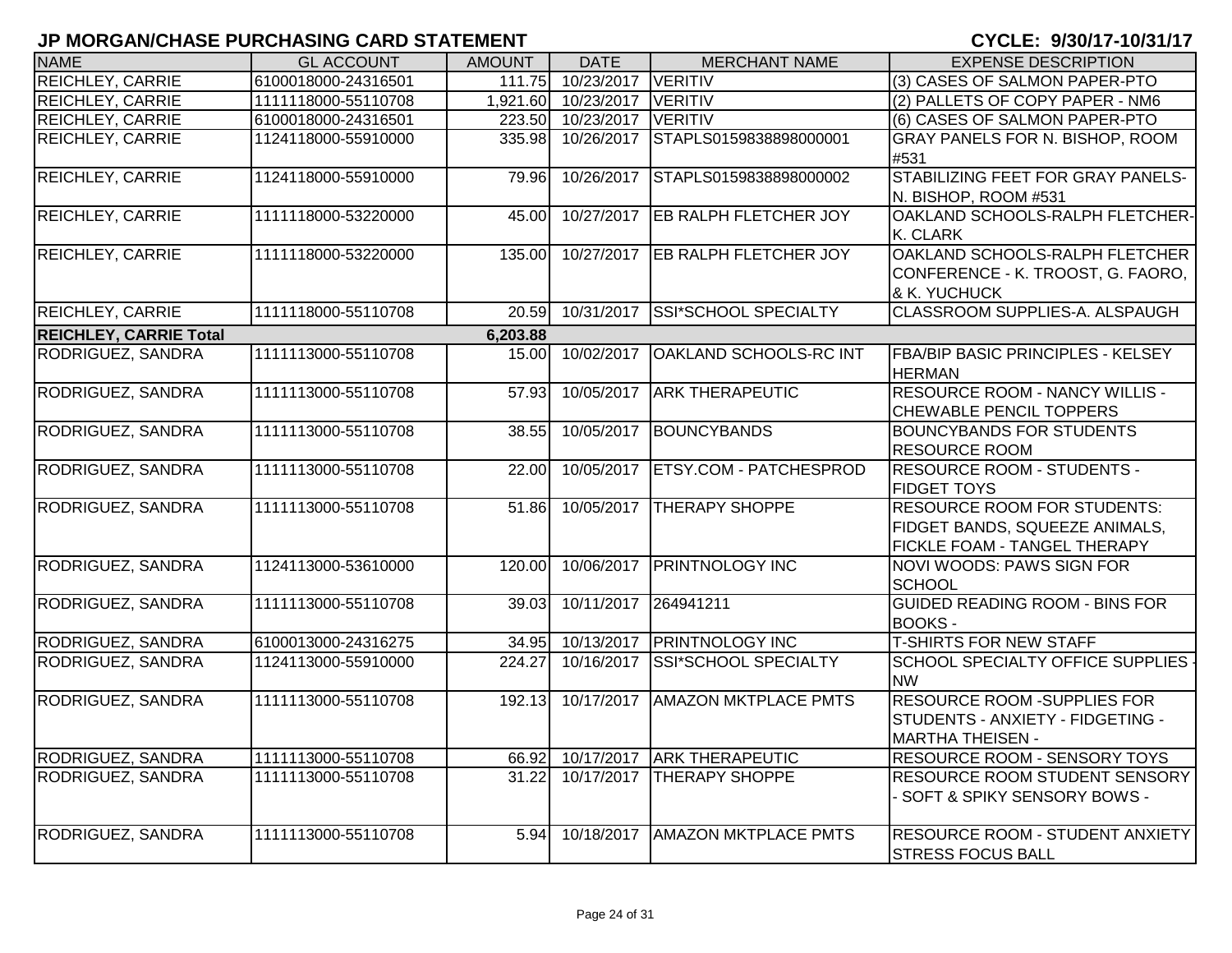# JP MORGAN/CHASE PURCHASING CARD STATEMENT

**CYCLE: 9/30/17-10/31/17**

| NAME | GL ACCOUNT | AMOUNT | DATE | MERCHANT NAME | EXPENSE DESCRIPTION |
|---|---|---|---|---|---|
| REICHLEY, CARRIE | 6100018000-24316501 | 111.75 | 10/23/2017 | VERITIV | (3) CASES OF SALMON PAPER-PTO |
| REICHLEY, CARRIE | 1111118000-55110708 | 1,921.60 | 10/23/2017 | VERITIV | (2) PALLETS OF COPY PAPER - NM6 |
| REICHLEY, CARRIE | 6100018000-24316501 | 223.50 | 10/23/2017 | VERITIV | (6) CASES OF SALMON PAPER-PTO |
| REICHLEY, CARRIE | 1124118000-55910000 | 335.98 | 10/26/2017 | STAPLS0159838898000001 | GRAY PANELS FOR N. BISHOP, ROOM #531 |
| REICHLEY, CARRIE | 1124118000-55910000 | 79.96 | 10/26/2017 | STAPLS0159838898000002 | STABILIZING FEET FOR GRAY PANELS-N. BISHOP, ROOM #531 |
| REICHLEY, CARRIE | 1111118000-53220000 | 45.00 | 10/27/2017 | EB RALPH FLETCHER JOY | OAKLAND SCHOOLS-RALPH FLETCHER-K. CLARK |
| REICHLEY, CARRIE | 1111118000-53220000 | 135.00 | 10/27/2017 | EB RALPH FLETCHER JOY | OAKLAND SCHOOLS-RALPH FLETCHER CONFERENCE - K. TROOST, G. FAORO, & K. YUCHUCK |
| REICHLEY, CARRIE | 1111118000-55110708 | 20.59 | 10/31/2017 | SSI*SCHOOL SPECIALTY | CLASSROOM SUPPLIES-A. ALSPAUGH |
| **REICHLEY, CARRIE Total** | | **6,203.88** | | | |
| RODRIGUEZ, SANDRA | 1111113000-55110708 | 15.00 | 10/02/2017 | OAKLAND SCHOOLS-RC INT | FBA/BIP BASIC PRINCIPLES - KELSEY HERMAN |
| RODRIGUEZ, SANDRA | 1111113000-55110708 | 57.93 | 10/05/2017 | ARK THERAPEUTIC | RESOURCE ROOM - NANCY WILLIS - CHEWABLE PENCIL TOPPERS |
| RODRIGUEZ, SANDRA | 1111113000-55110708 | 38.55 | 10/05/2017 | BOUNCYBANDS | BOUNCYBANDS FOR STUDENTS RESOURCE ROOM |
| RODRIGUEZ, SANDRA | 1111113000-55110708 | 22.00 | 10/05/2017 | ETSY.COM - PATCHESPROD | RESOURCE ROOM - STUDENTS - FIDGET TOYS |
| RODRIGUEZ, SANDRA | 1111113000-55110708 | 51.86 | 10/05/2017 | THERAPY SHOPPE | RESOURCE ROOM FOR STUDENTS: FIDGET BANDS, SQUEEZE ANIMALS, FICKLE FOAM - TANGEL THERAPY |
| RODRIGUEZ, SANDRA | 1124113000-53610000 | 120.00 | 10/06/2017 | PRINTNOLOGY INC | NOVI WOODS: PAWS SIGN FOR SCHOOL |
| RODRIGUEZ, SANDRA | 1111113000-55110708 | 39.03 | 10/11/2017 | 264941211 | GUIDED READING ROOM - BINS FOR BOOKS - |
| RODRIGUEZ, SANDRA | 6100013000-24316275 | 34.95 | 10/13/2017 | PRINTNOLOGY INC | T-SHIRTS FOR NEW STAFF |
| RODRIGUEZ, SANDRA | 1124113000-55910000 | 224.27 | 10/16/2017 | SSI*SCHOOL SPECIALTY | SCHOOL SPECIALTY OFFICE SUPPLIES - NW |
| RODRIGUEZ, SANDRA | 1111113000-55110708 | 192.13 | 10/17/2017 | AMAZON MKTPLACE PMTS | RESOURCE ROOM -SUPPLIES FOR STUDENTS - ANXIETY - FIDGETING - MARTHA THEISEN - |
| RODRIGUEZ, SANDRA | 1111113000-55110708 | 66.92 | 10/17/2017 | ARK THERAPEUTIC | RESOURCE ROOM - SENSORY TOYS |
| RODRIGUEZ, SANDRA | 1111113000-55110708 | 31.22 | 10/17/2017 | THERAPY SHOPPE | RESOURCE ROOM STUDENT SENSORY - SOFT & SPIKY SENSORY BOWS - |
| RODRIGUEZ, SANDRA | 1111113000-55110708 | 5.94 | 10/18/2017 | AMAZON MKTPLACE PMTS | RESOURCE ROOM - STUDENT ANXIETY STRESS FOCUS BALL |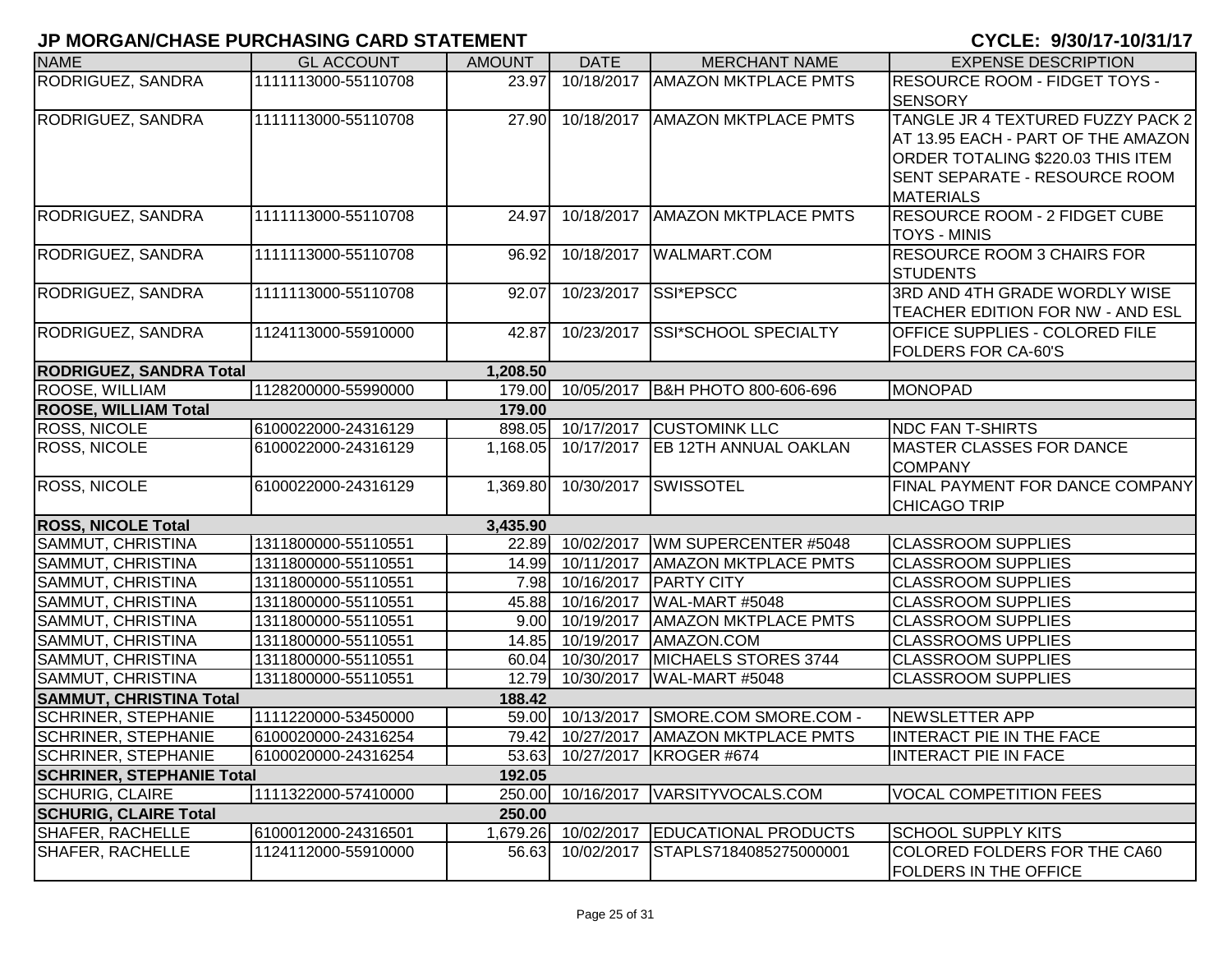# JP MORGAN/CHASE PURCHASING CARD STATEMENT

**CYCLE: 9/30/17-10/31/17**

| NAME | GL ACCOUNT | AMOUNT | DATE | MERCHANT NAME | EXPENSE DESCRIPTION |
|---|---|---|---|---|---|
| RODRIGUEZ, SANDRA | 1111113000-55110708 | 23.97 | 10/18/2017 | AMAZON MKTPLACE PMTS | RESOURCE ROOM - FIDGET TOYS - SENSORY |
| RODRIGUEZ, SANDRA | 1111113000-55110708 | 27.90 | 10/18/2017 | AMAZON MKTPLACE PMTS | TANGLE JR 4 TEXTURED FUZZY PACK 2 AT 13.95 EACH - PART OF THE AMAZON ORDER TOTALING $220.03 THIS ITEM SENT SEPARATE - RESOURCE ROOM MATERIALS |
| RODRIGUEZ, SANDRA | 1111113000-55110708 | 24.97 | 10/18/2017 | AMAZON MKTPLACE PMTS | RESOURCE ROOM - 2 FIDGET CUBE TOYS - MINIS |
| RODRIGUEZ, SANDRA | 1111113000-55110708 | 96.92 | 10/18/2017 | WALMART.COM | RESOURCE ROOM 3 CHAIRS FOR STUDENTS |
| RODRIGUEZ, SANDRA | 1111113000-55110708 | 92.07 | 10/23/2017 | SSI*EPSCC | 3RD AND 4TH GRADE WORDLY WISE TEACHER EDITION FOR NW - AND ESL |
| RODRIGUEZ, SANDRA | 1124113000-55910000 | 42.87 | 10/23/2017 | SSI*SCHOOL SPECIALTY | OFFICE SUPPLIES - COLORED FILE FOLDERS FOR CA-60'S |
| **RODRIGUEZ, SANDRA Total** | | **1,208.50** | | | |
| ROOSE, WILLIAM | 1128200000-55990000 | 179.00 | 10/05/2017 | B&H PHOTO 800-606-696 | MONOPAD |
| **ROOSE, WILLIAM Total** | | **179.00** | | | |
| ROSS, NICOLE | 6100022000-24316129 | 898.05 | 10/17/2017 | CUSTOMINK LLC | NDC FAN T-SHIRTS |
| ROSS, NICOLE | 6100022000-24316129 | 1,168.05 | 10/17/2017 | EB 12TH ANNUAL OAKLAN | MASTER CLASSES FOR DANCE COMPANY |
| ROSS, NICOLE | 6100022000-24316129 | 1,369.80 | 10/30/2017 | SWISSOTEL | FINAL PAYMENT FOR DANCE COMPANY CHICAGO TRIP |
| **ROSS, NICOLE Total** | | **3,435.90** | | | |
| SAMMUT, CHRISTINA | 1311800000-55110551 | 22.89 | 10/02/2017 | WM SUPERCENTER #5048 | CLASSROOM SUPPLIES |
| SAMMUT, CHRISTINA | 1311800000-55110551 | 14.99 | 10/11/2017 | AMAZON MKTPLACE PMTS | CLASSROOM SUPPLIES |
| SAMMUT, CHRISTINA | 1311800000-55110551 | 7.98 | 10/16/2017 | PARTY CITY | CLASSROOM SUPPLIES |
| SAMMUT, CHRISTINA | 1311800000-55110551 | 45.88 | 10/16/2017 | WAL-MART #5048 | CLASSROOM SUPPLIES |
| SAMMUT, CHRISTINA | 1311800000-55110551 | 9.00 | 10/19/2017 | AMAZON MKTPLACE PMTS | CLASSROOM SUPPLIES |
| SAMMUT, CHRISTINA | 1311800000-55110551 | 14.85 | 10/19/2017 | AMAZON.COM | CLASSROOMS UPPLIES |
| SAMMUT, CHRISTINA | 1311800000-55110551 | 60.04 | 10/30/2017 | MICHAELS STORES 3744 | CLASSROOM SUPPLIES |
| SAMMUT, CHRISTINA | 1311800000-55110551 | 12.79 | 10/30/2017 | WAL-MART #5048 | CLASSROOM SUPPLIES |
| **SAMMUT, CHRISTINA Total** | | **188.42** | | | |
| SCHRINER, STEPHANIE | 1111220000-53450000 | 59.00 | 10/13/2017 | SMORE.COM SMORE.COM - | NEWSLETTER APP |
| SCHRINER, STEPHANIE | 6100020000-24316254 | 79.42 | 10/27/2017 | AMAZON MKTPLACE PMTS | INTERACT PIE IN THE FACE |
| SCHRINER, STEPHANIE | 6100020000-24316254 | 53.63 | 10/27/2017 | KROGER #674 | INTERACT PIE IN FACE |
| **SCHRINER, STEPHANIE Total** | | **192.05** | | | |
| SCHURIG, CLAIRE | 1111322000-57410000 | 250.00 | 10/16/2017 | VARSITYVOCALS.COM | VOCAL COMPETITION FEES |
| **SCHURIG, CLAIRE Total** | | **250.00** | | | |
| SHAFER, RACHELLE | 6100012000-24316501 | 1,679.26 | 10/02/2017 | EDUCATIONAL PRODUCTS | SCHOOL SUPPLY KITS |
| SHAFER, RACHELLE | 1124112000-55910000 | 56.63 | 10/02/2017 | STAPLS7184085275000001 | COLORED FOLDERS FOR THE CA60 FOLDERS IN THE OFFICE |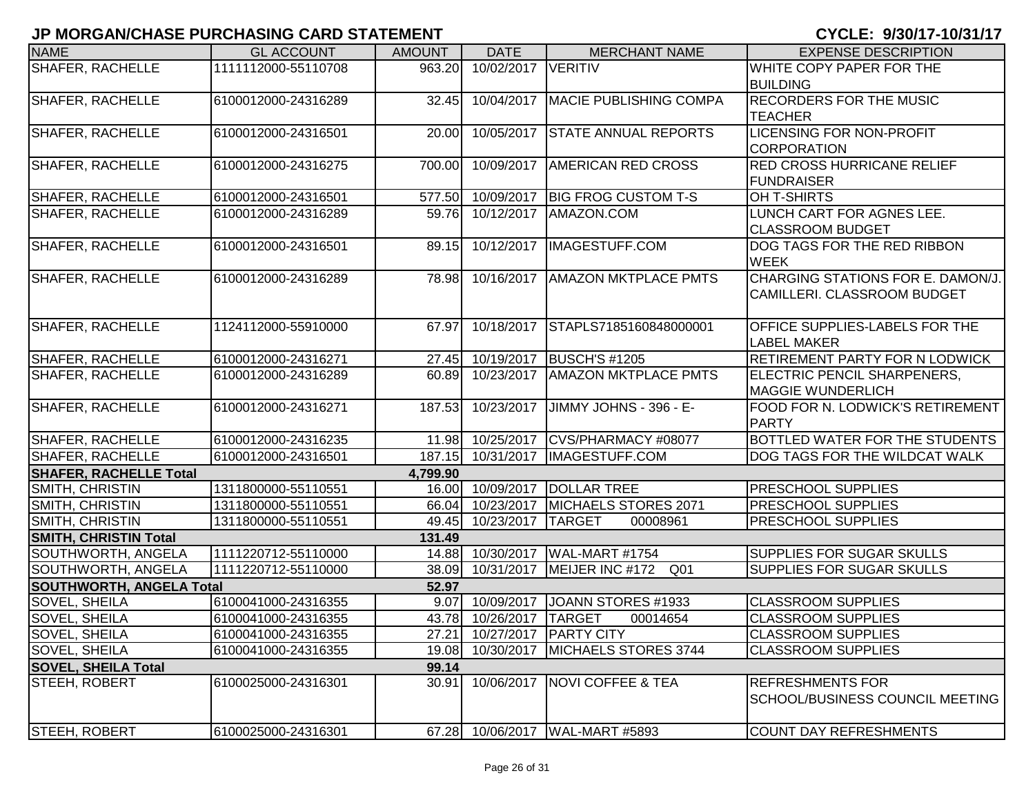# JP MORGAN/CHASE PURCHASING CARD STATEMENT

**CYCLE: 9/30/17-10/31/17**

| NAME | GL ACCOUNT | AMOUNT | DATE | MERCHANT NAME | EXPENSE DESCRIPTION |
|---|---|---|---|---|---|
| SHAFER, RACHELLE | 1111112000-55110708 | 963.20 | 10/02/2017 | VERITIV | WHITE COPY PAPER FOR THE BUILDING |
| SHAFER, RACHELLE | 6100012000-24316289 | 32.45 | 10/04/2017 | MACIE PUBLISHING COMPA | RECORDERS FOR THE MUSIC TEACHER |
| SHAFER, RACHELLE | 6100012000-24316501 | 20.00 | 10/05/2017 | STATE ANNUAL REPORTS | LICENSING FOR NON-PROFIT CORPORATION |
| SHAFER, RACHELLE | 6100012000-24316275 | 700.00 | 10/09/2017 | AMERICAN RED CROSS | RED CROSS HURRICANE RELIEF FUNDRAISER |
| SHAFER, RACHELLE | 6100012000-24316501 | 577.50 | 10/09/2017 | BIG FROG CUSTOM T-S | OH T-SHIRTS |
| SHAFER, RACHELLE | 6100012000-24316289 | 59.76 | 10/12/2017 | AMAZON.COM | LUNCH CART FOR AGNES LEE. CLASSROOM BUDGET |
| SHAFER, RACHELLE | 6100012000-24316501 | 89.15 | 10/12/2017 | IMAGESTUFF.COM | DOG TAGS FOR THE RED RIBBON WEEK |
| SHAFER, RACHELLE | 6100012000-24316289 | 78.98 | 10/16/2017 | AMAZON MKTPLACE PMTS | CHARGING STATIONS FOR E. DAMON/J. CAMILLERI. CLASSROOM BUDGET |
| SHAFER, RACHELLE | 1124112000-55910000 | 67.97 | 10/18/2017 | STAPLS7185160848000001 | OFFICE SUPPLIES-LABELS FOR THE LABEL MAKER |
| SHAFER, RACHELLE | 6100012000-24316271 | 27.45 | 10/19/2017 | BUSCH'S #1205 | RETIREMENT PARTY FOR N LODWICK |
| SHAFER, RACHELLE | 6100012000-24316289 | 60.89 | 10/23/2017 | AMAZON MKTPLACE PMTS | ELECTRIC PENCIL SHARPENERS, MAGGIE WUNDERLICH |
| SHAFER, RACHELLE | 6100012000-24316271 | 187.53 | 10/23/2017 | JIMMY JOHNS - 396 - E- | FOOD FOR N. LODWICK'S RETIREMENT PARTY |
| SHAFER, RACHELLE | 6100012000-24316235 | 11.98 | 10/25/2017 | CVS/PHARMACY #08077 | BOTTLED WATER FOR THE STUDENTS |
| SHAFER, RACHELLE | 6100012000-24316501 | 187.15 | 10/31/2017 | IMAGESTUFF.COM | DOG TAGS FOR THE WILDCAT WALK |
| **SHAFER, RACHELLE Total** | | **4,799.90** | | | |
| SMITH, CHRISTIN | 1311800000-55110551 | 16.00 | 10/09/2017 | DOLLAR TREE | PRESCHOOL SUPPLIES |
| SMITH, CHRISTIN | 1311800000-55110551 | 66.04 | 10/23/2017 | MICHAELS STORES 2071 | PRESCHOOL SUPPLIES |
| SMITH, CHRISTIN | 1311800000-55110551 | 49.45 | 10/23/2017 | TARGET 00008961 | PRESCHOOL SUPPLIES |
| **SMITH, CHRISTIN Total** | | **131.49** | | | |
| SOUTHWORTH, ANGELA | 1111220712-55110000 | 14.88 | 10/30/2017 | WAL-MART #1754 | SUPPLIES FOR SUGAR SKULLS |
| SOUTHWORTH, ANGELA | 1111220712-55110000 | 38.09 | 10/31/2017 | MEIJER INC #172 Q01 | SUPPLIES FOR SUGAR SKULLS |
| **SOUTHWORTH, ANGELA Total** | | **52.97** | | | |
| SOVEL, SHEILA | 6100041000-24316355 | 9.07 | 10/09/2017 | JOANN STORES #1933 | CLASSROOM SUPPLIES |
| SOVEL, SHEILA | 6100041000-24316355 | 43.78 | 10/26/2017 | TARGET 00014654 | CLASSROOM SUPPLIES |
| SOVEL, SHEILA | 6100041000-24316355 | 27.21 | 10/27/2017 | PARTY CITY | CLASSROOM SUPPLIES |
| SOVEL, SHEILA | 6100041000-24316355 | 19.08 | 10/30/2017 | MICHAELS STORES 3744 | CLASSROOM SUPPLIES |
| **SOVEL, SHEILA Total** | | **99.14** | | | |
| STEEH, ROBERT | 6100025000-24316301 | 30.91 | 10/06/2017 | NOVI COFFEE & TEA | REFRESHMENTS FOR SCHOOL/BUSINESS COUNCIL MEETING |
| STEEH, ROBERT | 6100025000-24316301 | 67.28 | 10/06/2017 | WAL-MART #5893 | COUNT DAY REFRESHMENTS |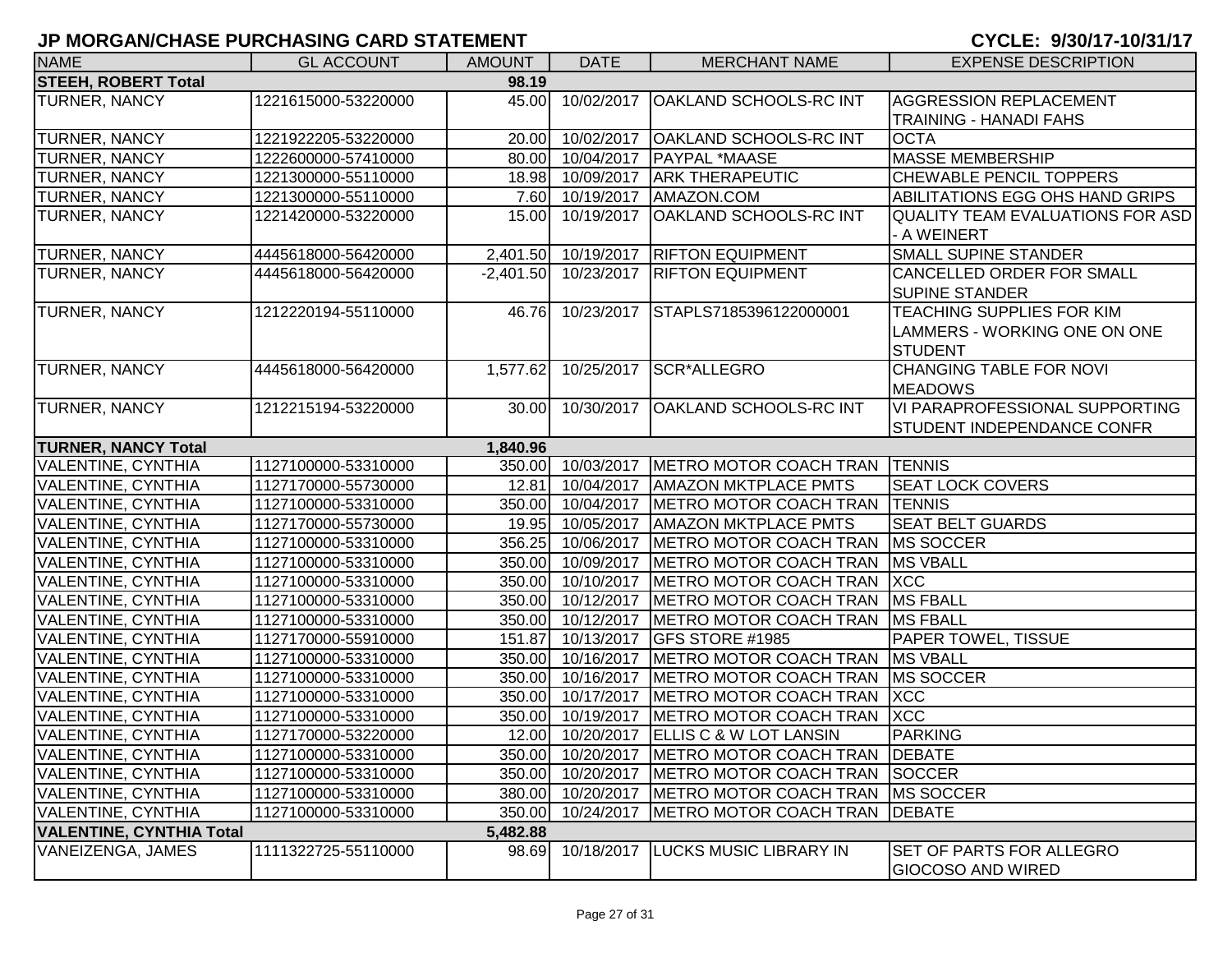# JP MORGAN/CHASE PURCHASING CARD STATEMENT

**CYCLE: 9/30/17-10/31/17**

| NAME | GL ACCOUNT | AMOUNT | DATE | MERCHANT NAME | EXPENSE DESCRIPTION |
|---|---|---|---|---|---|
| **STEEH, ROBERT Total** | | **98.19** | | | |
| TURNER, NANCY | 1221615000-53220000 | 45.00 | 10/02/2017 | OAKLAND SCHOOLS-RC INT | AGGRESSION REPLACEMENT TRAINING - HANADI FAHS |
| TURNER, NANCY | 1221922205-53220000 | 20.00 | 10/02/2017 | OAKLAND SCHOOLS-RC INT | OCTA |
| TURNER, NANCY | 1222600000-57410000 | 80.00 | 10/04/2017 | PAYPAL *MAASE | MASSE MEMBERSHIP |
| TURNER, NANCY | 1221300000-55110000 | 18.98 | 10/09/2017 | ARK THERAPEUTIC | CHEWABLE PENCIL TOPPERS |
| TURNER, NANCY | 1221300000-55110000 | 7.60 | 10/19/2017 | AMAZON.COM | ABILITATIONS EGG OHS HAND GRIPS |
| TURNER, NANCY | 1221420000-53220000 | 15.00 | 10/19/2017 | OAKLAND SCHOOLS-RC INT | QUALITY TEAM EVALUATIONS FOR ASD - A WEINERT |
| TURNER, NANCY | 4445618000-56420000 | 2,401.50 | 10/19/2017 | RIFTON EQUIPMENT | SMALL SUPINE STANDER |
| TURNER, NANCY | 4445618000-56420000 | -2,401.50 | 10/23/2017 | RIFTON EQUIPMENT | CANCELLED ORDER FOR SMALL SUPINE STANDER |
| TURNER, NANCY | 1212220194-55110000 | 46.76 | 10/23/2017 | STAPLS7185396122000001 | TEACHING SUPPLIES FOR KIM LAMMERS - WORKING ONE ON ONE STUDENT |
| TURNER, NANCY | 4445618000-56420000 | 1,577.62 | 10/25/2017 | SCR*ALLEGRO | CHANGING TABLE FOR NOVI MEADOWS |
| TURNER, NANCY | 1212215194-53220000 | 30.00 | 10/30/2017 | OAKLAND SCHOOLS-RC INT | VI PARAPROFESSIONAL SUPPORTING STUDENT INDEPENDANCE CONFR |
| **TURNER, NANCY Total** | | **1,840.96** | | | |
| VALENTINE, CYNTHIA | 1127100000-53310000 | 350.00 | 10/03/2017 | METRO MOTOR COACH TRAN | TENNIS |
| VALENTINE, CYNTHIA | 1127170000-55730000 | 12.81 | 10/04/2017 | AMAZON MKTPLACE PMTS | SEAT LOCK COVERS |
| VALENTINE, CYNTHIA | 1127100000-53310000 | 350.00 | 10/04/2017 | METRO MOTOR COACH TRAN | TENNIS |
| VALENTINE, CYNTHIA | 1127170000-55730000 | 19.95 | 10/05/2017 | AMAZON MKTPLACE PMTS | SEAT BELT GUARDS |
| VALENTINE, CYNTHIA | 1127100000-53310000 | 356.25 | 10/06/2017 | METRO MOTOR COACH TRAN | MS SOCCER |
| VALENTINE, CYNTHIA | 1127100000-53310000 | 350.00 | 10/09/2017 | METRO MOTOR COACH TRAN | MS VBALL |
| VALENTINE, CYNTHIA | 1127100000-53310000 | 350.00 | 10/10/2017 | METRO MOTOR COACH TRAN | XCC |
| VALENTINE, CYNTHIA | 1127100000-53310000 | 350.00 | 10/12/2017 | METRO MOTOR COACH TRAN | MS FBALL |
| VALENTINE, CYNTHIA | 1127100000-53310000 | 350.00 | 10/12/2017 | METRO MOTOR COACH TRAN | MS FBALL |
| VALENTINE, CYNTHIA | 1127170000-55910000 | 151.87 | 10/13/2017 | GFS STORE #1985 | PAPER TOWEL, TISSUE |
| VALENTINE, CYNTHIA | 1127100000-53310000 | 350.00 | 10/16/2017 | METRO MOTOR COACH TRAN | MS VBALL |
| VALENTINE, CYNTHIA | 1127100000-53310000 | 350.00 | 10/16/2017 | METRO MOTOR COACH TRAN | MS SOCCER |
| VALENTINE, CYNTHIA | 1127100000-53310000 | 350.00 | 10/17/2017 | METRO MOTOR COACH TRAN | XCC |
| VALENTINE, CYNTHIA | 1127100000-53310000 | 350.00 | 10/19/2017 | METRO MOTOR COACH TRAN | XCC |
| VALENTINE, CYNTHIA | 1127170000-53220000 | 12.00 | 10/20/2017 | ELLIS C & W LOT LANSIN | PARKING |
| VALENTINE, CYNTHIA | 1127100000-53310000 | 350.00 | 10/20/2017 | METRO MOTOR COACH TRAN | DEBATE |
| VALENTINE, CYNTHIA | 1127100000-53310000 | 350.00 | 10/20/2017 | METRO MOTOR COACH TRAN | SOCCER |
| VALENTINE, CYNTHIA | 1127100000-53310000 | 380.00 | 10/20/2017 | METRO MOTOR COACH TRAN | MS SOCCER |
| VALENTINE, CYNTHIA | 1127100000-53310000 | 350.00 | 10/24/2017 | METRO MOTOR COACH TRAN | DEBATE |
| **VALENTINE, CYNTHIA Total** | | **5,482.88** | | | |
| VANEIZENGA, JAMES | 1111322725-55110000 | 98.69 | 10/18/2017 | LUCKS MUSIC LIBRARY IN | SET OF PARTS FOR ALLEGRO GIOCOSO AND WIRED |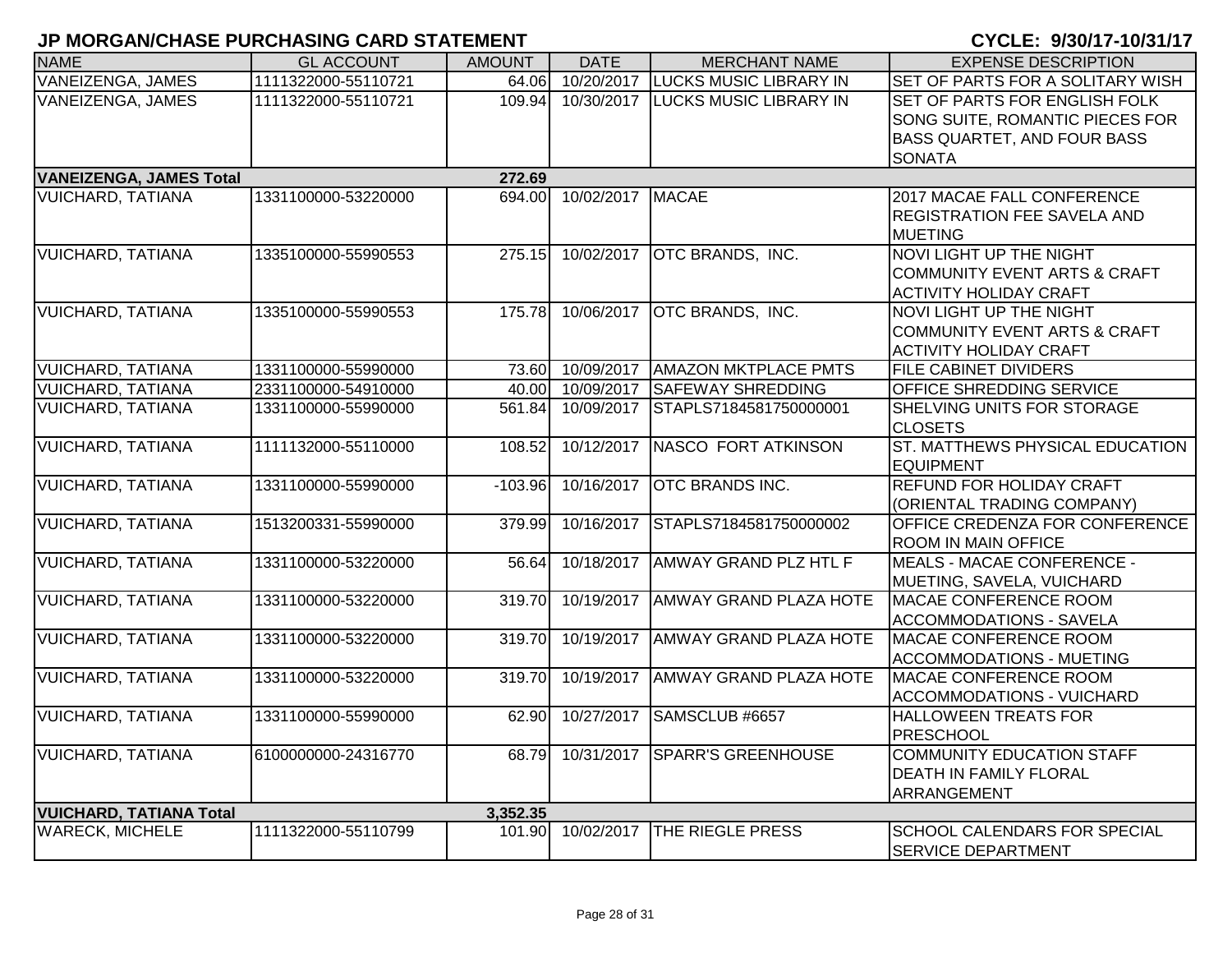## JP MORGAN/CHASE PURCHASING CARD STATEMENT

**CYCLE: 9/30/17-10/31/17**

| NAME | GL ACCOUNT | AMOUNT | DATE | MERCHANT NAME | EXPENSE DESCRIPTION |
|---|---|---|---|---|---|
| VANEIZENGA, JAMES | 1111322000-55110721 | 64.06 | 10/20/2017 | LUCKS MUSIC LIBRARY IN | SET OF PARTS FOR A SOLITARY WISH |
| VANEIZENGA, JAMES | 1111322000-55110721 | 109.94 | 10/30/2017 | LUCKS MUSIC LIBRARY IN | SET OF PARTS FOR ENGLISH FOLK SONG SUITE, ROMANTIC PIECES FOR BASS QUARTET, AND FOUR BASS SONATA |
| **VANEIZENGA, JAMES Total** | | **272.69** | | | |
| VUICHARD, TATIANA | 1331100000-53220000 | 694.00 | 10/02/2017 | MACAE | 2017 MACAE FALL CONFERENCE REGISTRATION FEE SAVELA AND MUETING |
| VUICHARD, TATIANA | 1335100000-55990553 | 275.15 | 10/02/2017 | OTC BRANDS, INC. | NOVI LIGHT UP THE NIGHT COMMUNITY EVENT ARTS & CRAFT ACTIVITY HOLIDAY CRAFT |
| VUICHARD, TATIANA | 1335100000-55990553 | 175.78 | 10/06/2017 | OTC BRANDS, INC. | NOVI LIGHT UP THE NIGHT COMMUNITY EVENT ARTS & CRAFT ACTIVITY HOLIDAY CRAFT |
| VUICHARD, TATIANA | 1331100000-55990000 | 73.60 | 10/09/2017 | AMAZON MKTPLACE PMTS | FILE CABINET DIVIDERS |
| VUICHARD, TATIANA | 2331100000-54910000 | 40.00 | 10/09/2017 | SAFEWAY SHREDDING | OFFICE SHREDDING SERVICE |
| VUICHARD, TATIANA | 1331100000-55990000 | 561.84 | 10/09/2017 | STAPLS7184581750000001 | SHELVING UNITS FOR STORAGE CLOSETS |
| VUICHARD, TATIANA | 1111132000-55110000 | 108.52 | 10/12/2017 | NASCO FORT ATKINSON | ST. MATTHEWS PHYSICAL EDUCATION EQUIPMENT |
| VUICHARD, TATIANA | 1331100000-55990000 | -103.96 | 10/16/2017 | OTC BRANDS INC. | REFUND FOR HOLIDAY CRAFT (ORIENTAL TRADING COMPANY) |
| VUICHARD, TATIANA | 1513200331-55990000 | 379.99 | 10/16/2017 | STAPLS7184581750000002 | OFFICE CREDENZA FOR CONFERENCE ROOM IN MAIN OFFICE |
| VUICHARD, TATIANA | 1331100000-53220000 | 56.64 | 10/18/2017 | AMWAY GRAND PLZ HTL F | MEALS - MACAE CONFERENCE - MUETING, SAVELA, VUICHARD |
| VUICHARD, TATIANA | 1331100000-53220000 | 319.70 | 10/19/2017 | AMWAY GRAND PLAZA HOTE | MACAE CONFERENCE ROOM ACCOMMODATIONS - SAVELA |
| VUICHARD, TATIANA | 1331100000-53220000 | 319.70 | 10/19/2017 | AMWAY GRAND PLAZA HOTE | MACAE CONFERENCE ROOM ACCOMMODATIONS - MUETING |
| VUICHARD, TATIANA | 1331100000-53220000 | 319.70 | 10/19/2017 | AMWAY GRAND PLAZA HOTE | MACAE CONFERENCE ROOM ACCOMMODATIONS - VUICHARD |
| VUICHARD, TATIANA | 1331100000-55990000 | 62.90 | 10/27/2017 | SAMSCLUB #6657 | HALLOWEEN TREATS FOR PRESCHOOL |
| VUICHARD, TATIANA | 6100000000-24316770 | 68.79 | 10/31/2017 | SPARR'S GREENHOUSE | COMMUNITY EDUCATION STAFF DEATH IN FAMILY FLORAL ARRANGEMENT |
| **VUICHARD, TATIANA Total** | | **3,352.35** | | | |
| WARECK, MICHELE | 1111322000-55110799 | 101.90 | 10/02/2017 | THE RIEGLE PRESS | SCHOOL CALENDARS FOR SPECIAL SERVICE DEPARTMENT |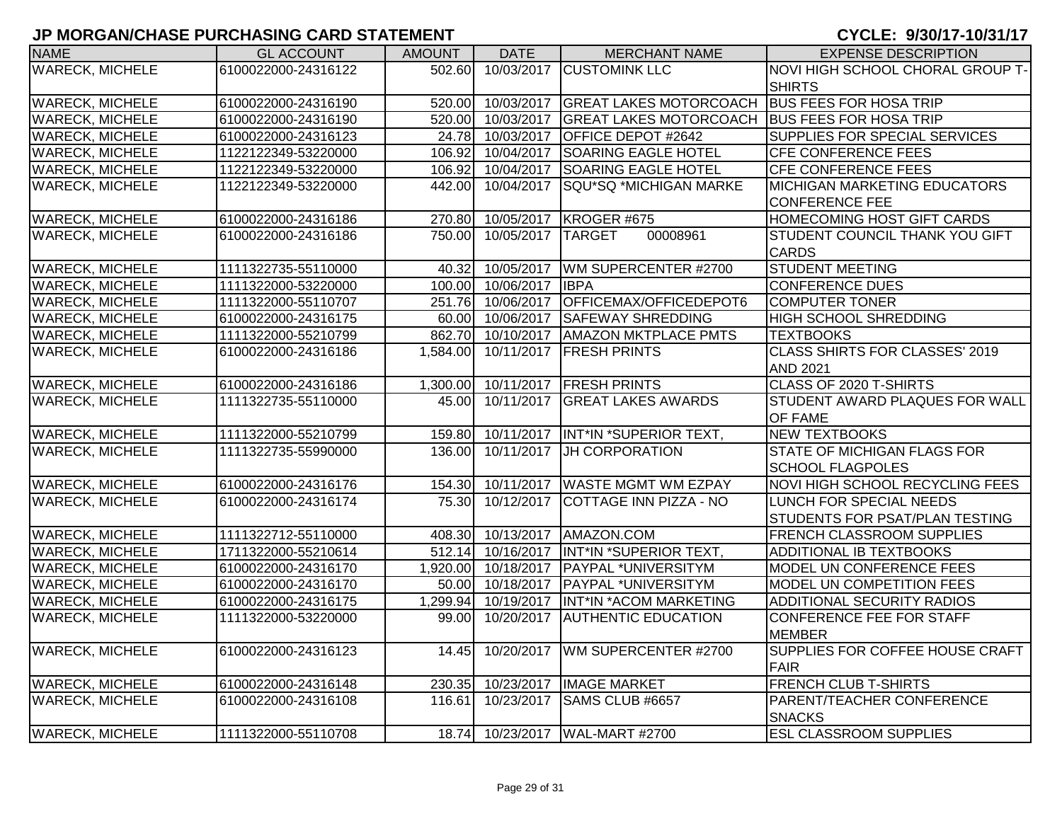# JP MORGAN/CHASE PURCHASING CARD STATEMENT

**CYCLE: 9/30/17-10/31/17**

| NAME | GL ACCOUNT | AMOUNT | DATE | MERCHANT NAME | EXPENSE DESCRIPTION |
|---|---|---|---|---|---|
| WARECK, MICHELE | 6100022000-24316122 | 502.60 | 10/03/2017 | CUSTOMINK LLC | NOVI HIGH SCHOOL CHORAL GROUP T-SHIRTS |
| WARECK, MICHELE | 6100022000-24316190 | 520.00 | 10/03/2017 | GREAT LAKES MOTORCOACH | BUS FEES FOR HOSA TRIP |
| WARECK, MICHELE | 6100022000-24316190 | 520.00 | 10/03/2017 | GREAT LAKES MOTORCOACH | BUS FEES FOR HOSA TRIP |
| WARECK, MICHELE | 6100022000-24316123 | 24.78 | 10/03/2017 | OFFICE DEPOT #2642 | SUPPLIES FOR SPECIAL SERVICES |
| WARECK, MICHELE | 1122122349-53220000 | 106.92 | 10/04/2017 | SOARING EAGLE HOTEL | CFE CONFERENCE FEES |
| WARECK, MICHELE | 1122122349-53220000 | 106.92 | 10/04/2017 | SOARING EAGLE HOTEL | CFE CONFERENCE FEES |
| WARECK, MICHELE | 1122122349-53220000 | 442.00 | 10/04/2017 | SQU*SQ *MICHIGAN MARKE | MICHIGAN MARKETING EDUCATORS CONFERENCE FEE |
| WARECK, MICHELE | 6100022000-24316186 | 270.80 | 10/05/2017 | KROGER #675 | HOMECOMING HOST GIFT CARDS |
| WARECK, MICHELE | 6100022000-24316186 | 750.00 | 10/05/2017 | TARGET 00008961 | STUDENT COUNCIL THANK YOU GIFT CARDS |
| WARECK, MICHELE | 1111322735-55110000 | 40.32 | 10/05/2017 | WM SUPERCENTER #2700 | STUDENT MEETING |
| WARECK, MICHELE | 1111322000-53220000 | 100.00 | 10/06/2017 | IBPA | CONFERENCE DUES |
| WARECK, MICHELE | 1111322000-55110707 | 251.76 | 10/06/2017 | OFFICEMAX/OFFICEDEPOT6 | COMPUTER TONER |
| WARECK, MICHELE | 6100022000-24316175 | 60.00 | 10/06/2017 | SAFEWAY SHREDDING | HIGH SCHOOL SHREDDING |
| WARECK, MICHELE | 1111322000-55210799 | 862.70 | 10/10/2017 | AMAZON MKTPLACE PMTS | TEXTBOOKS |
| WARECK, MICHELE | 6100022000-24316186 | 1,584.00 | 10/11/2017 | FRESH PRINTS | CLASS SHIRTS FOR CLASSES' 2019 AND 2021 |
| WARECK, MICHELE | 6100022000-24316186 | 1,300.00 | 10/11/2017 | FRESH PRINTS | CLASS OF 2020 T-SHIRTS |
| WARECK, MICHELE | 1111322735-55110000 | 45.00 | 10/11/2017 | GREAT LAKES AWARDS | STUDENT AWARD PLAQUES FOR WALL OF FAME |
| WARECK, MICHELE | 1111322000-55210799 | 159.80 | 10/11/2017 | INT*IN *SUPERIOR TEXT, | NEW TEXTBOOKS |
| WARECK, MICHELE | 1111322735-55990000 | 136.00 | 10/11/2017 | JH CORPORATION | STATE OF MICHIGAN FLAGS FOR SCHOOL FLAGPOLES |
| WARECK, MICHELE | 6100022000-24316176 | 154.30 | 10/11/2017 | WASTE MGMT WM EZPAY | NOVI HIGH SCHOOL RECYCLING FEES |
| WARECK, MICHELE | 6100022000-24316174 | 75.30 | 10/12/2017 | COTTAGE INN PIZZA - NO | LUNCH FOR SPECIAL NEEDS STUDENTS FOR PSAT/PLAN TESTING |
| WARECK, MICHELE | 1111322712-55110000 | 408.30 | 10/13/2017 | AMAZON.COM | FRENCH CLASSROOM SUPPLIES |
| WARECK, MICHELE | 1711322000-55210614 | 512.14 | 10/16/2017 | INT*IN *SUPERIOR TEXT, | ADDITIONAL IB TEXTBOOKS |
| WARECK, MICHELE | 6100022000-24316170 | 1,920.00 | 10/18/2017 | PAYPAL *UNIVERSITYM | MODEL UN CONFERENCE FEES |
| WARECK, MICHELE | 6100022000-24316170 | 50.00 | 10/18/2017 | PAYPAL *UNIVERSITYM | MODEL UN COMPETITION FEES |
| WARECK, MICHELE | 6100022000-24316175 | 1,299.94 | 10/19/2017 | INT*IN *ACOM MARKETING | ADDITIONAL SECURITY RADIOS |
| WARECK, MICHELE | 1111322000-53220000 | 99.00 | 10/20/2017 | AUTHENTIC EDUCATION | CONFERENCE FEE FOR STAFF MEMBER |
| WARECK, MICHELE | 6100022000-24316123 | 14.45 | 10/20/2017 | WM SUPERCENTER #2700 | SUPPLIES FOR COFFEE HOUSE CRAFT FAIR |
| WARECK, MICHELE | 6100022000-24316148 | 230.35 | 10/23/2017 | IMAGE MARKET | FRENCH CLUB T-SHIRTS |
| WARECK, MICHELE | 6100022000-24316108 | 116.61 | 10/23/2017 | SAMS CLUB #6657 | PARENT/TEACHER CONFERENCE SNACKS |
| WARECK, MICHELE | 1111322000-55110708 | 18.74 | 10/23/2017 | WAL-MART #2700 | ESL CLASSROOM SUPPLIES |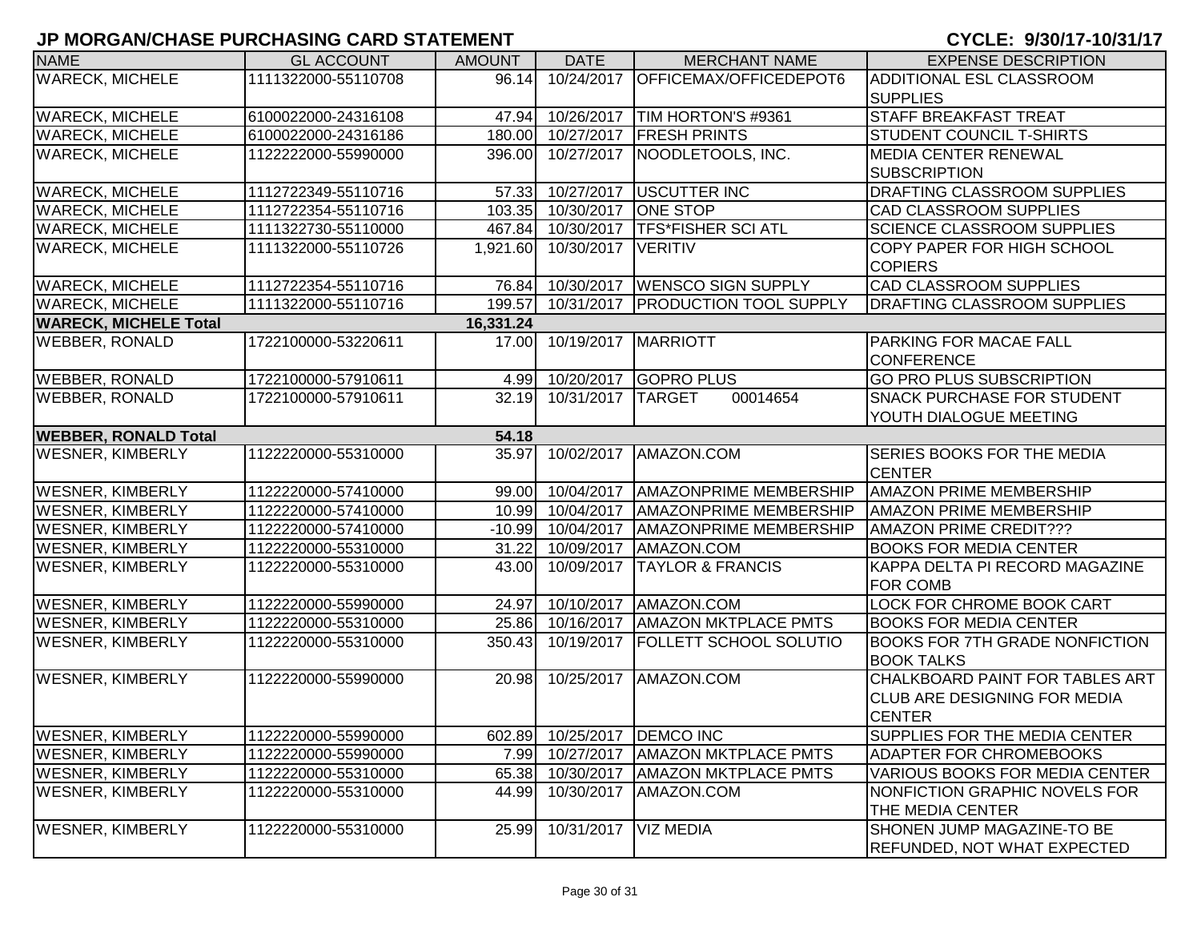# JP MORGAN/CHASE PURCHASING CARD STATEMENT

**CYCLE: 9/30/17-10/31/17**

| NAME | GL ACCOUNT | AMOUNT | DATE | MERCHANT NAME | EXPENSE DESCRIPTION |
|---|---|---|---|---|---|
| WARECK, MICHELE | 1111322000-55110708 | 96.14 | 10/24/2017 | OFFICEMAX/OFFICEDEPOT6 | ADDITIONAL ESL CLASSROOM SUPPLIES |
| WARECK, MICHELE | 6100022000-24316108 | 47.94 | 10/26/2017 | TIM HORTON'S #9361 | STAFF BREAKFAST TREAT |
| WARECK, MICHELE | 6100022000-24316186 | 180.00 | 10/27/2017 | FRESH PRINTS | STUDENT COUNCIL T-SHIRTS |
| WARECK, MICHELE | 1122222000-55990000 | 396.00 | 10/27/2017 | NOODLETOOLS, INC. | MEDIA CENTER RENEWAL SUBSCRIPTION |
| WARECK, MICHELE | 1112722349-55110716 | 57.33 | 10/27/2017 | USCUTTER INC | DRAFTING CLASSROOM SUPPLIES |
| WARECK, MICHELE | 1112722354-55110716 | 103.35 | 10/30/2017 | ONE STOP | CAD CLASSROOM SUPPLIES |
| WARECK, MICHELE | 1111322730-55110000 | 467.84 | 10/30/2017 | TFS*FISHER SCI ATL | SCIENCE CLASSROOM SUPPLIES |
| WARECK, MICHELE | 1111322000-55110726 | 1,921.60 | 10/30/2017 | VERITIV | COPY PAPER FOR HIGH SCHOOL COPIERS |
| WARECK, MICHELE | 1112722354-55110716 | 76.84 | 10/30/2017 | WENSCO SIGN SUPPLY | CAD CLASSROOM SUPPLIES |
| WARECK, MICHELE | 1111322000-55110716 | 199.57 | 10/31/2017 | PRODUCTION TOOL SUPPLY | DRAFTING CLASSROOM SUPPLIES |
| **WARECK, MICHELE Total** | | **16,331.24** | | | |
| WEBBER, RONALD | 1722100000-53220611 | 17.00 | 10/19/2017 | MARRIOTT | PARKING FOR MACAE FALL CONFERENCE |
| WEBBER, RONALD | 1722100000-57910611 | 4.99 | 10/20/2017 | GOPRO PLUS | GO PRO PLUS SUBSCRIPTION |
| WEBBER, RONALD | 1722100000-57910611 | 32.19 | 10/31/2017 | TARGET 00014654 | SNACK PURCHASE FOR STUDENT YOUTH DIALOGUE MEETING |
| **WEBBER, RONALD Total** | | **54.18** | | | |
| WESNER, KIMBERLY | 1122220000-55310000 | 35.97 | 10/02/2017 | AMAZON.COM | SERIES BOOKS FOR THE MEDIA CENTER |
| WESNER, KIMBERLY | 1122220000-57410000 | 99.00 | 10/04/2017 | AMAZONPRIME MEMBERSHIP | AMAZON PRIME MEMBERSHIP |
| WESNER, KIMBERLY | 1122220000-57410000 | 10.99 | 10/04/2017 | AMAZONPRIME MEMBERSHIP | AMAZON PRIME MEMBERSHIP |
| WESNER, KIMBERLY | 1122220000-57410000 | -10.99 | 10/04/2017 | AMAZONPRIME MEMBERSHIP | AMAZON PRIME CREDIT??? |
| WESNER, KIMBERLY | 1122220000-55310000 | 31.22 | 10/09/2017 | AMAZON.COM | BOOKS FOR MEDIA CENTER |
| WESNER, KIMBERLY | 1122220000-55310000 | 43.00 | 10/09/2017 | TAYLOR & FRANCIS | KAPPA DELTA PI RECORD MAGAZINE FOR COMB |
| WESNER, KIMBERLY | 1122220000-55990000 | 24.97 | 10/10/2017 | AMAZON.COM | LOCK FOR CHROME BOOK CART |
| WESNER, KIMBERLY | 1122220000-55310000 | 25.86 | 10/16/2017 | AMAZON MKTPLACE PMTS | BOOKS FOR MEDIA CENTER |
| WESNER, KIMBERLY | 1122220000-55310000 | 350.43 | 10/19/2017 | FOLLETT SCHOOL SOLUTIO | BOOKS FOR 7TH GRADE NONFICTION BOOK TALKS |
| WESNER, KIMBERLY | 1122220000-55990000 | 20.98 | 10/25/2017 | AMAZON.COM | CHALKBOARD PAINT FOR TABLES ART CLUB ARE DESIGNING FOR MEDIA CENTER |
| WESNER, KIMBERLY | 1122220000-55990000 | 602.89 | 10/25/2017 | DEMCO INC | SUPPLIES FOR THE MEDIA CENTER |
| WESNER, KIMBERLY | 1122220000-55990000 | 7.99 | 10/27/2017 | AMAZON MKTPLACE PMTS | ADAPTER FOR CHROMEBOOKS |
| WESNER, KIMBERLY | 1122220000-55310000 | 65.38 | 10/30/2017 | AMAZON MKTPLACE PMTS | VARIOUS BOOKS FOR MEDIA CENTER |
| WESNER, KIMBERLY | 1122220000-55310000 | 44.99 | 10/30/2017 | AMAZON.COM | NONFICTION GRAPHIC NOVELS FOR THE MEDIA CENTER |
| WESNER, KIMBERLY | 1122220000-55310000 | 25.99 | 10/31/2017 | VIZ MEDIA | SHONEN JUMP MAGAZINE-TO BE REFUNDED, NOT WHAT EXPECTED |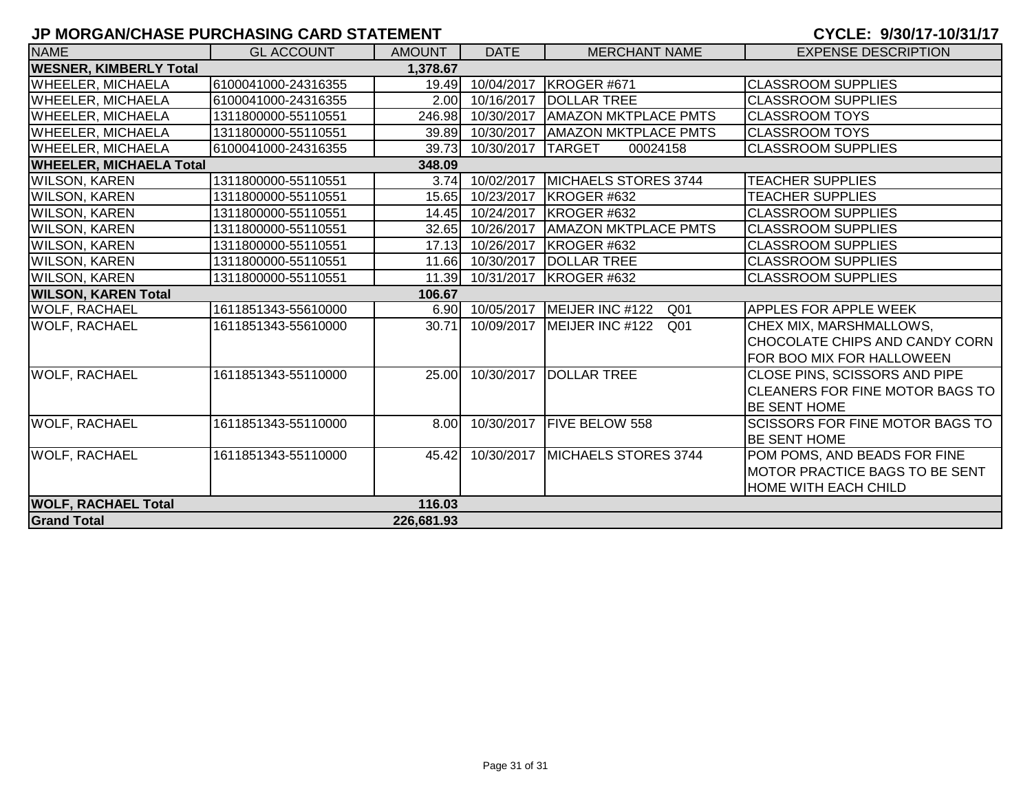## JP MORGAN/CHASE PURCHASING CARD STATEMENT

**CYCLE: 9/30/17-10/31/17**

| NAME | GL ACCOUNT | AMOUNT | DATE | MERCHANT NAME | EXPENSE DESCRIPTION |
|---|---|---|---|---|---|
| **WESNER, KIMBERLY Total** | | **1,378.67** | | | |
| WHEELER, MICHAELA | 6100041000-24316355 | 19.49 | 10/04/2017 | KROGER #671 | CLASSROOM SUPPLIES |
| WHEELER, MICHAELA | 6100041000-24316355 | 2.00 | 10/16/2017 | DOLLAR TREE | CLASSROOM SUPPLIES |
| WHEELER, MICHAELA | 1311800000-55110551 | 246.98 | 10/30/2017 | AMAZON MKTPLACE PMTS | CLASSROOM TOYS |
| WHEELER, MICHAELA | 1311800000-55110551 | 39.89 | 10/30/2017 | AMAZON MKTPLACE PMTS | CLASSROOM TOYS |
| WHEELER, MICHAELA | 6100041000-24316355 | 39.73 | 10/30/2017 | TARGET 00024158 | CLASSROOM SUPPLIES |
| **WHEELER, MICHAELA Total** | | **348.09** | | | |
| WILSON, KAREN | 1311800000-55110551 | 3.74 | 10/02/2017 | MICHAELS STORES 3744 | TEACHER SUPPLIES |
| WILSON, KAREN | 1311800000-55110551 | 15.65 | 10/23/2017 | KROGER #632 | TEACHER SUPPLIES |
| WILSON, KAREN | 1311800000-55110551 | 14.45 | 10/24/2017 | KROGER #632 | CLASSROOM SUPPLIES |
| WILSON, KAREN | 1311800000-55110551 | 32.65 | 10/26/2017 | AMAZON MKTPLACE PMTS | CLASSROOM SUPPLIES |
| WILSON, KAREN | 1311800000-55110551 | 17.13 | 10/26/2017 | KROGER #632 | CLASSROOM SUPPLIES |
| WILSON, KAREN | 1311800000-55110551 | 11.66 | 10/30/2017 | DOLLAR TREE | CLASSROOM SUPPLIES |
| WILSON, KAREN | 1311800000-55110551 | 11.39 | 10/31/2017 | KROGER #632 | CLASSROOM SUPPLIES |
| **WILSON, KAREN Total** | | **106.67** | | | |
| WOLF, RACHAEL | 1611851343-55610000 | 6.90 | 10/05/2017 | MEIJER INC #122 Q01 | APPLES FOR APPLE WEEK |
| WOLF, RACHAEL | 1611851343-55610000 | 30.71 | 10/09/2017 | MEIJER INC #122 Q01 | CHEX MIX, MARSHMALLOWS, CHOCOLATE CHIPS AND CANDY CORN FOR BOO MIX FOR HALLOWEEN |
| WOLF, RACHAEL | 1611851343-55110000 | 25.00 | 10/30/2017 | DOLLAR TREE | CLOSE PINS, SCISSORS AND PIPE CLEANERS FOR FINE MOTOR BAGS TO BE SENT HOME |
| WOLF, RACHAEL | 1611851343-55110000 | 8.00 | 10/30/2017 | FIVE BELOW 558 | SCISSORS FOR FINE MOTOR BAGS TO BE SENT HOME |
| WOLF, RACHAEL | 1611851343-55110000 | 45.42 | 10/30/2017 | MICHAELS STORES 3744 | POM POMS, AND BEADS FOR FINE MOTOR PRACTICE BAGS TO BE SENT HOME WITH EACH CHILD |
| **WOLF, RACHAEL Total** | | **116.03** | | | |
| **Grand Total** | | **226,681.93** | | | |